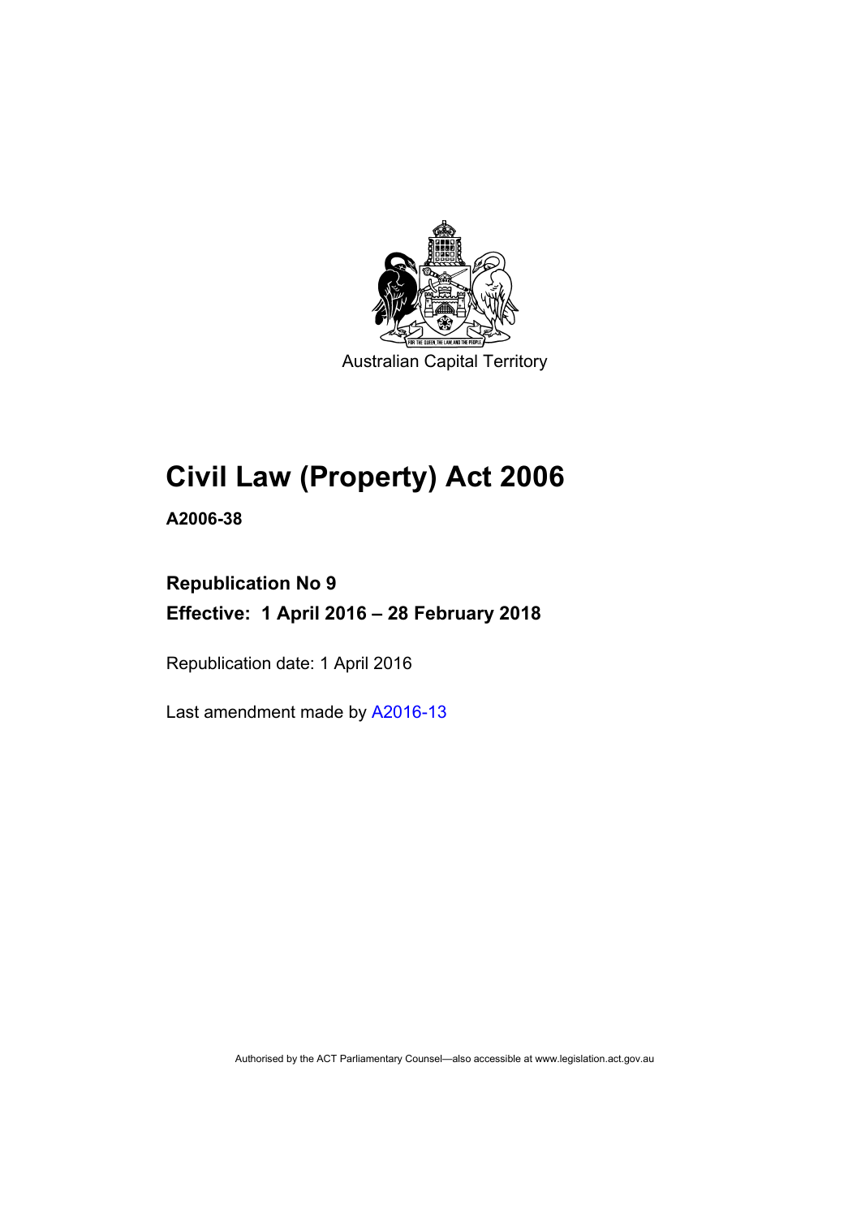Australian Capital Territory

# Civil Law (Property) Act 2006

**A2006-38**

## Republication No 9

## Effective: 1 April 2016 – 28 February 2018

Republication date: 1 April 2016

Last amendment made by A2016-13

Authorised by the ACT Parliamentary Counsel—also accessible at www.legislation.act.gov.au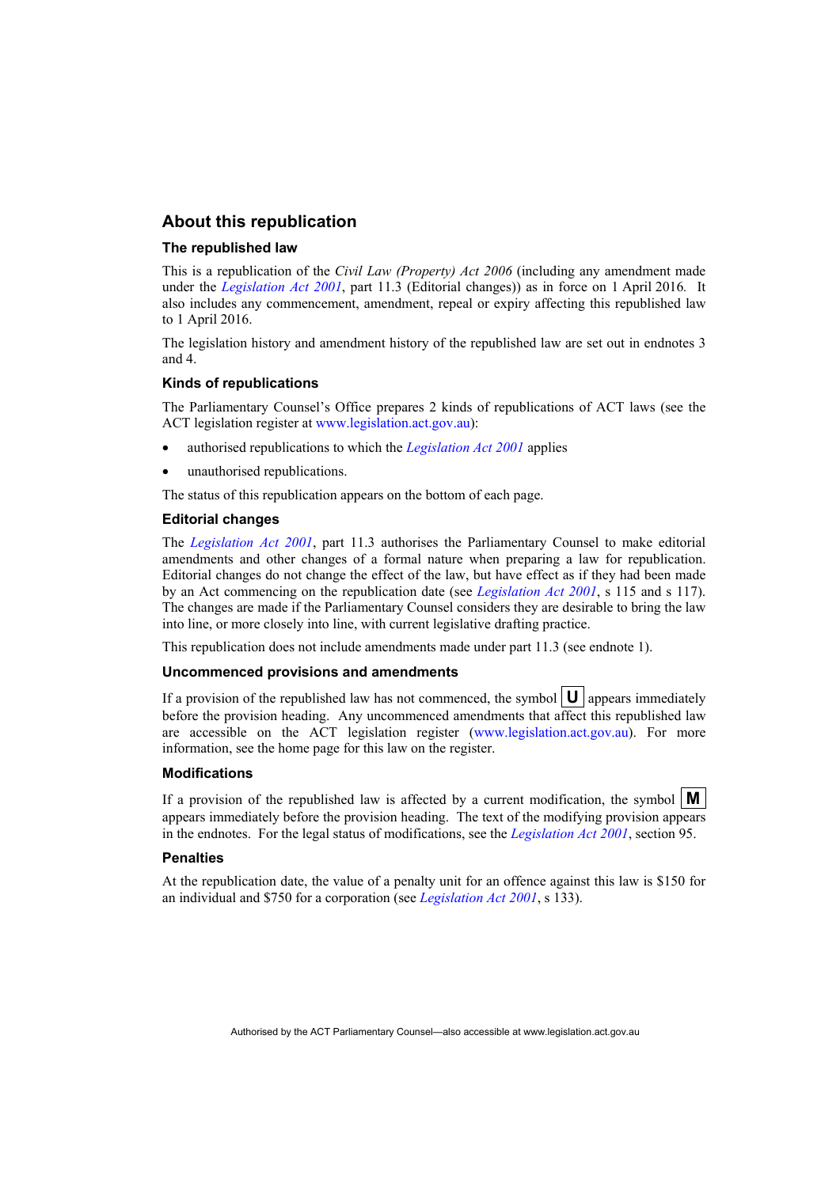## About this republication

### The republished law

This is a republication of the *Civil Law (Property) Act 2006* (including any amendment made under the *Legislation Act 2001*, part 11.3 (Editorial changes)) as in force on 1 April 2016*.* It also includes any commencement, amendment, repeal or expiry affecting this republished law to 1 April 2016.

The legislation history and amendment history of the republished law are set out in endnotes 3 and 4.

### Kinds of republications

The Parliamentary Counsel's Office prepares 2 kinds of republications of ACT laws (see the ACT legislation register at www.legislation.act.gov.au):

- authorised republications to which the *Legislation Act 2001* applies
- unauthorised republications.

The status of this republication appears on the bottom of each page.

### Editorial changes

The *Legislation Act 2001*, part 11.3 authorises the Parliamentary Counsel to make editorial amendments and other changes of a formal nature when preparing a law for republication. Editorial changes do not change the effect of the law, but have effect as if they had been made by an Act commencing on the republication date (see *Legislation Act 2001*, s 115 and s 117). The changes are made if the Parliamentary Counsel considers they are desirable to bring the law into line, or more closely into line, with current legislative drafting practice.

This republication does not include amendments made under part 11.3 (see endnote 1).

### Uncommenced provisions and amendments

If a provision of the republished law has not commenced, the symbol **U** appears immediately before the provision heading. Any uncommenced amendments that affect this republished law are accessible on the ACT legislation register (www.legislation.act.gov.au). For more information, see the home page for this law on the register.

### Modifications

If a provision of the republished law is affected by a current modification, the symbol **M** appears immediately before the provision heading. The text of the modifying provision appears in the endnotes. For the legal status of modifications, see the *Legislation Act 2001*, section 95.

### Penalties

At the republication date, the value of a penalty unit for an offence against this law is $150 for an individual and $750 for a corporation (see *Legislation Act 2001*, s 133).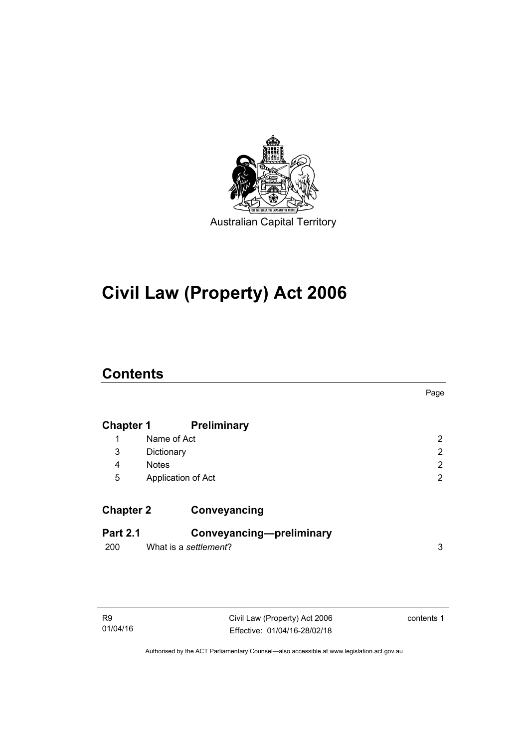Australian Capital Territory

# Civil Law (Property) Act 2006

## Contents

| | | Page |
|---|---|---|
| **Chapter 1** | **Preliminary** | |
| 1 | Name of Act | 2 |
| 3 | Dictionary | 2 |
| 4 | Notes | 2 |
| 5 | Application of Act | 2 |
| **Chapter 2** | **Conveyancing** | |
| **Part 2.1** | **Conveyancing—preliminary** | |
| 200 | What is a *settlement*? | 3 |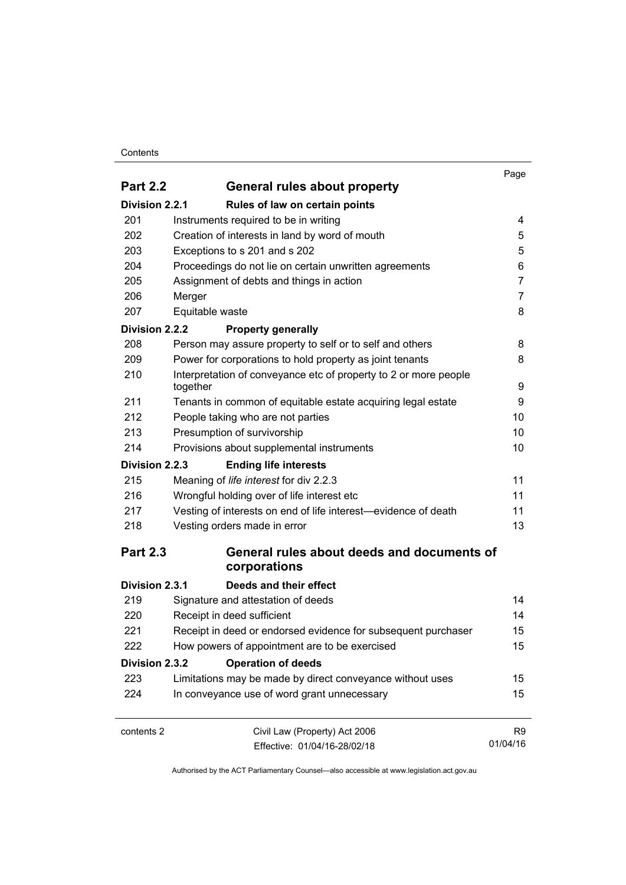| | | Page |
|---|---|---|
| **Part 2.2** | **General rules about property** | |
| **Division 2.2.1** | **Rules of law on certain points** | |
| 201 | Instruments required to be in writing | 4 |
| 202 | Creation of interests in land by word of mouth | 5 |
| 203 | Exceptions to s 201 and s 202 | 5 |
| 204 | Proceedings do not lie on certain unwritten agreements | 6 |
| 205 | Assignment of debts and things in action | 7 |
| 206 | Merger | 7 |
| 207 | Equitable waste | 8 |
| **Division 2.2.2** | **Property generally** | |
| 208 | Person may assure property to self or to self and others | 8 |
| 209 | Power for corporations to hold property as joint tenants | 8 |
| 210 | Interpretation of conveyance etc of property to 2 or more people together | 9 |
| 211 | Tenants in common of equitable estate acquiring legal estate | 9 |
| 212 | People taking who are not parties | 10 |
| 213 | Presumption of survivorship | 10 |
| 214 | Provisions about supplemental instruments | 10 |
| **Division 2.2.3** | **Ending life interests** | |
| 215 | Meaning of *life interest* for div 2.2.3 | 11 |
| 216 | Wrongful holding over of life interest etc | 11 |
| 217 | Vesting of interests on end of life interest—evidence of death | 11 |
| 218 | Vesting orders made in error | 13 |
| **Part 2.3** | **General rules about deeds and documents of corporations** | |
| **Division 2.3.1** | **Deeds and their effect** | |
| 219 | Signature and attestation of deeds | 14 |
| 220 | Receipt in deed sufficient | 14 |
| 221 | Receipt in deed or endorsed evidence for subsequent purchaser | 15 |
| 222 | How powers of appointment are to be exercised | 15 |
| **Division 2.3.2** | **Operation of deeds** | |
| 223 | Limitations may be made by direct conveyance without uses | 15 |
| 224 | In conveyance use of word grant unnecessary | 15 |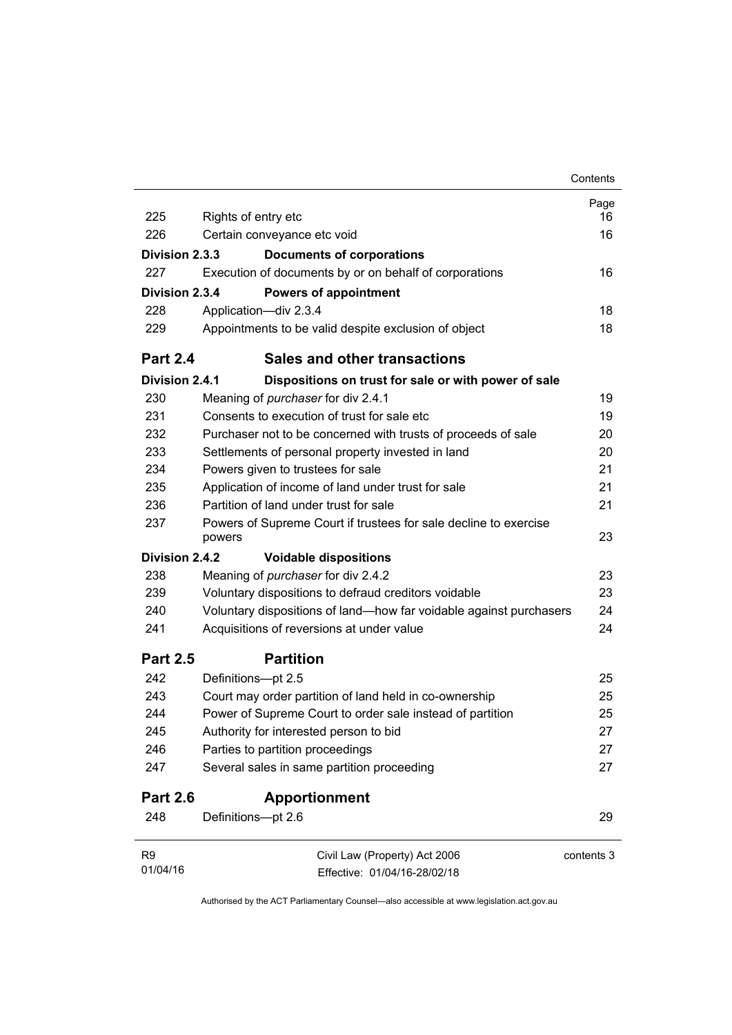| | | Page |
|---|---|---|
| 225 | Rights of entry etc | 16 |
| 226 | Certain conveyance etc void | 16 |
| **Division 2.3.3** | **Documents of corporations** | |
| 227 | Execution of documents by or on behalf of corporations | 16 |
| **Division 2.3.4** | **Powers of appointment** | |
| 228 | Application—div 2.3.4 | 18 |
| 229 | Appointments to be valid despite exclusion of object | 18 |
| **Part 2.4** | **Sales and other transactions** | |
| **Division 2.4.1** | **Dispositions on trust for sale or with power of sale** | |
| 230 | Meaning of *purchaser* for div 2.4.1 | 19 |
| 231 | Consents to execution of trust for sale etc | 19 |
| 232 | Purchaser not to be concerned with trusts of proceeds of sale | 20 |
| 233 | Settlements of personal property invested in land | 20 |
| 234 | Powers given to trustees for sale | 21 |
| 235 | Application of income of land under trust for sale | 21 |
| 236 | Partition of land under trust for sale | 21 |
| 237 | Powers of Supreme Court if trustees for sale decline to exercise powers | 23 |
| **Division 2.4.2** | **Voidable dispositions** | |
| 238 | Meaning of *purchaser* for div 2.4.2 | 23 |
| 239 | Voluntary dispositions to defraud creditors voidable | 23 |
| 240 | Voluntary dispositions of land—how far voidable against purchasers | 24 |
| 241 | Acquisitions of reversions at under value | 24 |
| **Part 2.5** | **Partition** | |
| 242 | Definitions—pt 2.5 | 25 |
| 243 | Court may order partition of land held in co-ownership | 25 |
| 244 | Power of Supreme Court to order sale instead of partition | 25 |
| 245 | Authority for interested person to bid | 27 |
| 246 | Parties to partition proceedings | 27 |
| 247 | Several sales in same partition proceeding | 27 |
| **Part 2.6** | **Apportionment** | |
| 248 | Definitions—pt 2.6 | 29 |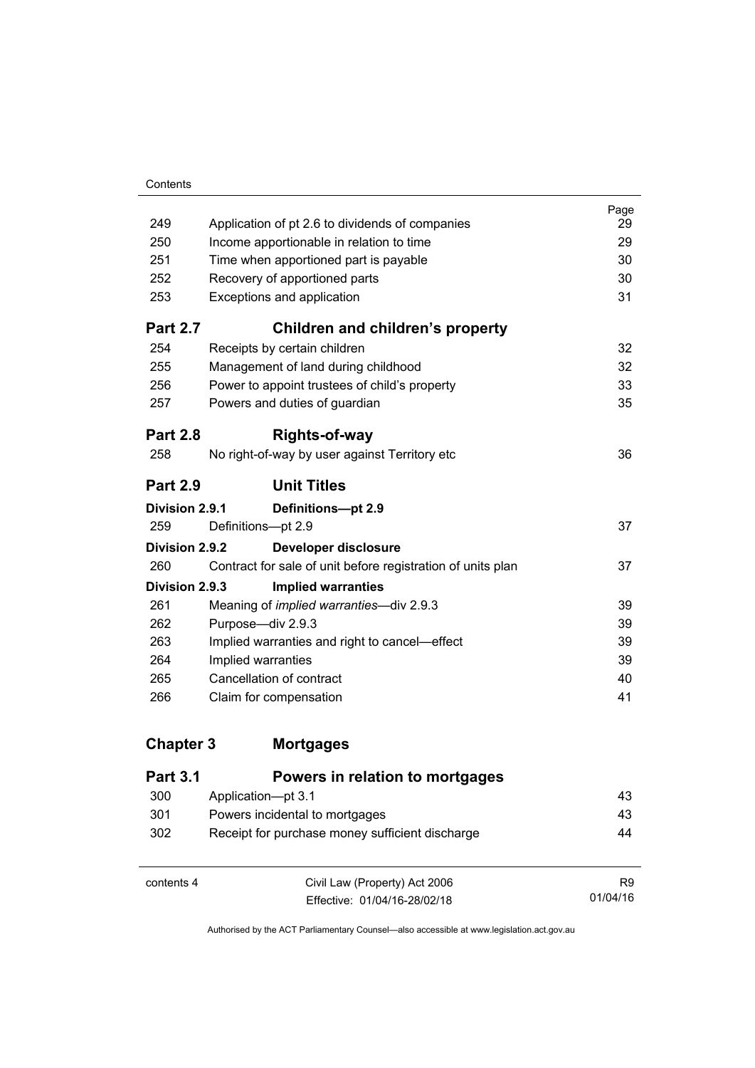| | | Page |
|---|---|---|
| 249 | Application of pt 2.6 to dividends of companies | 29 |
| 250 | Income apportionable in relation to time | 29 |
| 251 | Time when apportioned part is payable | 30 |
| 252 | Recovery of apportioned parts | 30 |
| 253 | Exceptions and application | 31 |

## Part 2.7 Children and children's property

| | | |
|---|---|---|
| 254 | Receipts by certain children | 32 |
| 255 | Management of land during childhood | 32 |
| 256 | Power to appoint trustees of child's property | 33 |
| 257 | Powers and duties of guardian | 35 |

## Part 2.8 Rights-of-way

| | | |
|---|---|---|
| 258 | No right-of-way by user against Territory etc | 36 |

## Part 2.9 Unit Titles

### Division 2.9.1 Definitions—pt 2.9

| | | |
|---|---|---|
| 259 | Definitions—pt 2.9 | 37 |

### Division 2.9.2 Developer disclosure

| | | |
|---|---|---|
| 260 | Contract for sale of unit before registration of units plan | 37 |

### Division 2.9.3 Implied warranties

| | | |
|---|---|---|
| 261 | Meaning of *implied warranties*—div 2.9.3 | 39 |
| 262 | Purpose—div 2.9.3 | 39 |
| 263 | Implied warranties and right to cancel—effect | 39 |
| 264 | Implied warranties | 39 |
| 265 | Cancellation of contract | 40 |
| 266 | Claim for compensation | 41 |

# Chapter 3 Mortgages

## Part 3.1 Powers in relation to mortgages

| | | |
|---|---|---|
| 300 | Application—pt 3.1 | 43 |
| 301 | Powers incidental to mortgages | 43 |
| 302 | Receipt for purchase money sufficient discharge | 44 |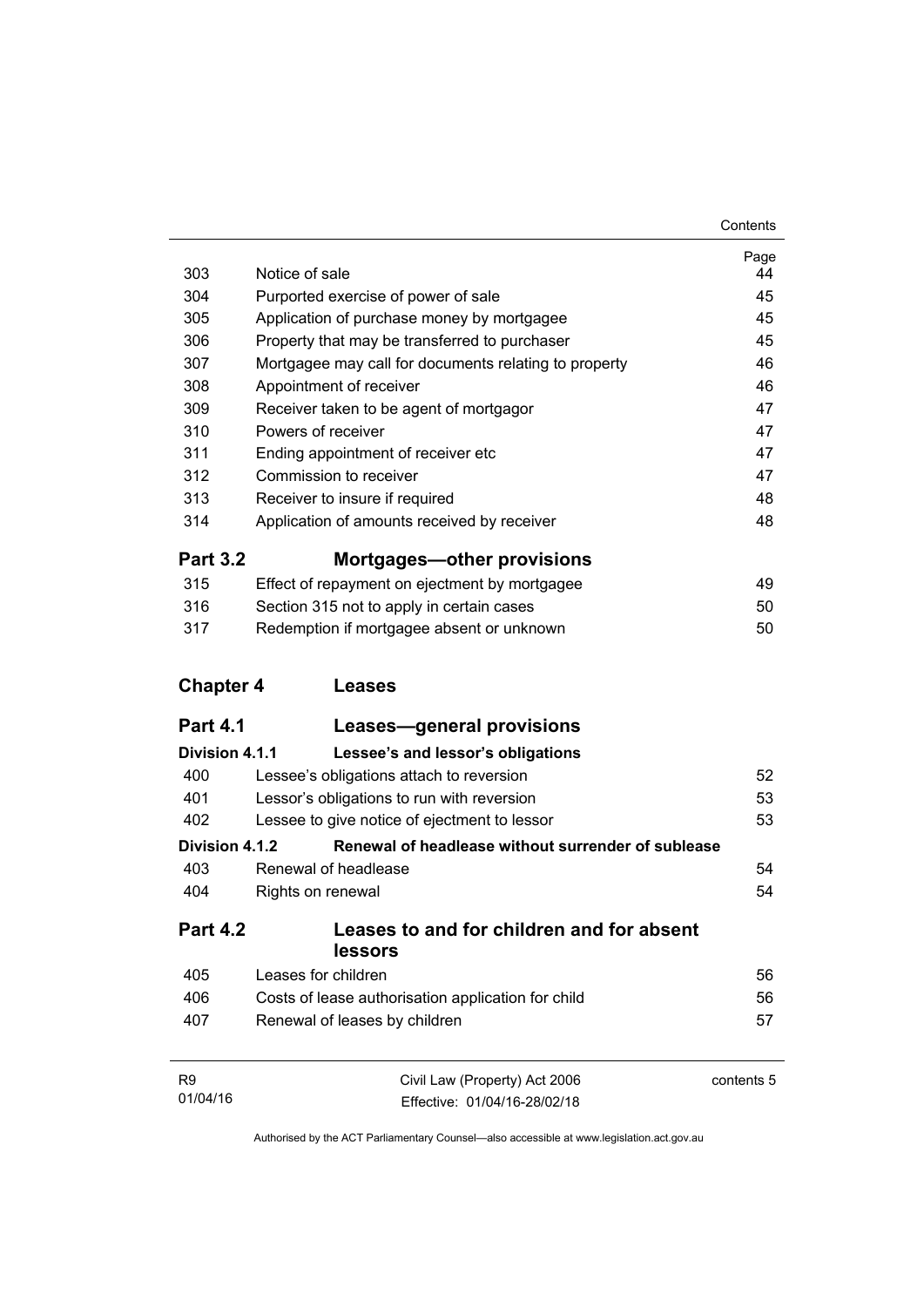| | | Page |
|---|---|---|
| 303 | Notice of sale | 44 |
| 304 | Purported exercise of power of sale | 45 |
| 305 | Application of purchase money by mortgagee | 45 |
| 306 | Property that may be transferred to purchaser | 45 |
| 307 | Mortgagee may call for documents relating to property | 46 |
| 308 | Appointment of receiver | 46 |
| 309 | Receiver taken to be agent of mortgagor | 47 |
| 310 | Powers of receiver | 47 |
| 311 | Ending appointment of receiver etc | 47 |
| 312 | Commission to receiver | 47 |
| 313 | Receiver to insure if required | 48 |
| 314 | Application of amounts received by receiver | 48 |

## Part 3.2 Mortgages—other provisions

| | | |
|---|---|---|
| 315 | Effect of repayment on ejectment by mortgagee | 49 |
| 316 | Section 315 not to apply in certain cases | 50 |
| 317 | Redemption if mortgagee absent or unknown | 50 |

# Chapter 4 Leases

## Part 4.1 Leases—general provisions

### Division 4.1.1 Lessee's and lessor's obligations

| | | |
|---|---|---|
| 400 | Lessee's obligations attach to reversion | 52 |
| 401 | Lessor's obligations to run with reversion | 53 |
| 402 | Lessee to give notice of ejectment to lessor | 53 |

### Division 4.1.2 Renewal of headlease without surrender of sublease

| | | |
|---|---|---|
| 403 | Renewal of headlease | 54 |
| 404 | Rights on renewal | 54 |

## Part 4.2 Leases to and for children and for absent lessors

| | | |
|---|---|---|
| 405 | Leases for children | 56 |
| 406 | Costs of lease authorisation application for child | 56 |
| 407 | Renewal of leases by children | 57 |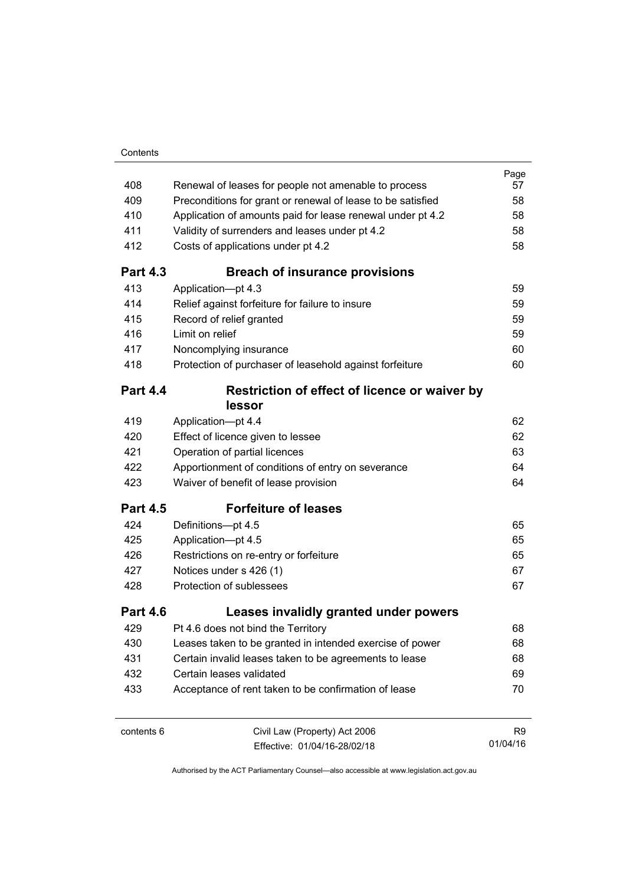| | | Page |
|---|---|---|
| 408 | Renewal of leases for people not amenable to process | 57 |
| 409 | Preconditions for grant or renewal of lease to be satisfied | 58 |
| 410 | Application of amounts paid for lease renewal under pt 4.2 | 58 |
| 411 | Validity of surrenders and leases under pt 4.2 | 58 |
| 412 | Costs of applications under pt 4.2 | 58 |

**Part 4.3 Breach of insurance provisions**

| | | |
|---|---|---|
| 413 | Application—pt 4.3 | 59 |
| 414 | Relief against forfeiture for failure to insure | 59 |
| 415 | Record of relief granted | 59 |
| 416 | Limit on relief | 59 |
| 417 | Noncomplying insurance | 60 |
| 418 | Protection of purchaser of leasehold against forfeiture | 60 |

**Part 4.4 Restriction of effect of licence or waiver by lessor**

| | | |
|---|---|---|
| 419 | Application—pt 4.4 | 62 |
| 420 | Effect of licence given to lessee | 62 |
| 421 | Operation of partial licences | 63 |
| 422 | Apportionment of conditions of entry on severance | 64 |
| 423 | Waiver of benefit of lease provision | 64 |

**Part 4.5 Forfeiture of leases**

| | | |
|---|---|---|
| 424 | Definitions—pt 4.5 | 65 |
| 425 | Application—pt 4.5 | 65 |
| 426 | Restrictions on re-entry or forfeiture | 65 |
| 427 | Notices under s 426 (1) | 67 |
| 428 | Protection of sublessees | 67 |

**Part 4.6 Leases invalidly granted under powers**

| | | |
|---|---|---|
| 429 | Pt 4.6 does not bind the Territory | 68 |
| 430 | Leases taken to be granted in intended exercise of power | 68 |
| 431 | Certain invalid leases taken to be agreements to lease | 68 |
| 432 | Certain leases validated | 69 |
| 433 | Acceptance of rent taken to be confirmation of lease | 70 |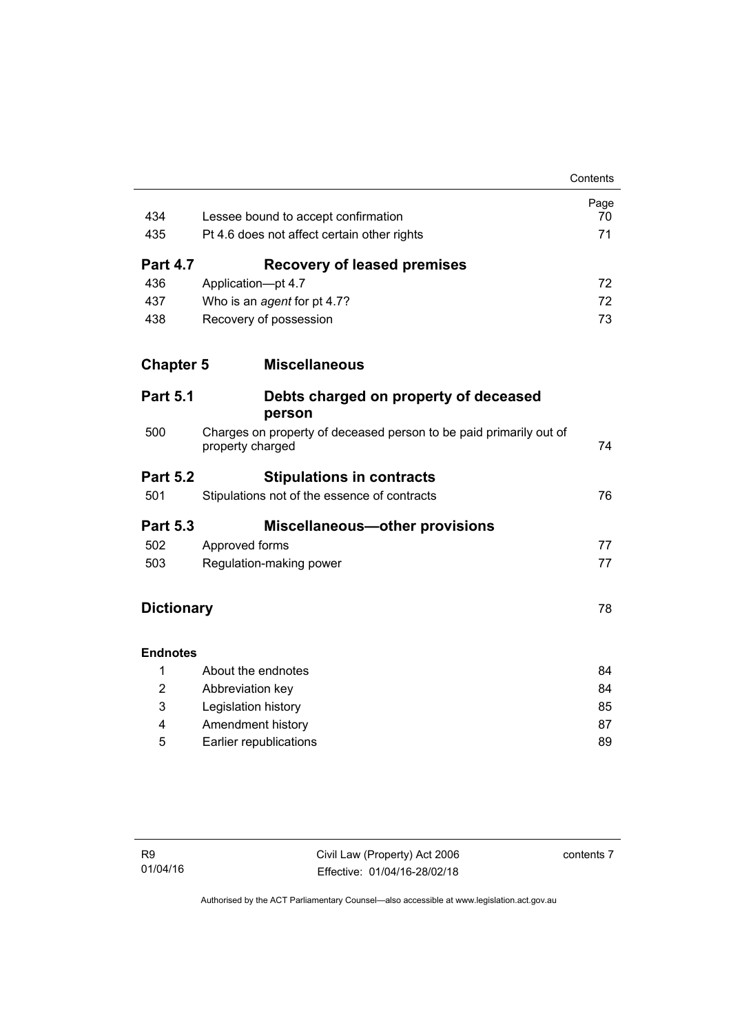| | | Page |
|---|---|---|
| 434 | Lessee bound to accept confirmation | 70 |
| 435 | Pt 4.6 does not affect certain other rights | 71 |

**Part 4.7 Recovery of leased premises**

| | | |
|---|---|---|
| 436 | Application—pt 4.7 | 72 |
| 437 | Who is an *agent* for pt 4.7? | 72 |
| 438 | Recovery of possession | 73 |

**Chapter 5 Miscellaneous**

**Part 5.1 Debts charged on property of deceased person**

| | | |
|---|---|---|
| 500 | Charges on property of deceased person to be paid primarily out of property charged | 74 |

**Part 5.2 Stipulations in contracts**

| | | |
|---|---|---|
| 501 | Stipulations not of the essence of contracts | 76 |

**Part 5.3 Miscellaneous—other provisions**

| | | |
|---|---|---|
| 502 | Approved forms | 77 |
| 503 | Regulation-making power | 77 |

**Dictionary** 78

**Endnotes**

| | | |
|---|---|---|
| 1 | About the endnotes | 84 |
| 2 | Abbreviation key | 84 |
| 3 | Legislation history | 85 |
| 4 | Amendment history | 87 |
| 5 | Earlier republications | 89 |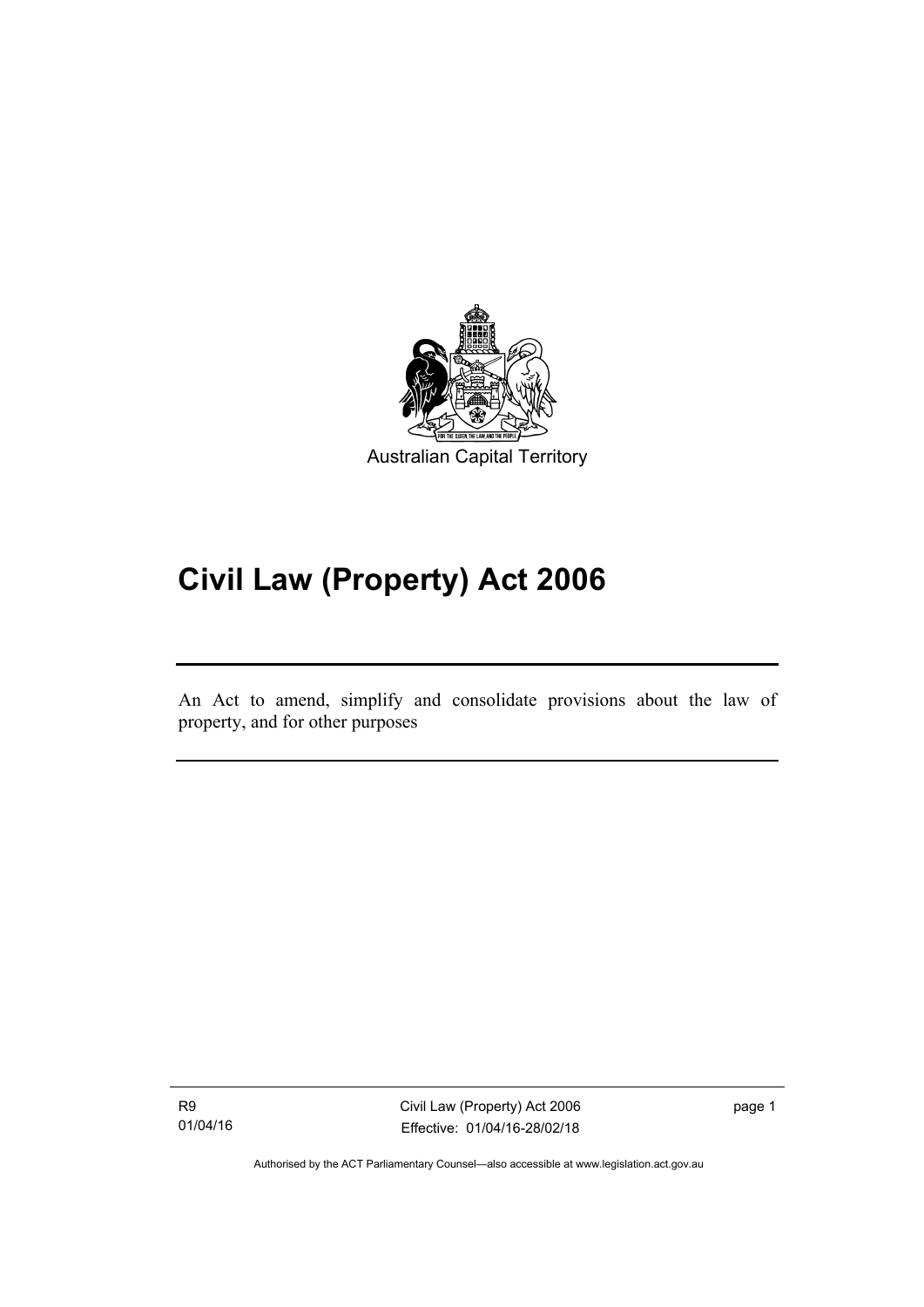Australian Capital Territory

# Civil Law (Property) Act 2006

An Act to amend, simplify and consolidate provisions about the law of property, and for other purposes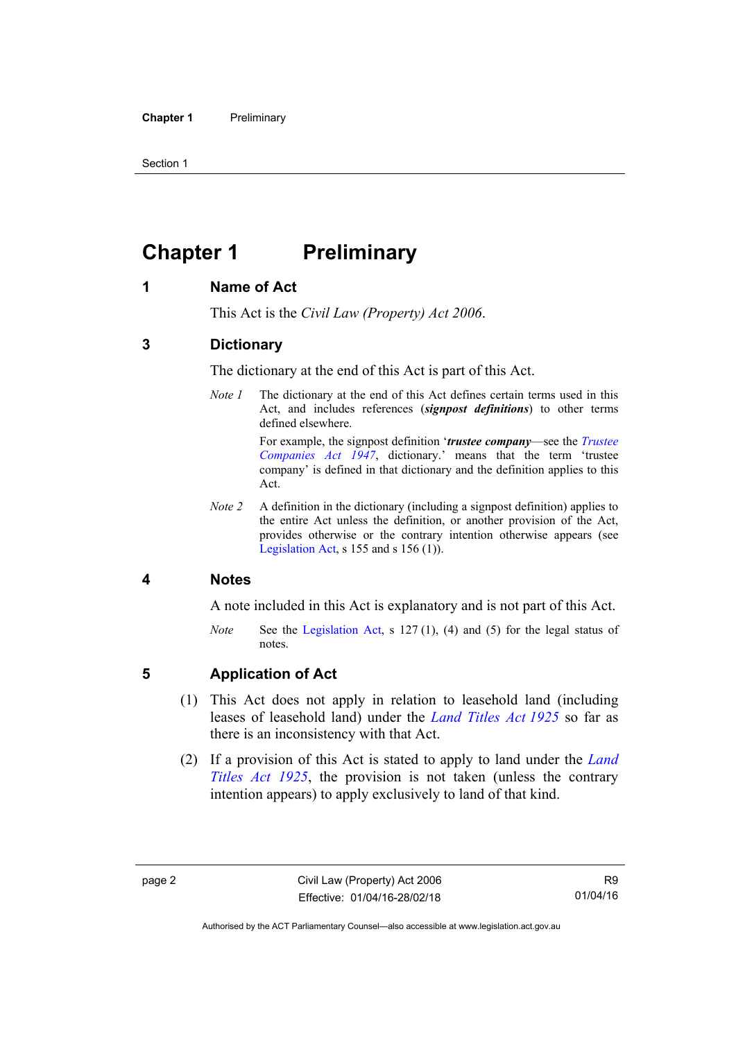# Chapter 1 Preliminary

## 1 Name of Act

This Act is the *Civil Law (Property) Act 2006*.

## 3 Dictionary

The dictionary at the end of this Act is part of this Act.

*Note 1* The dictionary at the end of this Act defines certain terms used in this Act, and includes references (***signpost definitions***) to other terms defined elsewhere.

For example, the signpost definition '***trustee company***—see the *Trustee Companies Act 1947*, dictionary.' means that the term 'trustee company' is defined in that dictionary and the definition applies to this Act.

*Note 2* A definition in the dictionary (including a signpost definition) applies to the entire Act unless the definition, or another provision of the Act, provides otherwise or the contrary intention otherwise appears (see Legislation Act, s 155 and s 156 (1)).

## 4 Notes

A note included in this Act is explanatory and is not part of this Act.

*Note* See the Legislation Act, s 127 (1), (4) and (5) for the legal status of notes.

## 5 Application of Act

(1) This Act does not apply in relation to leasehold land (including leases of leasehold land) under the *Land Titles Act 1925* so far as there is an inconsistency with that Act.

(2) If a provision of this Act is stated to apply to land under the *Land Titles Act 1925*, the provision is not taken (unless the contrary intention appears) to apply exclusively to land of that kind.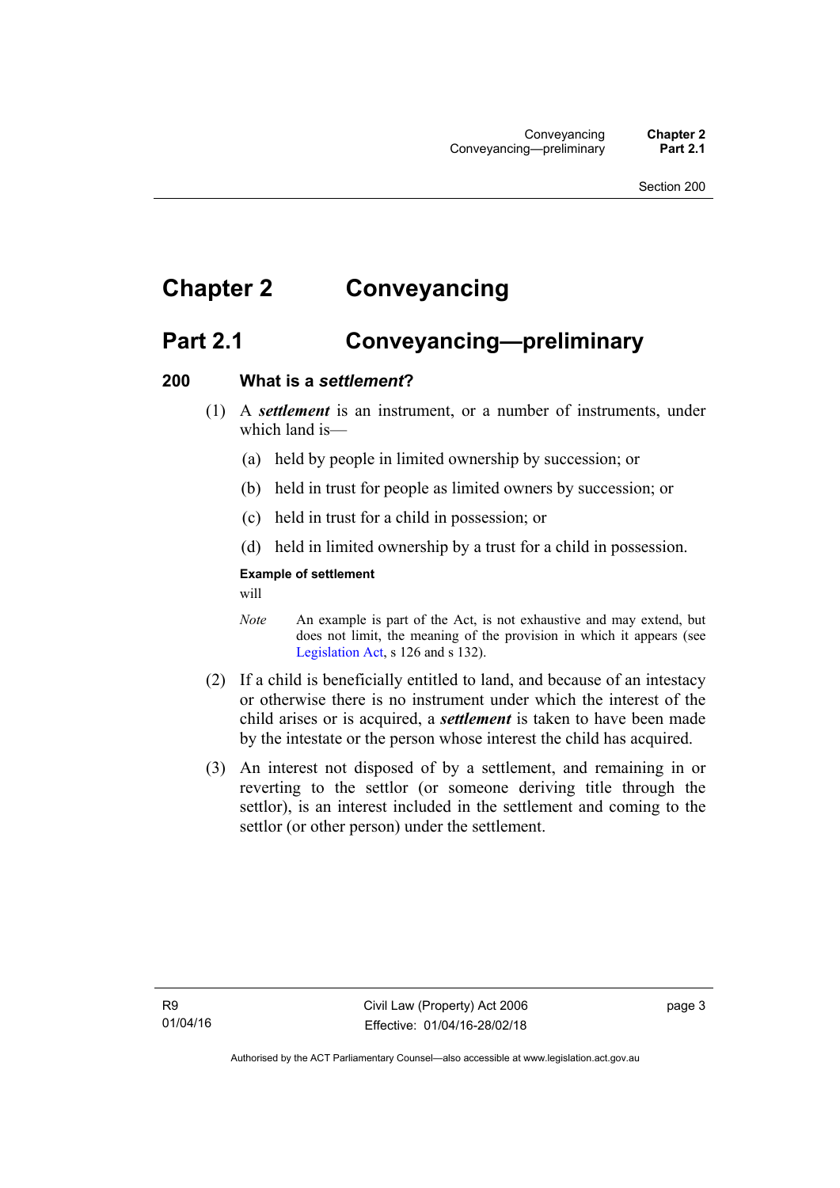# Chapter 2 Conveyancing

## Part 2.1 Conveyancing—preliminary

### 200 What is a *settlement*?

(1) A ***settlement*** is an instrument, or a number of instruments, under which land is—

(a) held by people in limited ownership by succession; or

(b) held in trust for people as limited owners by succession; or

(c) held in trust for a child in possession; or

(d) held in limited ownership by a trust for a child in possession.

**Example of settlement**

will

*Note* An example is part of the Act, is not exhaustive and may extend, but does not limit, the meaning of the provision in which it appears (see Legislation Act, s 126 and s 132).

(2) If a child is beneficially entitled to land, and because of an intestacy or otherwise there is no instrument under which the interest of the child arises or is acquired, a ***settlement*** is taken to have been made by the intestate or the person whose interest the child has acquired.

(3) An interest not disposed of by a settlement, and remaining in or reverting to the settlor (or someone deriving title through the settlor), is an interest included in the settlement and coming to the settlor (or other person) under the settlement.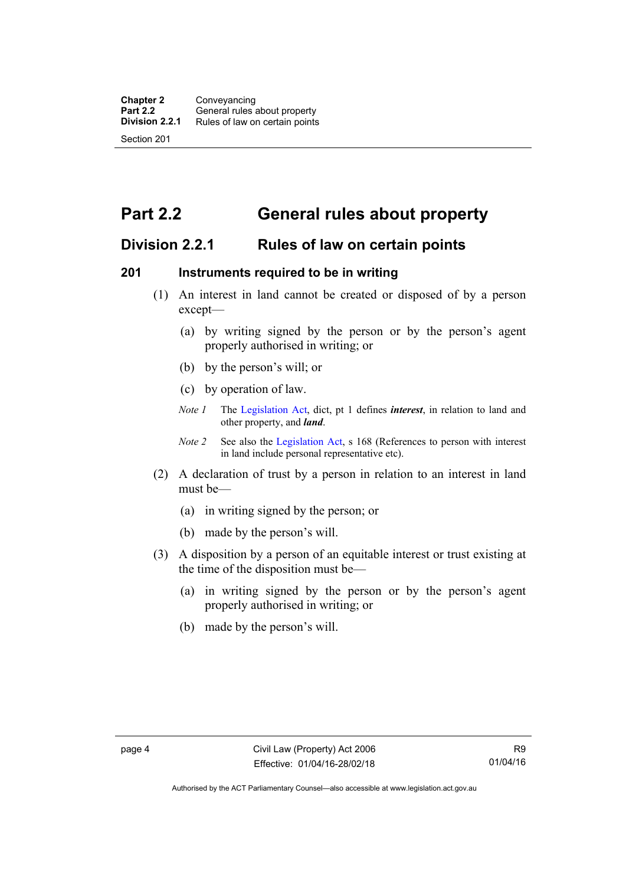# Part 2.2 General rules about property

## Division 2.2.1 Rules of law on certain points

### 201 Instruments required to be in writing

(1) An interest in land cannot be created or disposed of by a person except—

(a) by writing signed by the person or by the person's agent properly authorised in writing; or

(b) by the person's will; or

(c) by operation of law.

*Note 1* The Legislation Act, dict, pt 1 defines ***interest***, in relation to land and other property, and ***land***.

*Note 2* See also the Legislation Act, s 168 (References to person with interest in land include personal representative etc).

(2) A declaration of trust by a person in relation to an interest in land must be—

(a) in writing signed by the person; or

(b) made by the person's will.

(3) A disposition by a person of an equitable interest or trust existing at the time of the disposition must be—

(a) in writing signed by the person or by the person's agent properly authorised in writing; or

(b) made by the person's will.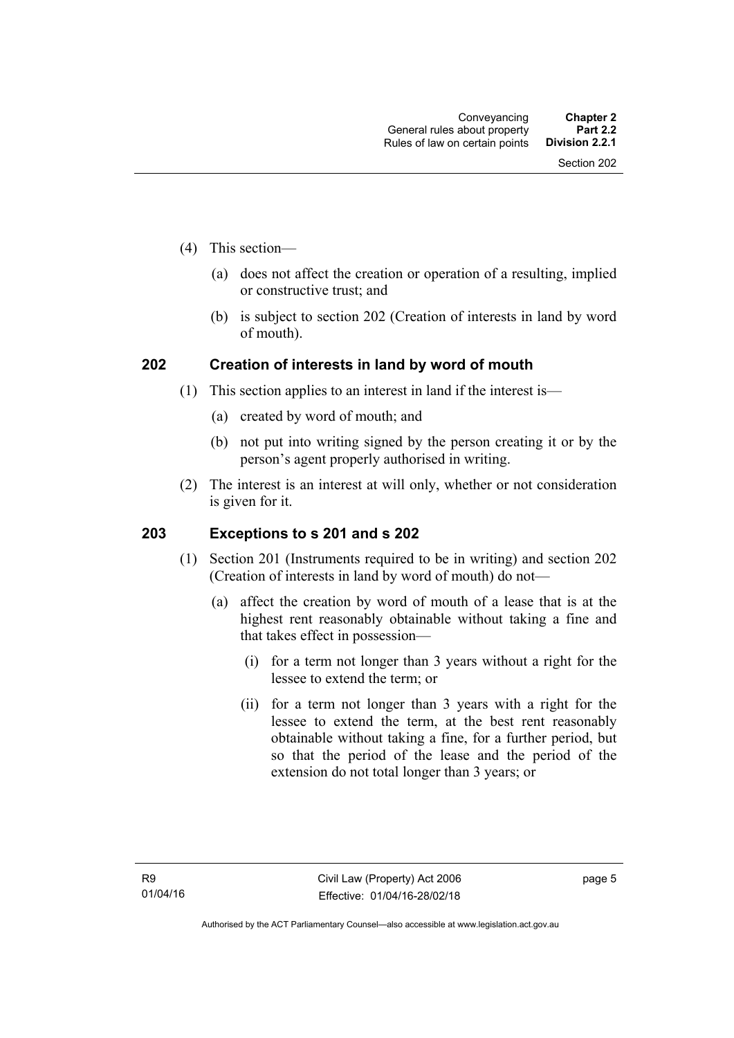(4) This section—

(a) does not affect the creation or operation of a resulting, implied or constructive trust; and

(b) is subject to section 202 (Creation of interests in land by word of mouth).

## 202 Creation of interests in land by word of mouth

(1) This section applies to an interest in land if the interest is—

(a) created by word of mouth; and

(b) not put into writing signed by the person creating it or by the person's agent properly authorised in writing.

(2) The interest is an interest at will only, whether or not consideration is given for it.

## 203 Exceptions to s 201 and s 202

(1) Section 201 (Instruments required to be in writing) and section 202 (Creation of interests in land by word of mouth) do not—

(a) affect the creation by word of mouth of a lease that is at the highest rent reasonably obtainable without taking a fine and that takes effect in possession—

(i) for a term not longer than 3 years without a right for the lessee to extend the term; or

(ii) for a term not longer than 3 years with a right for the lessee to extend the term, at the best rent reasonably obtainable without taking a fine, for a further period, but so that the period of the lease and the period of the extension do not total longer than 3 years; or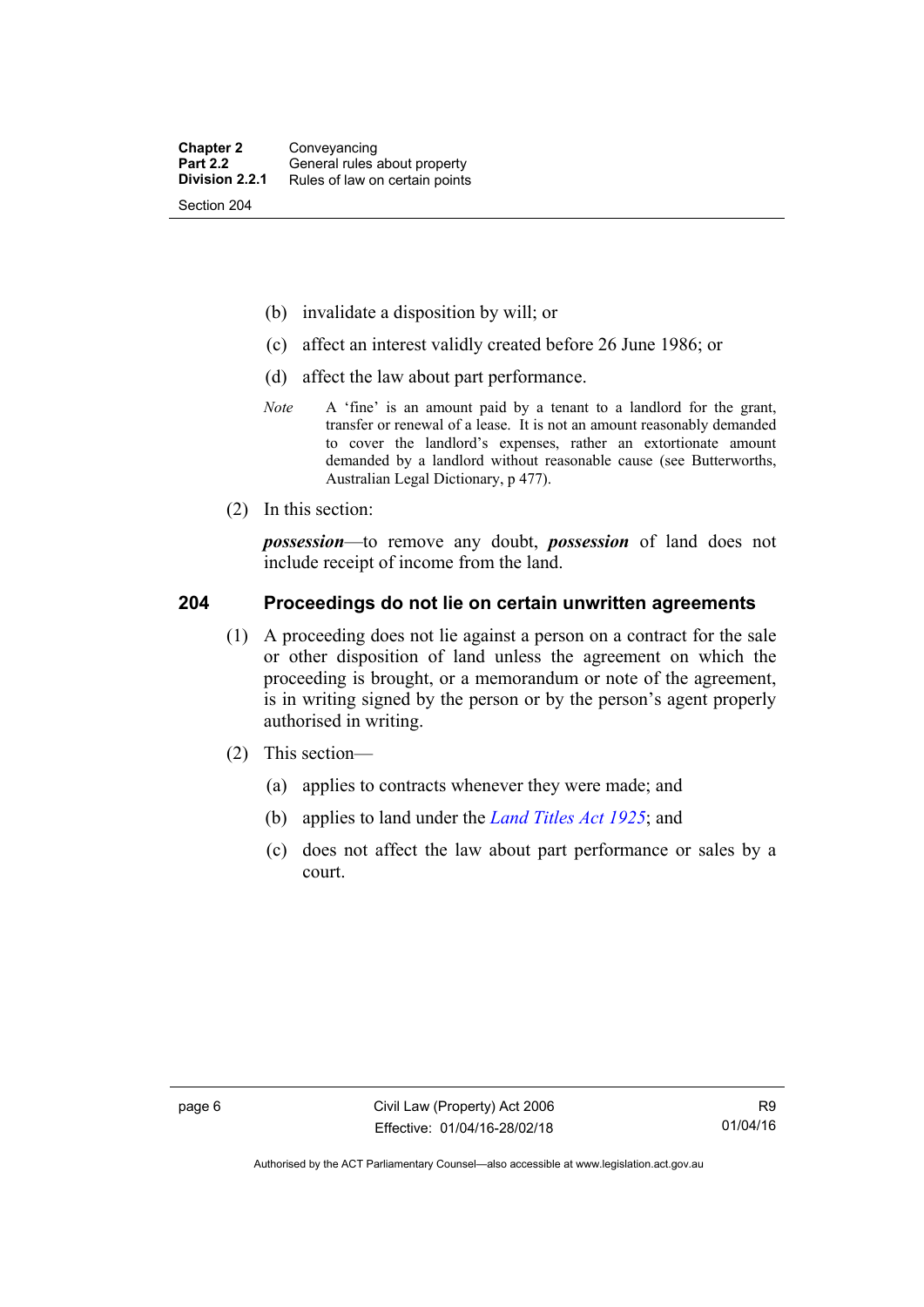(b) invalidate a disposition by will; or

(c) affect an interest validly created before 26 June 1986; or

(d) affect the law about part performance.

*Note* A 'fine' is an amount paid by a tenant to a landlord for the grant, transfer or renewal of a lease. It is not an amount reasonably demanded to cover the landlord's expenses, rather an extortionate amount demanded by a landlord without reasonable cause (see Butterworths, Australian Legal Dictionary, p 477).

(2) In this section:

***possession***—to remove any doubt, ***possession*** of land does not include receipt of income from the land.

## 204 Proceedings do not lie on certain unwritten agreements

(1) A proceeding does not lie against a person on a contract for the sale or other disposition of land unless the agreement on which the proceeding is brought, or a memorandum or note of the agreement, is in writing signed by the person or by the person's agent properly authorised in writing.

(2) This section—

(a) applies to contracts whenever they were made; and

(b) applies to land under the *Land Titles Act 1925*; and

(c) does not affect the law about part performance or sales by a court.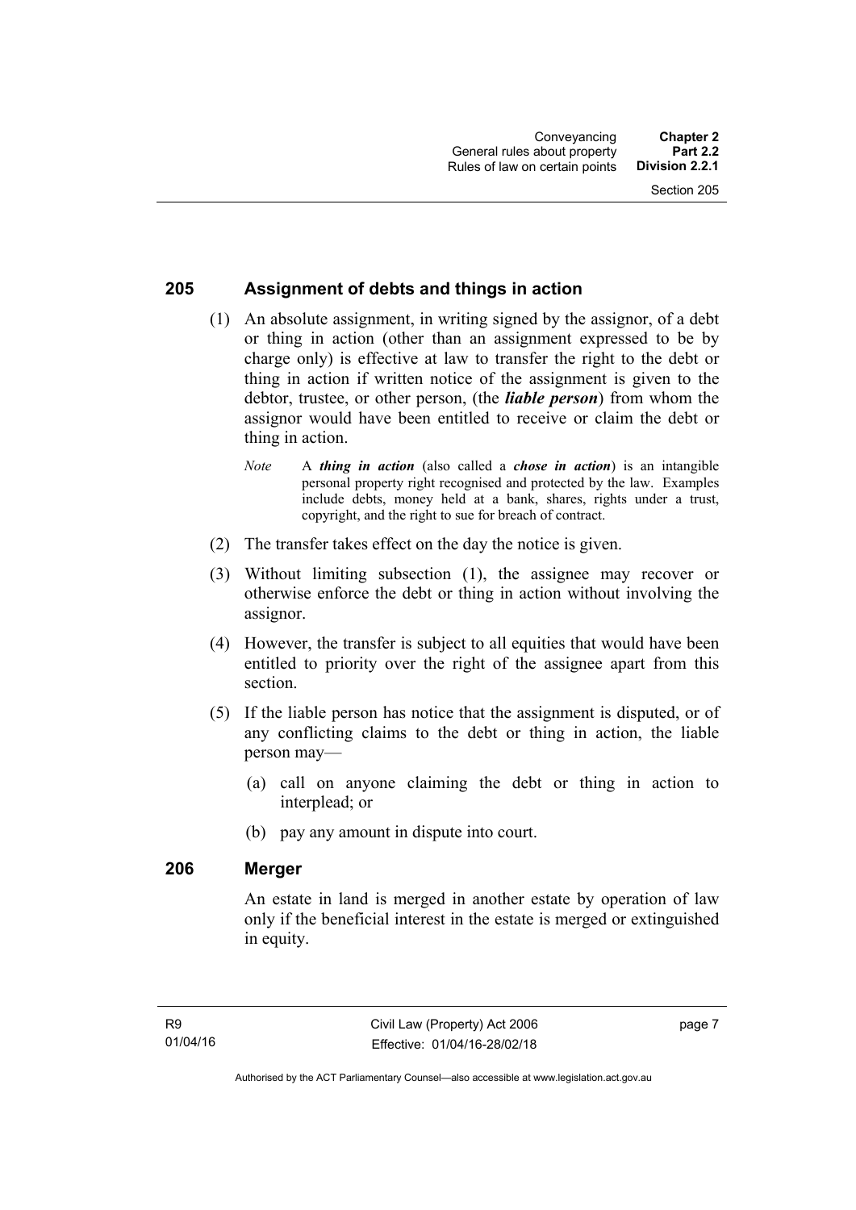## 205 Assignment of debts and things in action

(1) An absolute assignment, in writing signed by the assignor, of a debt or thing in action (other than an assignment expressed to be by charge only) is effective at law to transfer the right to the debt or thing in action if written notice of the assignment is given to the debtor, trustee, or other person, (the ***liable person***) from whom the assignor would have been entitled to receive or claim the debt or thing in action.

*Note* A ***thing in action*** (also called a ***chose in action***) is an intangible personal property right recognised and protected by the law. Examples include debts, money held at a bank, shares, rights under a trust, copyright, and the right to sue for breach of contract.

(2) The transfer takes effect on the day the notice is given.

(3) Without limiting subsection (1), the assignee may recover or otherwise enforce the debt or thing in action without involving the assignor.

(4) However, the transfer is subject to all equities that would have been entitled to priority over the right of the assignee apart from this section.

(5) If the liable person has notice that the assignment is disputed, or of any conflicting claims to the debt or thing in action, the liable person may—

(a) call on anyone claiming the debt or thing in action to interplead; or

(b) pay any amount in dispute into court.

## 206 Merger

An estate in land is merged in another estate by operation of law only if the beneficial interest in the estate is merged or extinguished in equity.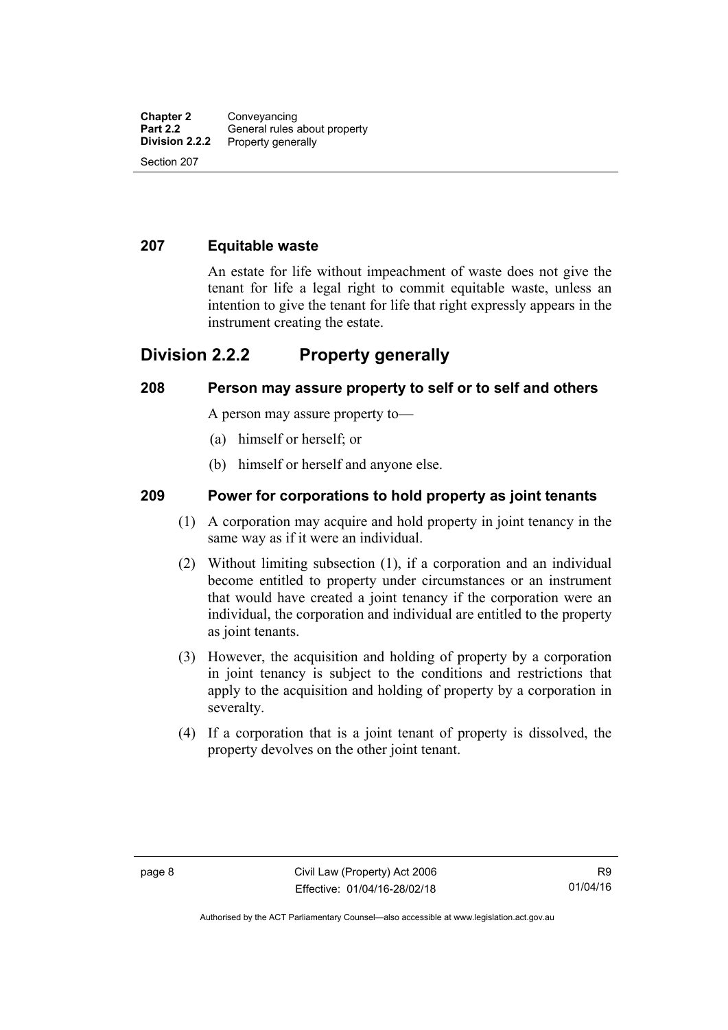### 207 Equitable waste

An estate for life without impeachment of waste does not give the tenant for life a legal right to commit equitable waste, unless an intention to give the tenant for life that right expressly appears in the instrument creating the estate.

## Division 2.2.2 Property generally

### 208 Person may assure property to self or to self and others

A person may assure property to—

(a) himself or herself; or

(b) himself or herself and anyone else.

### 209 Power for corporations to hold property as joint tenants

(1) A corporation may acquire and hold property in joint tenancy in the same way as if it were an individual.

(2) Without limiting subsection (1), if a corporation and an individual become entitled to property under circumstances or an instrument that would have created a joint tenancy if the corporation were an individual, the corporation and individual are entitled to the property as joint tenants.

(3) However, the acquisition and holding of property by a corporation in joint tenancy is subject to the conditions and restrictions that apply to the acquisition and holding of property by a corporation in severalty.

(4) If a corporation that is a joint tenant of property is dissolved, the property devolves on the other joint tenant.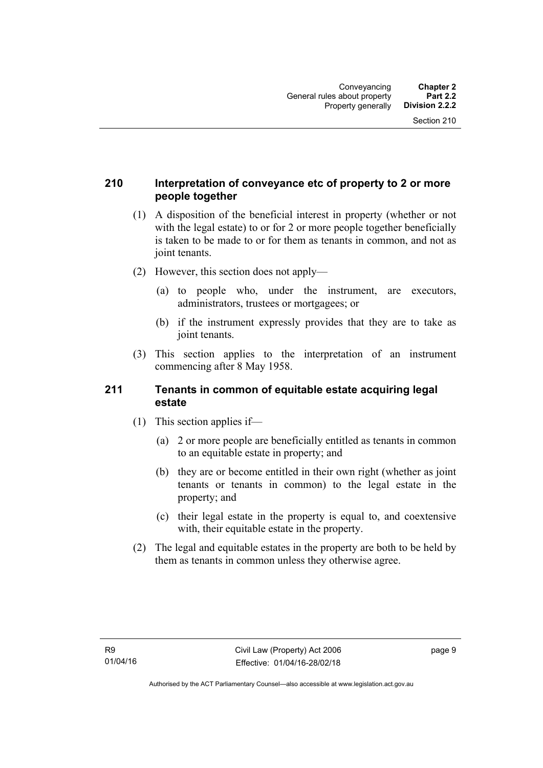## 210 Interpretation of conveyance etc of property to 2 or more people together

(1) A disposition of the beneficial interest in property (whether or not with the legal estate) to or for 2 or more people together beneficially is taken to be made to or for them as tenants in common, and not as joint tenants.

(2) However, this section does not apply—

(a) to people who, under the instrument, are executors, administrators, trustees or mortgagees; or

(b) if the instrument expressly provides that they are to take as joint tenants.

(3) This section applies to the interpretation of an instrument commencing after 8 May 1958.

## 211 Tenants in common of equitable estate acquiring legal estate

(1) This section applies if—

(a) 2 or more people are beneficially entitled as tenants in common to an equitable estate in property; and

(b) they are or become entitled in their own right (whether as joint tenants or tenants in common) to the legal estate in the property; and

(c) their legal estate in the property is equal to, and coextensive with, their equitable estate in the property.

(2) The legal and equitable estates in the property are both to be held by them as tenants in common unless they otherwise agree.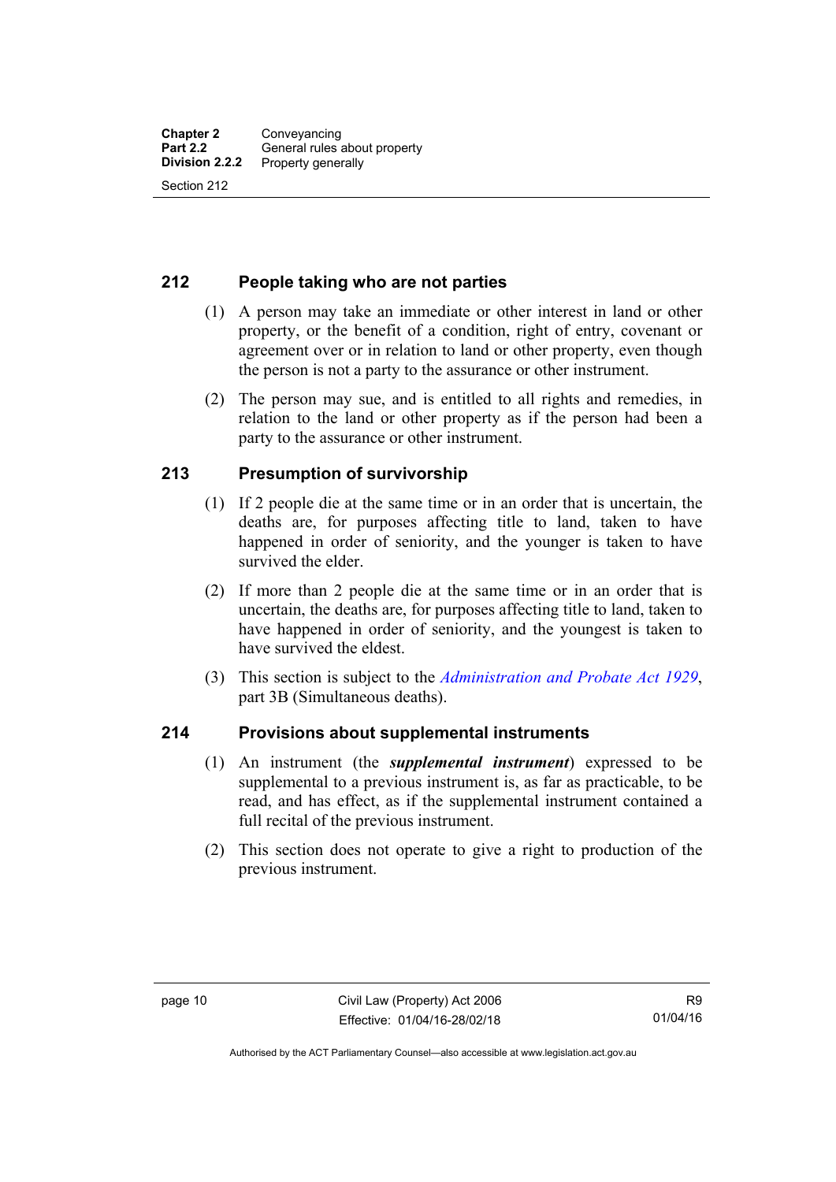## 212 People taking who are not parties

(1) A person may take an immediate or other interest in land or other property, or the benefit of a condition, right of entry, covenant or agreement over or in relation to land or other property, even though the person is not a party to the assurance or other instrument.

(2) The person may sue, and is entitled to all rights and remedies, in relation to the land or other property as if the person had been a party to the assurance or other instrument.

## 213 Presumption of survivorship

(1) If 2 people die at the same time or in an order that is uncertain, the deaths are, for purposes affecting title to land, taken to have happened in order of seniority, and the younger is taken to have survived the elder.

(2) If more than 2 people die at the same time or in an order that is uncertain, the deaths are, for purposes affecting title to land, taken to have happened in order of seniority, and the youngest is taken to have survived the eldest.

(3) This section is subject to the *Administration and Probate Act 1929*, part 3B (Simultaneous deaths).

## 214 Provisions about supplemental instruments

(1) An instrument (the ***supplemental instrument***) expressed to be supplemental to a previous instrument is, as far as practicable, to be read, and has effect, as if the supplemental instrument contained a full recital of the previous instrument.

(2) This section does not operate to give a right to production of the previous instrument.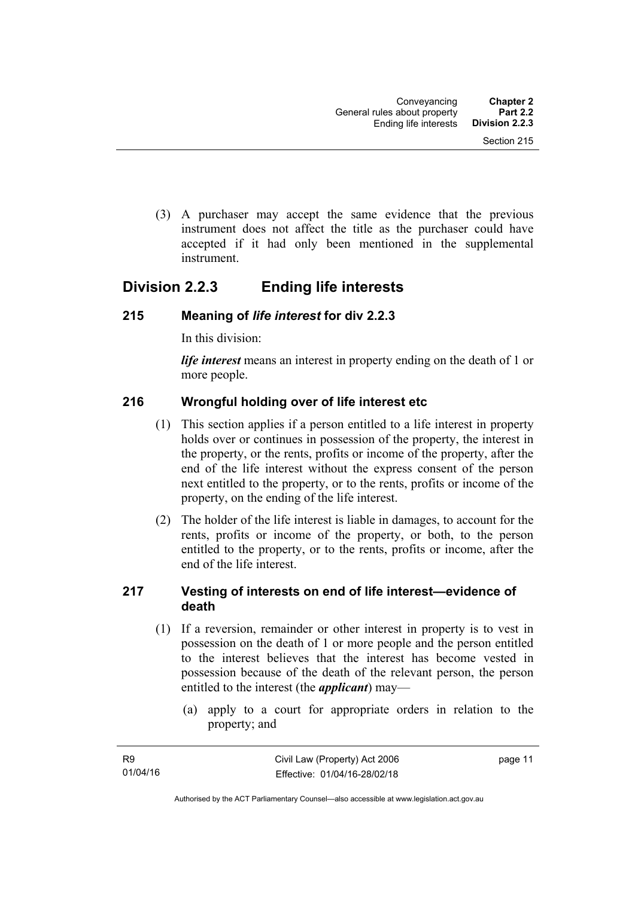(3) A purchaser may accept the same evidence that the previous instrument does not affect the title as the purchaser could have accepted if it had only been mentioned in the supplemental instrument.

## Division 2.2.3 Ending life interests

### 215 Meaning of *life interest* for div 2.2.3

In this division:

***life interest*** means an interest in property ending on the death of 1 or more people.

### 216 Wrongful holding over of life interest etc

(1) This section applies if a person entitled to a life interest in property holds over or continues in possession of the property, the interest in the property, or the rents, profits or income of the property, after the end of the life interest without the express consent of the person next entitled to the property, or to the rents, profits or income of the property, on the ending of the life interest.

(2) The holder of the life interest is liable in damages, to account for the rents, profits or income of the property, or both, to the person entitled to the property, or to the rents, profits or income, after the end of the life interest.

### 217 Vesting of interests on end of life interest—evidence of death

(1) If a reversion, remainder or other interest in property is to vest in possession on the death of 1 or more people and the person entitled to the interest believes that the interest has become vested in possession because of the death of the relevant person, the person entitled to the interest (the ***applicant***) may—

(a) apply to a court for appropriate orders in relation to the property; and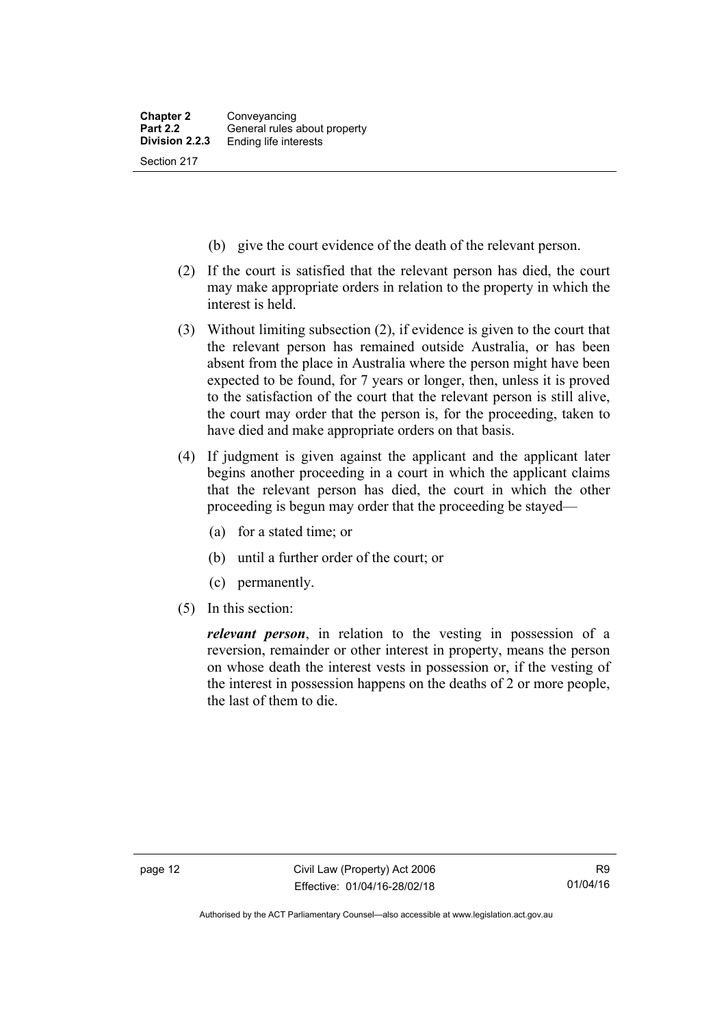(b) give the court evidence of the death of the relevant person.

(2) If the court is satisfied that the relevant person has died, the court may make appropriate orders in relation to the property in which the interest is held.

(3) Without limiting subsection (2), if evidence is given to the court that the relevant person has remained outside Australia, or has been absent from the place in Australia where the person might have been expected to be found, for 7 years or longer, then, unless it is proved to the satisfaction of the court that the relevant person is still alive, the court may order that the person is, for the proceeding, taken to have died and make appropriate orders on that basis.

(4) If judgment is given against the applicant and the applicant later begins another proceeding in a court in which the applicant claims that the relevant person has died, the court in which the other proceeding is begun may order that the proceeding be stayed—

(a) for a stated time; or

(b) until a further order of the court; or

(c) permanently.

(5) In this section:

***relevant person***, in relation to the vesting in possession of a reversion, remainder or other interest in property, means the person on whose death the interest vests in possession or, if the vesting of the interest in possession happens on the deaths of 2 or more people, the last of them to die.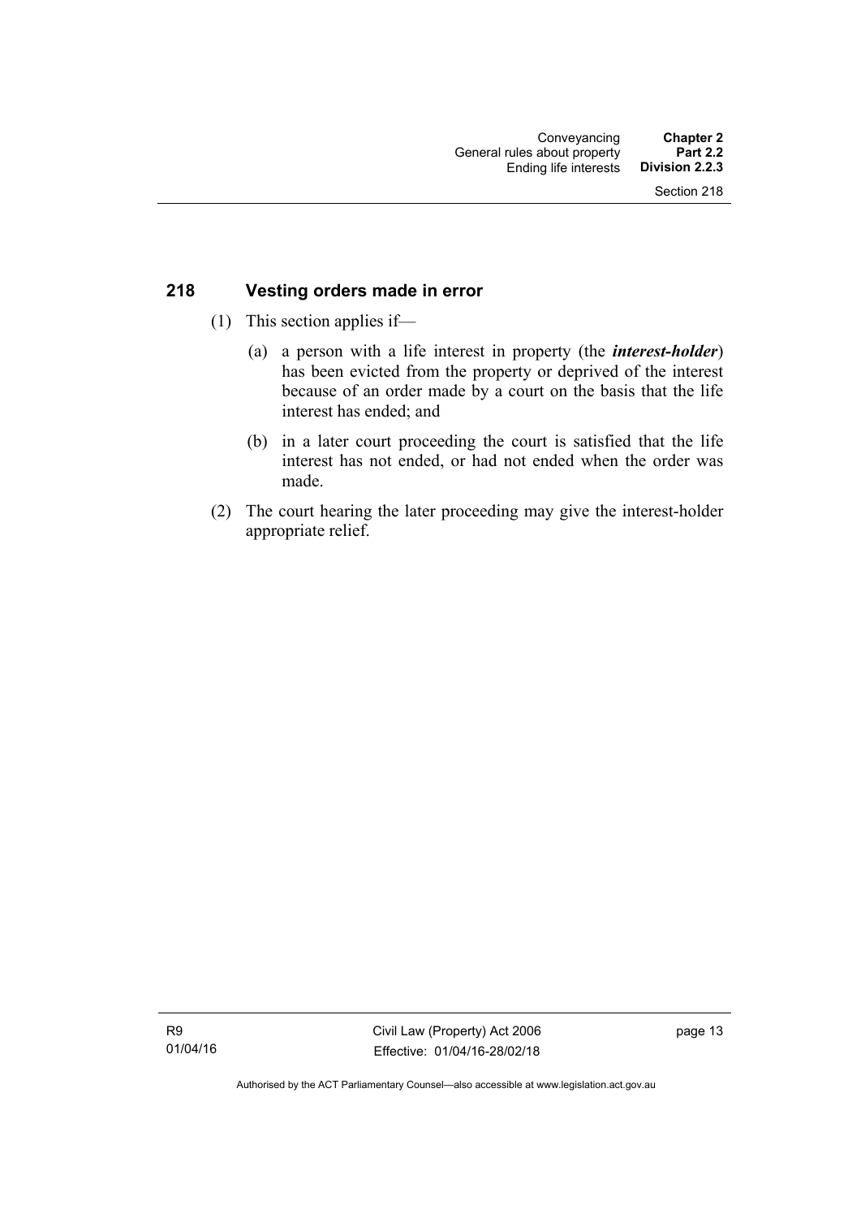## 218 Vesting orders made in error

(1) This section applies if—

(a) a person with a life interest in property (the ***interest-holder***) has been evicted from the property or deprived of the interest because of an order made by a court on the basis that the life interest has ended; and

(b) in a later court proceeding the court is satisfied that the life interest has not ended, or had not ended when the order was made.

(2) The court hearing the later proceeding may give the interest-holder appropriate relief.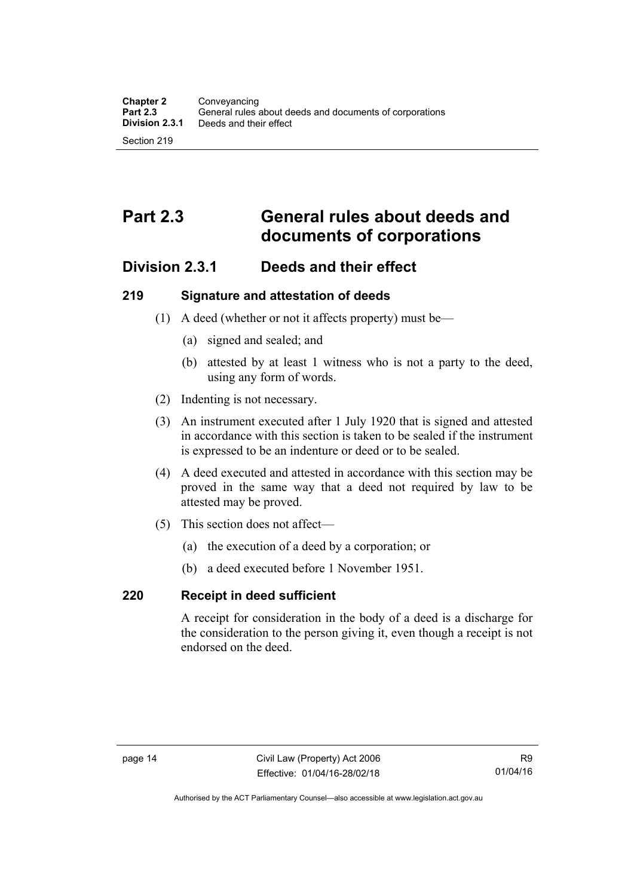# Part 2.3 General rules about deeds and documents of corporations

## Division 2.3.1 Deeds and their effect

### 219 Signature and attestation of deeds

(1) A deed (whether or not it affects property) must be—

(a) signed and sealed; and

(b) attested by at least 1 witness who is not a party to the deed, using any form of words.

(2) Indenting is not necessary.

(3) An instrument executed after 1 July 1920 that is signed and attested in accordance with this section is taken to be sealed if the instrument is expressed to be an indenture or deed or to be sealed.

(4) A deed executed and attested in accordance with this section may be proved in the same way that a deed not required by law to be attested may be proved.

(5) This section does not affect—

(a) the execution of a deed by a corporation; or

(b) a deed executed before 1 November 1951.

### 220 Receipt in deed sufficient

A receipt for consideration in the body of a deed is a discharge for the consideration to the person giving it, even though a receipt is not endorsed on the deed.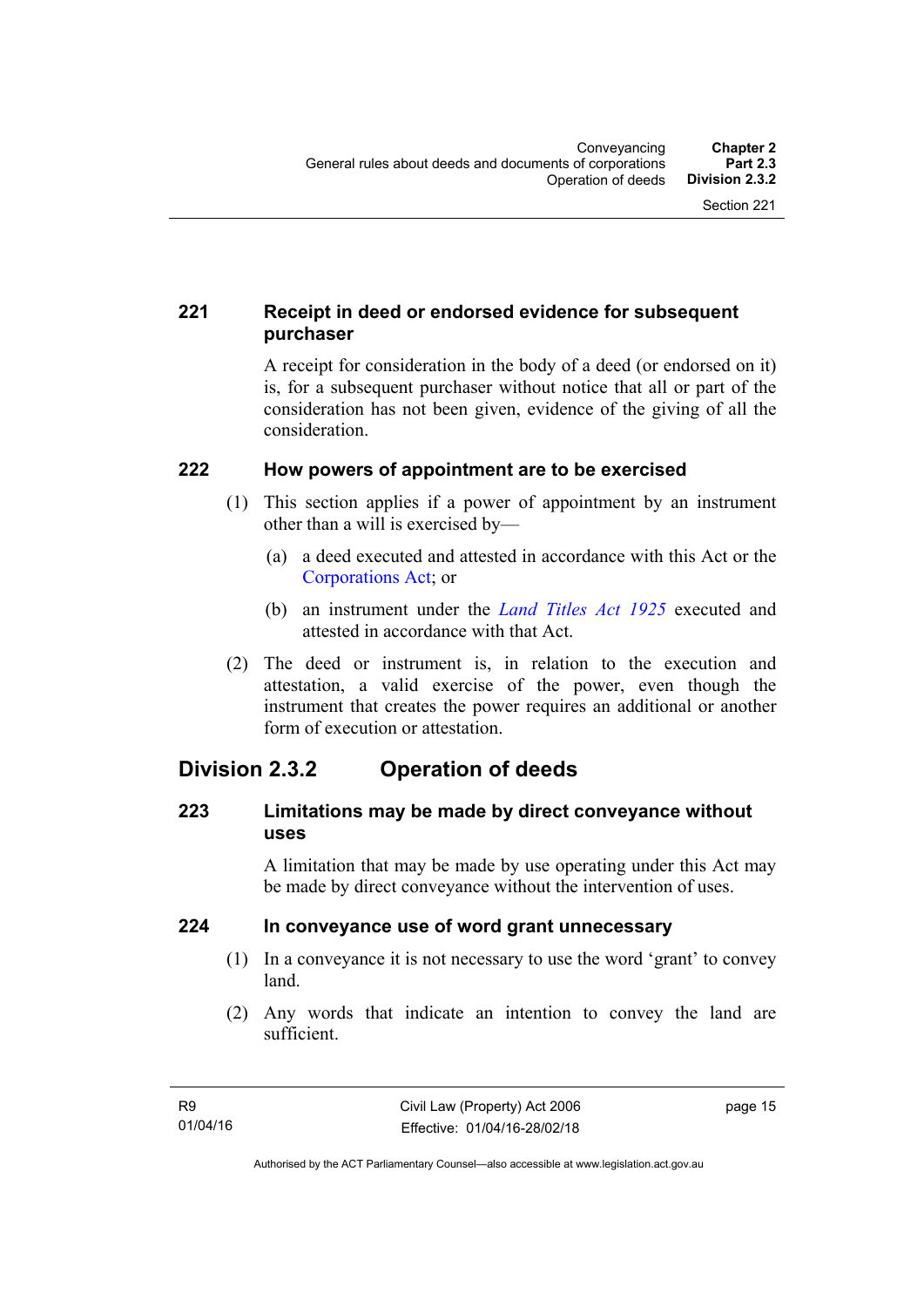### 221 Receipt in deed or endorsed evidence for subsequent purchaser

A receipt for consideration in the body of a deed (or endorsed on it) is, for a subsequent purchaser without notice that all or part of the consideration has not been given, evidence of the giving of all the consideration.

### 222 How powers of appointment are to be exercised

(1) This section applies if a power of appointment by an instrument other than a will is exercised by—

(a) a deed executed and attested in accordance with this Act or the Corporations Act; or

(b) an instrument under the *Land Titles Act 1925* executed and attested in accordance with that Act.

(2) The deed or instrument is, in relation to the execution and attestation, a valid exercise of the power, even though the instrument that creates the power requires an additional or another form of execution or attestation.

## Division 2.3.2 Operation of deeds

### 223 Limitations may be made by direct conveyance without uses

A limitation that may be made by use operating under this Act may be made by direct conveyance without the intervention of uses.

### 224 In conveyance use of word grant unnecessary

(1) In a conveyance it is not necessary to use the word 'grant' to convey land.

(2) Any words that indicate an intention to convey the land are sufficient.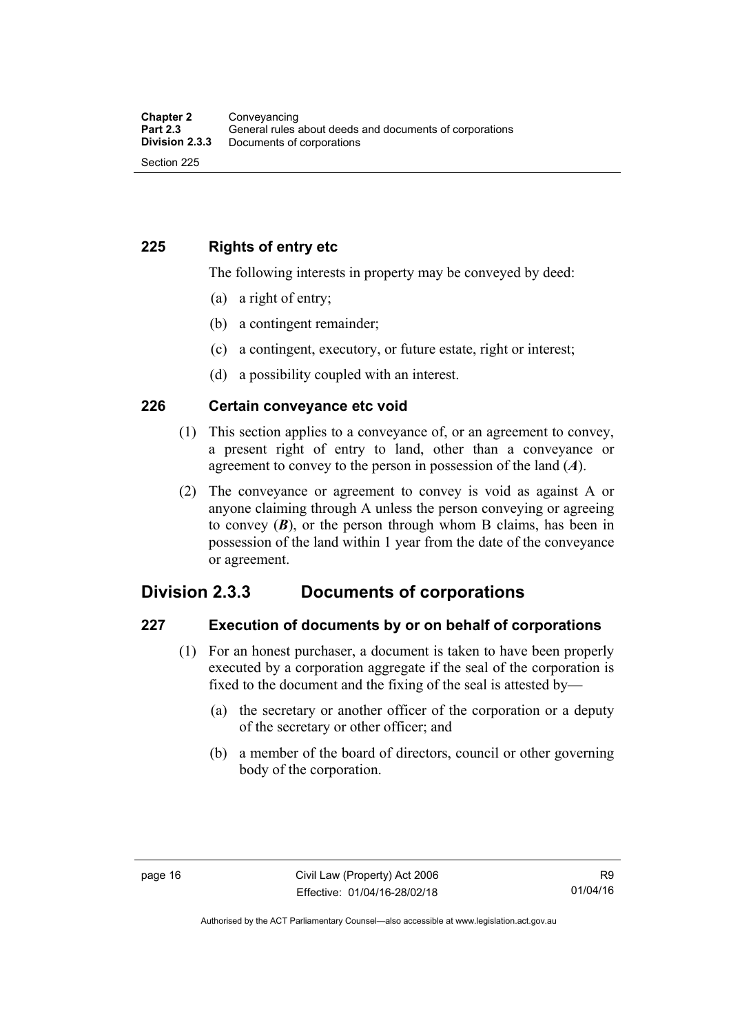## 225 Rights of entry etc

The following interests in property may be conveyed by deed:

(a) a right of entry;

(b) a contingent remainder;

(c) a contingent, executory, or future estate, right or interest;

(d) a possibility coupled with an interest.

## 226 Certain conveyance etc void

(1) This section applies to a conveyance of, or an agreement to convey, a present right of entry to land, other than a conveyance or agreement to convey to the person in possession of the land (***A***).

(2) The conveyance or agreement to convey is void as against A or anyone claiming through A unless the person conveying or agreeing to convey (***B***), or the person through whom B claims, has been in possession of the land within 1 year from the date of the conveyance or agreement.

# Division 2.3.3 Documents of corporations

## 227 Execution of documents by or on behalf of corporations

(1) For an honest purchaser, a document is taken to have been properly executed by a corporation aggregate if the seal of the corporation is fixed to the document and the fixing of the seal is attested by—

(a) the secretary or another officer of the corporation or a deputy of the secretary or other officer; and

(b) a member of the board of directors, council or other governing body of the corporation.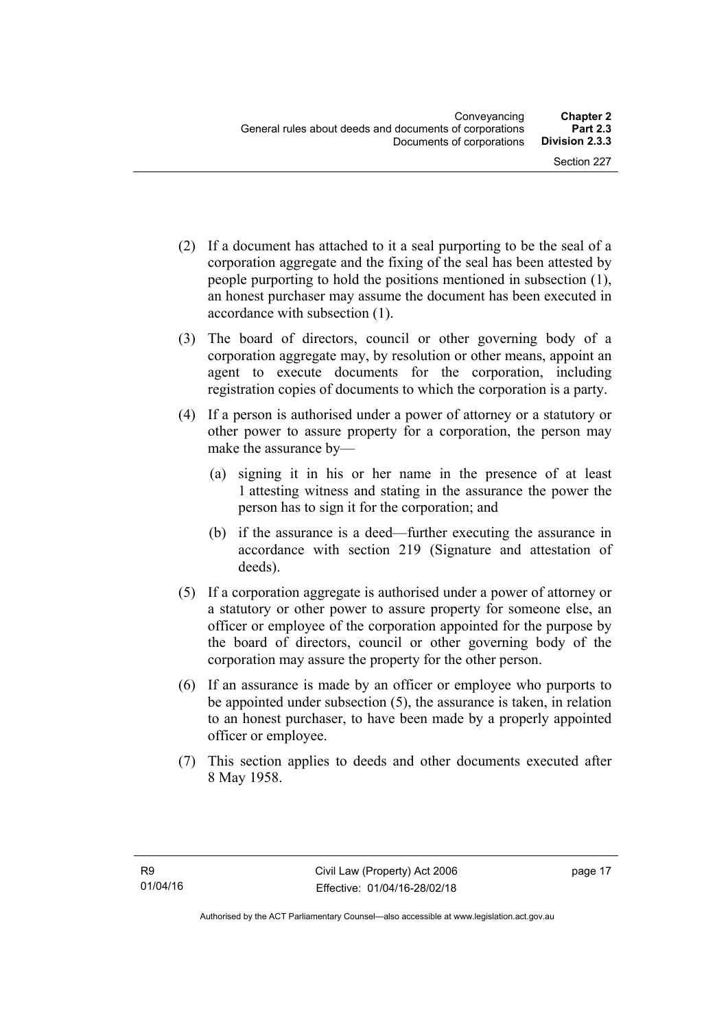(2) If a document has attached to it a seal purporting to be the seal of a corporation aggregate and the fixing of the seal has been attested by people purporting to hold the positions mentioned in subsection (1), an honest purchaser may assume the document has been executed in accordance with subsection (1).

(3) The board of directors, council or other governing body of a corporation aggregate may, by resolution or other means, appoint an agent to execute documents for the corporation, including registration copies of documents to which the corporation is a party.

(4) If a person is authorised under a power of attorney or a statutory or other power to assure property for a corporation, the person may make the assurance by—

   (a) signing it in his or her name in the presence of at least 1 attesting witness and stating in the assurance the power the person has to sign it for the corporation; and

   (b) if the assurance is a deed—further executing the assurance in accordance with section 219 (Signature and attestation of deeds).

(5) If a corporation aggregate is authorised under a power of attorney or a statutory or other power to assure property for someone else, an officer or employee of the corporation appointed for the purpose by the board of directors, council or other governing body of the corporation may assure the property for the other person.

(6) If an assurance is made by an officer or employee who purports to be appointed under subsection (5), the assurance is taken, in relation to an honest purchaser, to have been made by a properly appointed officer or employee.

(7) This section applies to deeds and other documents executed after 8 May 1958.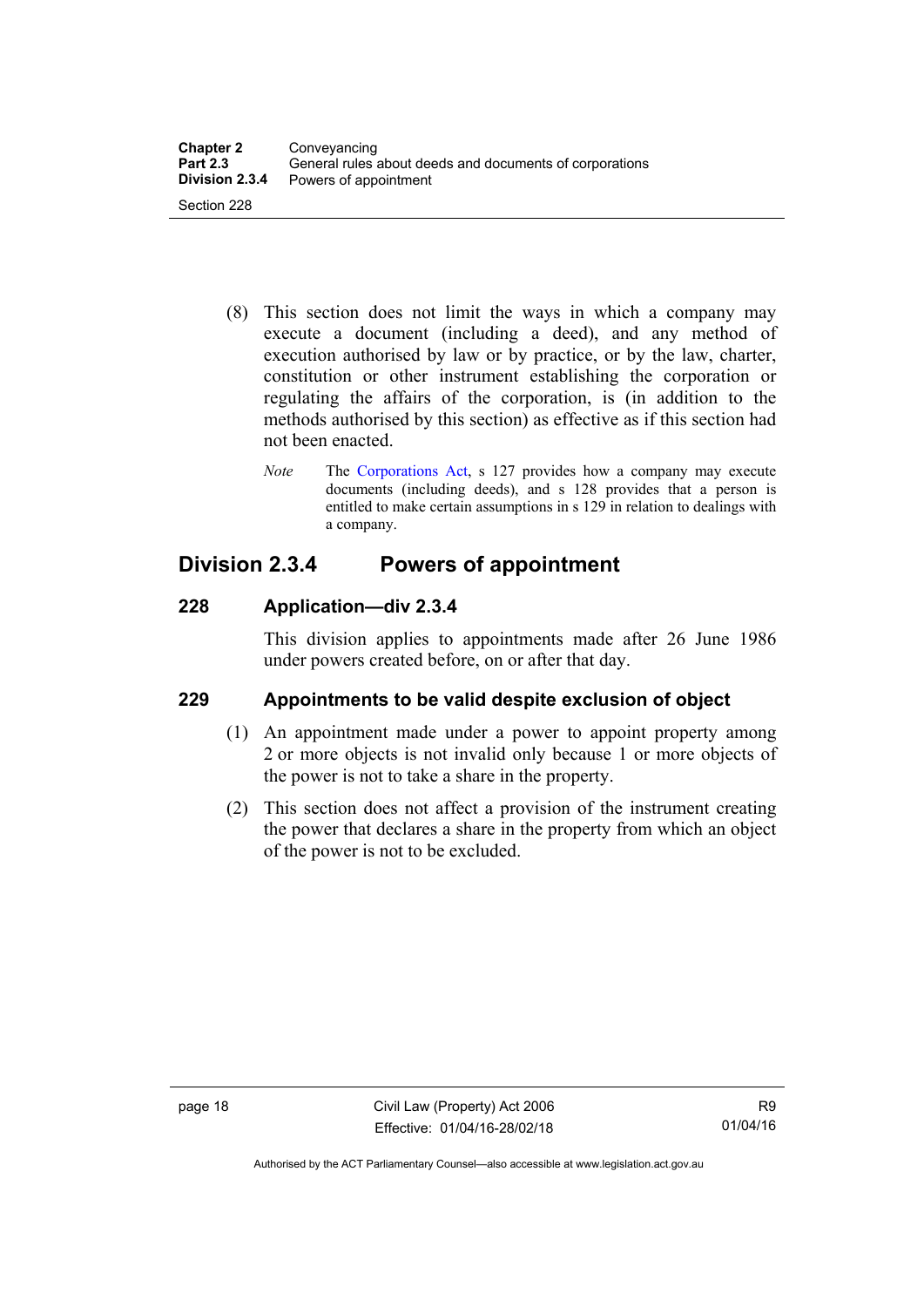(8) This section does not limit the ways in which a company may execute a document (including a deed), and any method of execution authorised by law or by practice, or by the law, charter, constitution or other instrument establishing the corporation or regulating the affairs of the corporation, is (in addition to the methods authorised by this section) as effective as if this section had not been enacted.

*Note* The Corporations Act, s 127 provides how a company may execute documents (including deeds), and s 128 provides that a person is entitled to make certain assumptions in s 129 in relation to dealings with a company.

## Division 2.3.4 Powers of appointment

### 228 Application—div 2.3.4

This division applies to appointments made after 26 June 1986 under powers created before, on or after that day.

### 229 Appointments to be valid despite exclusion of object

(1) An appointment made under a power to appoint property among 2 or more objects is not invalid only because 1 or more objects of the power is not to take a share in the property.

(2) This section does not affect a provision of the instrument creating the power that declares a share in the property from which an object of the power is not to be excluded.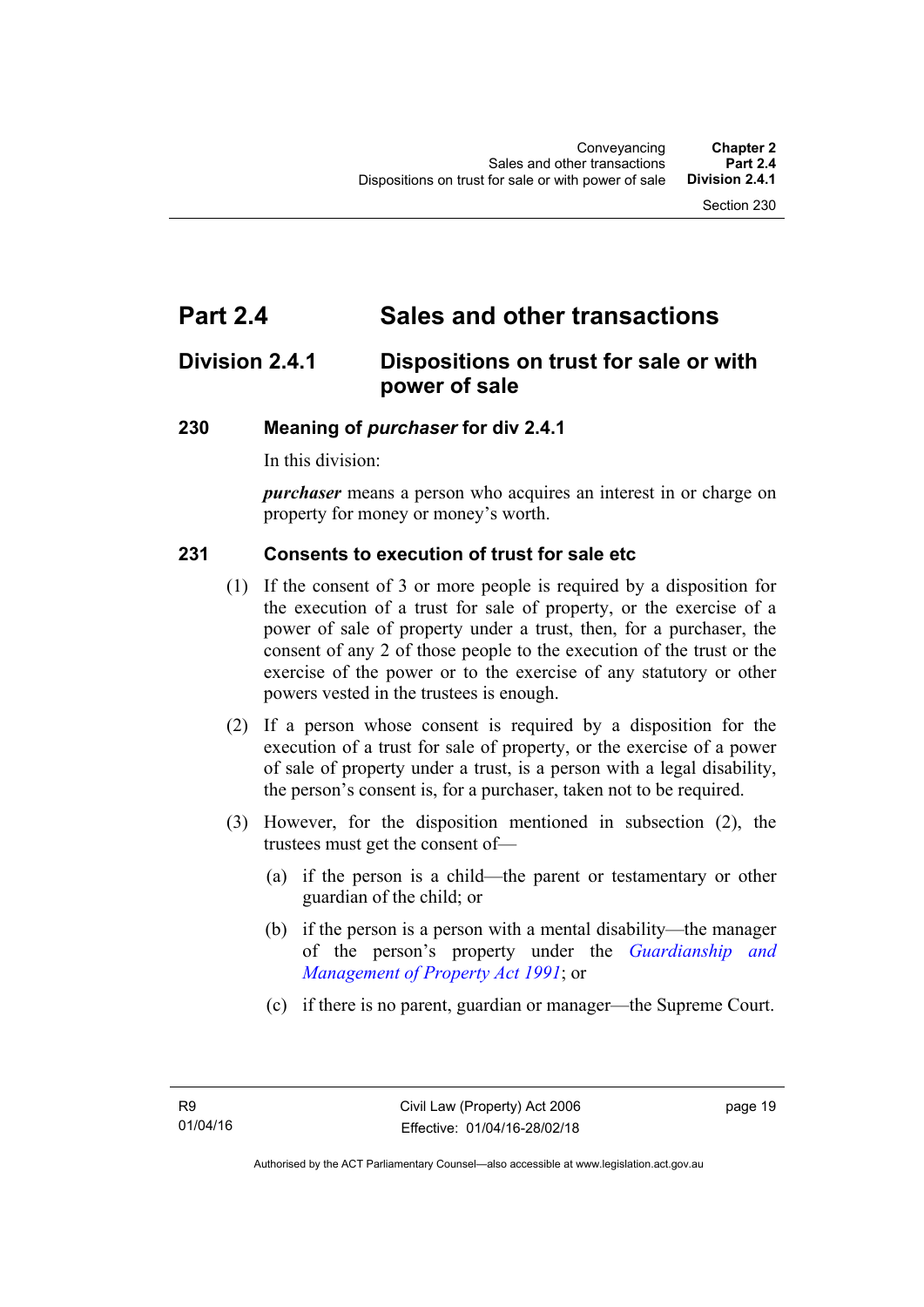# Part 2.4 Sales and other transactions

## Division 2.4.1 Dispositions on trust for sale or with power of sale

### 230 Meaning of *purchaser* for div 2.4.1

In this division:

***purchaser*** means a person who acquires an interest in or charge on property for money or money's worth.

### 231 Consents to execution of trust for sale etc

(1) If the consent of 3 or more people is required by a disposition for the execution of a trust for sale of property, or the exercise of a power of sale of property under a trust, then, for a purchaser, the consent of any 2 of those people to the execution of the trust or the exercise of the power or to the exercise of any statutory or other powers vested in the trustees is enough.

(2) If a person whose consent is required by a disposition for the execution of a trust for sale of property, or the exercise of a power of sale of property under a trust, is a person with a legal disability, the person's consent is, for a purchaser, taken not to be required.

(3) However, for the disposition mentioned in subsection (2), the trustees must get the consent of—

(a) if the person is a child—the parent or testamentary or other guardian of the child; or

(b) if the person is a person with a mental disability—the manager of the person's property under the *Guardianship and Management of Property Act 1991*; or

(c) if there is no parent, guardian or manager—the Supreme Court.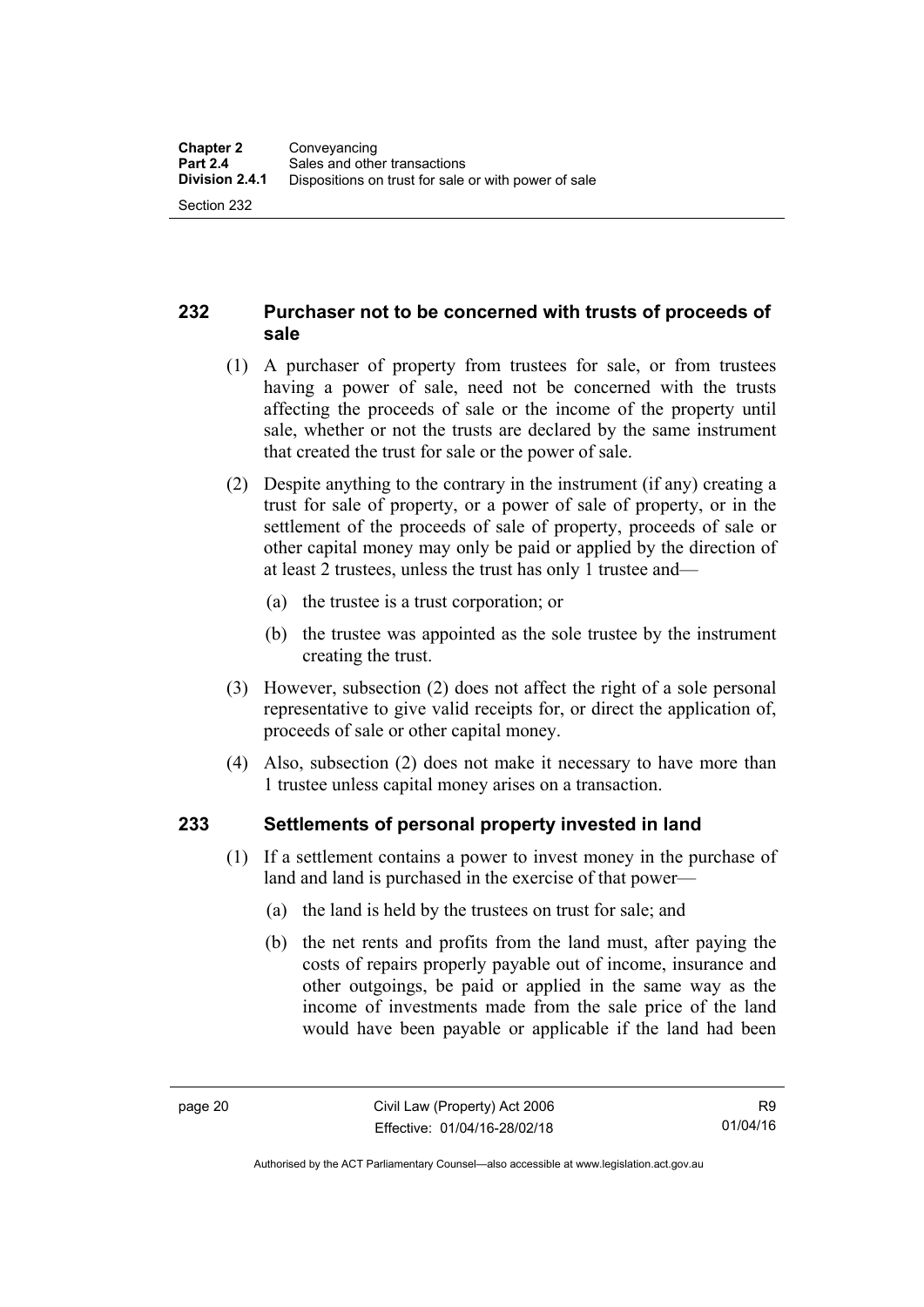## 232 Purchaser not to be concerned with trusts of proceeds of sale

(1) A purchaser of property from trustees for sale, or from trustees having a power of sale, need not be concerned with the trusts affecting the proceeds of sale or the income of the property until sale, whether or not the trusts are declared by the same instrument that created the trust for sale or the power of sale.

(2) Despite anything to the contrary in the instrument (if any) creating a trust for sale of property, or a power of sale of property, or in the settlement of the proceeds of sale of property, proceeds of sale or other capital money may only be paid or applied by the direction of at least 2 trustees, unless the trust has only 1 trustee and—

(a) the trustee is a trust corporation; or

(b) the trustee was appointed as the sole trustee by the instrument creating the trust.

(3) However, subsection (2) does not affect the right of a sole personal representative to give valid receipts for, or direct the application of, proceeds of sale or other capital money.

(4) Also, subsection (2) does not make it necessary to have more than 1 trustee unless capital money arises on a transaction.

## 233 Settlements of personal property invested in land

(1) If a settlement contains a power to invest money in the purchase of land and land is purchased in the exercise of that power—

(a) the land is held by the trustees on trust for sale; and

(b) the net rents and profits from the land must, after paying the costs of repairs properly payable out of income, insurance and other outgoings, be paid or applied in the same way as the income of investments made from the sale price of the land would have been payable or applicable if the land had been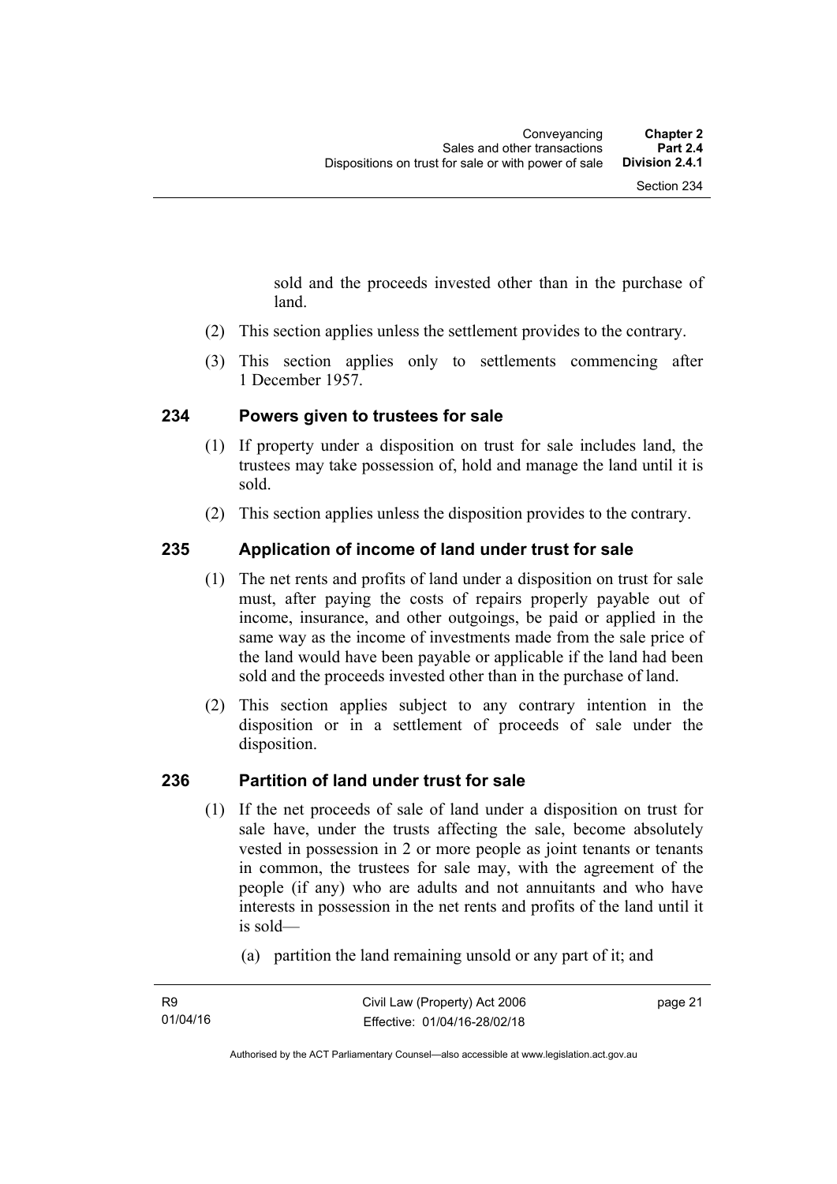sold and the proceeds invested other than in the purchase of land.

(2) This section applies unless the settlement provides to the contrary.

(3) This section applies only to settlements commencing after 1 December 1957.

### 234 Powers given to trustees for sale

(1) If property under a disposition on trust for sale includes land, the trustees may take possession of, hold and manage the land until it is sold.

(2) This section applies unless the disposition provides to the contrary.

### 235 Application of income of land under trust for sale

(1) The net rents and profits of land under a disposition on trust for sale must, after paying the costs of repairs properly payable out of income, insurance, and other outgoings, be paid or applied in the same way as the income of investments made from the sale price of the land would have been payable or applicable if the land had been sold and the proceeds invested other than in the purchase of land.

(2) This section applies subject to any contrary intention in the disposition or in a settlement of proceeds of sale under the disposition.

### 236 Partition of land under trust for sale

(1) If the net proceeds of sale of land under a disposition on trust for sale have, under the trusts affecting the sale, become absolutely vested in possession in 2 or more people as joint tenants or tenants in common, the trustees for sale may, with the agreement of the people (if any) who are adults and not annuitants and who have interests in possession in the net rents and profits of the land until it is sold—

(a) partition the land remaining unsold or any part of it; and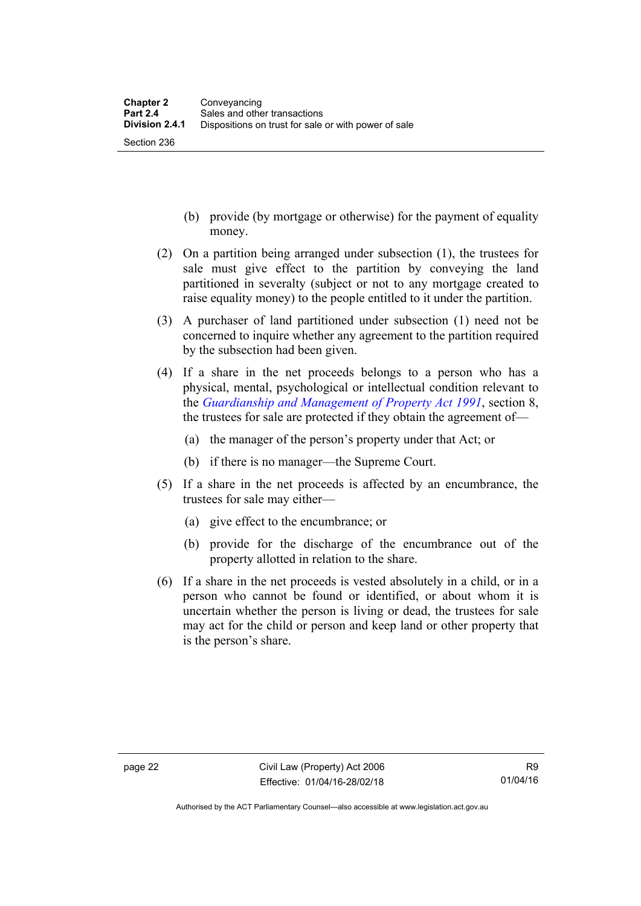(b) provide (by mortgage or otherwise) for the payment of equality money.

(2) On a partition being arranged under subsection (1), the trustees for sale must give effect to the partition by conveying the land partitioned in severalty (subject or not to any mortgage created to raise equality money) to the people entitled to it under the partition.

(3) A purchaser of land partitioned under subsection (1) need not be concerned to inquire whether any agreement to the partition required by the subsection had been given.

(4) If a share in the net proceeds belongs to a person who has a physical, mental, psychological or intellectual condition relevant to the *Guardianship and Management of Property Act 1991*, section 8, the trustees for sale are protected if they obtain the agreement of—

(a) the manager of the person's property under that Act; or

(b) if there is no manager—the Supreme Court.

(5) If a share in the net proceeds is affected by an encumbrance, the trustees for sale may either—

(a) give effect to the encumbrance; or

(b) provide for the discharge of the encumbrance out of the property allotted in relation to the share.

(6) If a share in the net proceeds is vested absolutely in a child, or in a person who cannot be found or identified, or about whom it is uncertain whether the person is living or dead, the trustees for sale may act for the child or person and keep land or other property that is the person's share.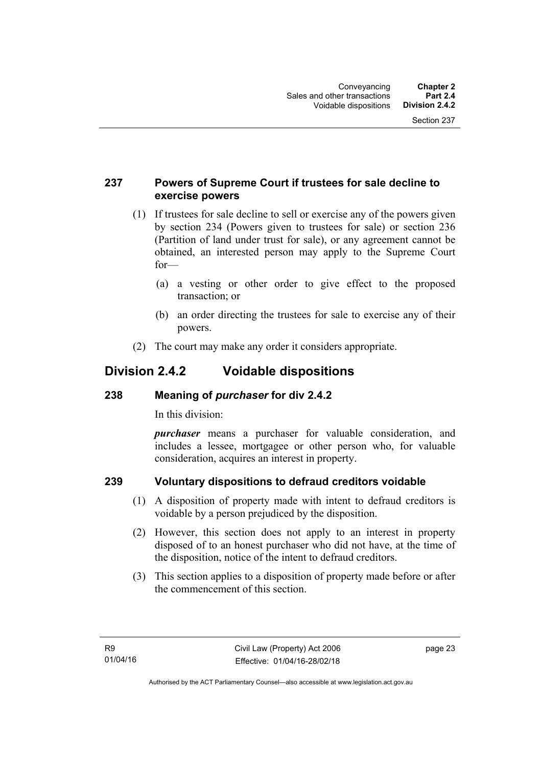### 237 Powers of Supreme Court if trustees for sale decline to exercise powers

(1) If trustees for sale decline to sell or exercise any of the powers given by section 234 (Powers given to trustees for sale) or section 236 (Partition of land under trust for sale), or any agreement cannot be obtained, an interested person may apply to the Supreme Court for—

(a) a vesting or other order to give effect to the proposed transaction; or

(b) an order directing the trustees for sale to exercise any of their powers.

(2) The court may make any order it considers appropriate.

## Division 2.4.2 Voidable dispositions

### 238 Meaning of *purchaser* for div 2.4.2

In this division:

***purchaser*** means a purchaser for valuable consideration, and includes a lessee, mortgagee or other person who, for valuable consideration, acquires an interest in property.

### 239 Voluntary dispositions to defraud creditors voidable

(1) A disposition of property made with intent to defraud creditors is voidable by a person prejudiced by the disposition.

(2) However, this section does not apply to an interest in property disposed of to an honest purchaser who did not have, at the time of the disposition, notice of the intent to defraud creditors.

(3) This section applies to a disposition of property made before or after the commencement of this section.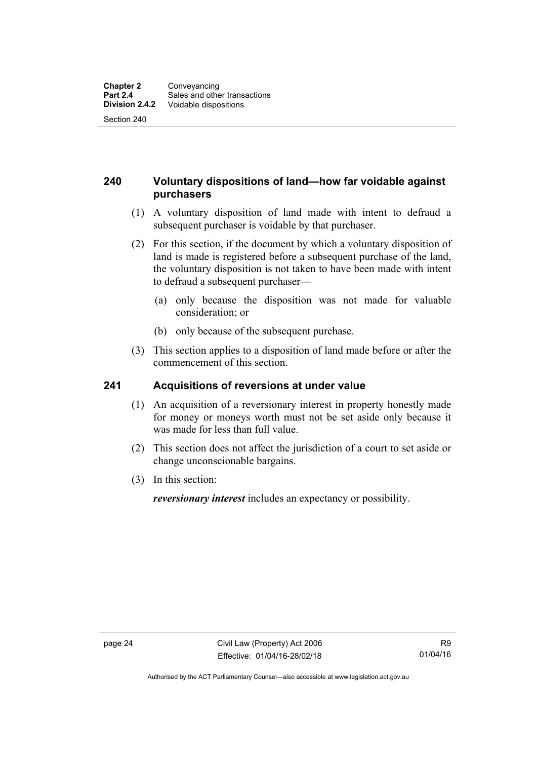## 240 Voluntary dispositions of land—how far voidable against purchasers

(1) A voluntary disposition of land made with intent to defraud a subsequent purchaser is voidable by that purchaser.

(2) For this section, if the document by which a voluntary disposition of land is made is registered before a subsequent purchase of the land, the voluntary disposition is not taken to have been made with intent to defraud a subsequent purchaser—

(a) only because the disposition was not made for valuable consideration; or

(b) only because of the subsequent purchase.

(3) This section applies to a disposition of land made before or after the commencement of this section.

## 241 Acquisitions of reversions at under value

(1) An acquisition of a reversionary interest in property honestly made for money or moneys worth must not be set aside only because it was made for less than full value.

(2) This section does not affect the jurisdiction of a court to set aside or change unconscionable bargains.

(3) In this section:

***reversionary interest*** includes an expectancy or possibility.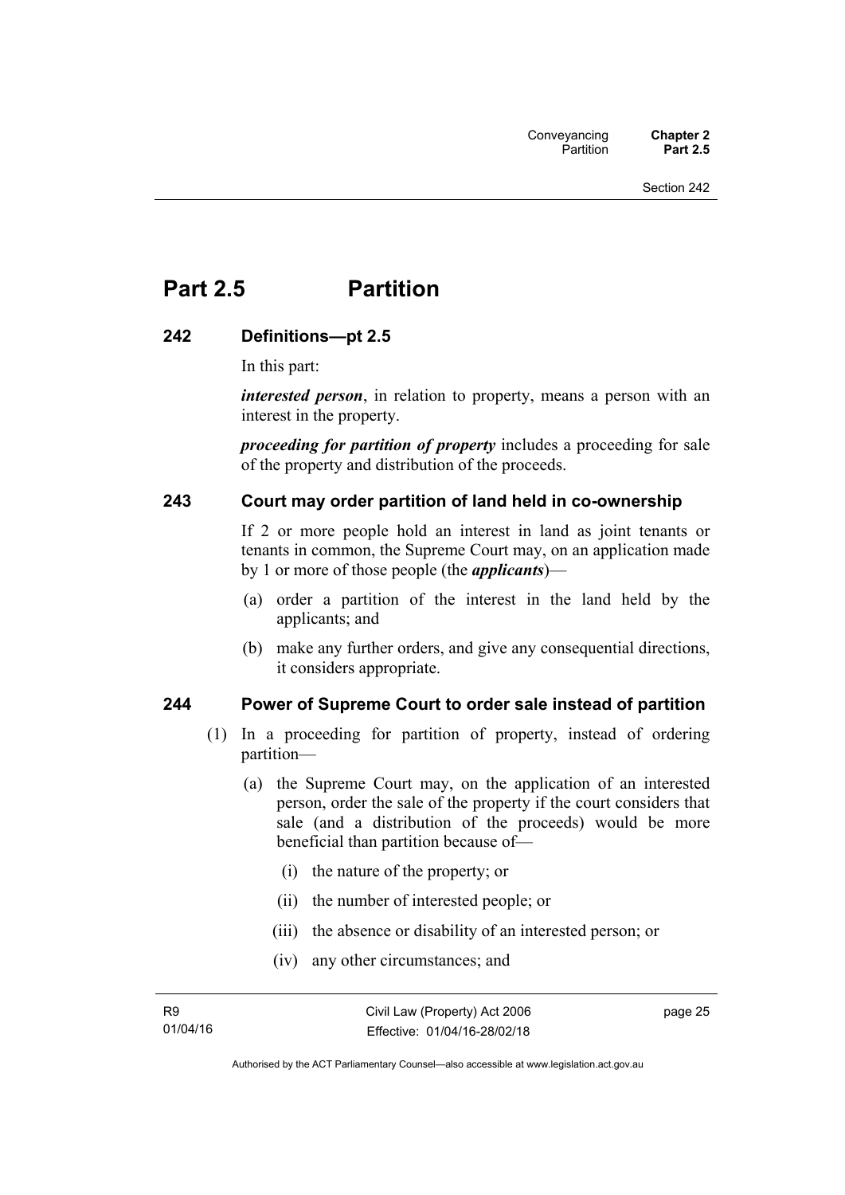# Part 2.5 Partition

## 242 Definitions—pt 2.5

In this part:

***interested person***, in relation to property, means a person with an interest in the property.

***proceeding for partition of property*** includes a proceeding for sale of the property and distribution of the proceeds.

## 243 Court may order partition of land held in co-ownership

If 2 or more people hold an interest in land as joint tenants or tenants in common, the Supreme Court may, on an application made by 1 or more of those people (the ***applicants***)—

(a) order a partition of the interest in the land held by the applicants; and

(b) make any further orders, and give any consequential directions, it considers appropriate.

## 244 Power of Supreme Court to order sale instead of partition

(1) In a proceeding for partition of property, instead of ordering partition—

(a) the Supreme Court may, on the application of an interested person, order the sale of the property if the court considers that sale (and a distribution of the proceeds) would be more beneficial than partition because of—

(i) the nature of the property; or

(ii) the number of interested people; or

(iii) the absence or disability of an interested person; or

(iv) any other circumstances; and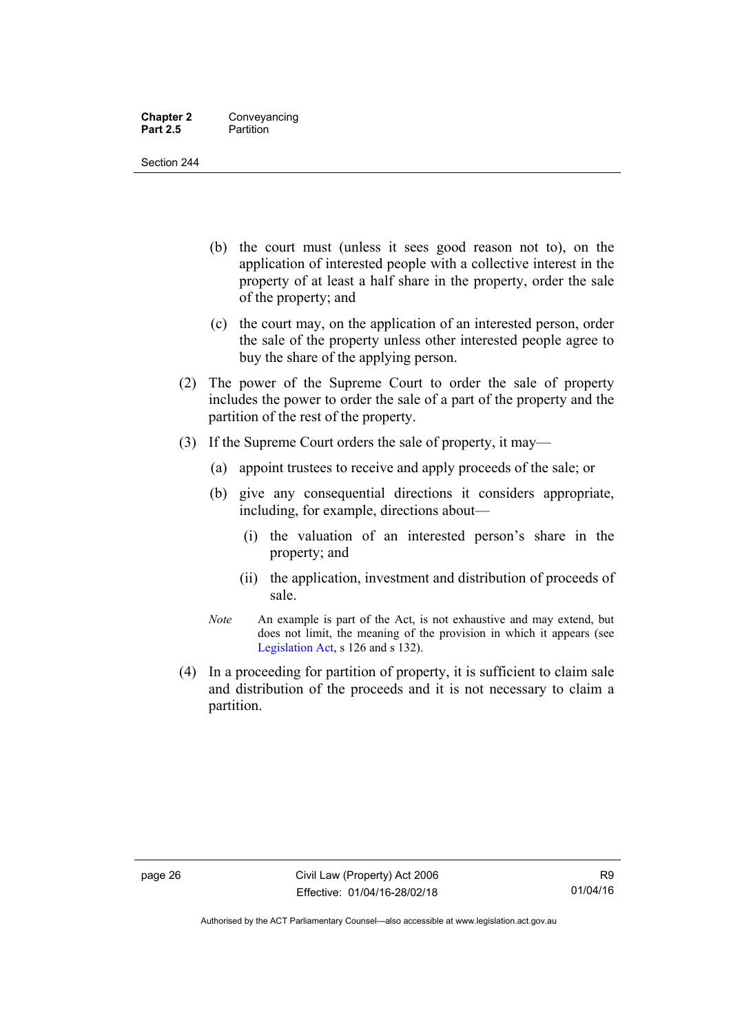(b) the court must (unless it sees good reason not to), on the application of interested people with a collective interest in the property of at least a half share in the property, order the sale of the property; and

(c) the court may, on the application of an interested person, order the sale of the property unless other interested people agree to buy the share of the applying person.

(2) The power of the Supreme Court to order the sale of property includes the power to order the sale of a part of the property and the partition of the rest of the property.

(3) If the Supreme Court orders the sale of property, it may—

(a) appoint trustees to receive and apply proceeds of the sale; or

(b) give any consequential directions it considers appropriate, including, for example, directions about—

(i) the valuation of an interested person's share in the property; and

(ii) the application, investment and distribution of proceeds of sale.

*Note* An example is part of the Act, is not exhaustive and may extend, but does not limit, the meaning of the provision in which it appears (see Legislation Act, s 126 and s 132).

(4) In a proceeding for partition of property, it is sufficient to claim sale and distribution of the proceeds and it is not necessary to claim a partition.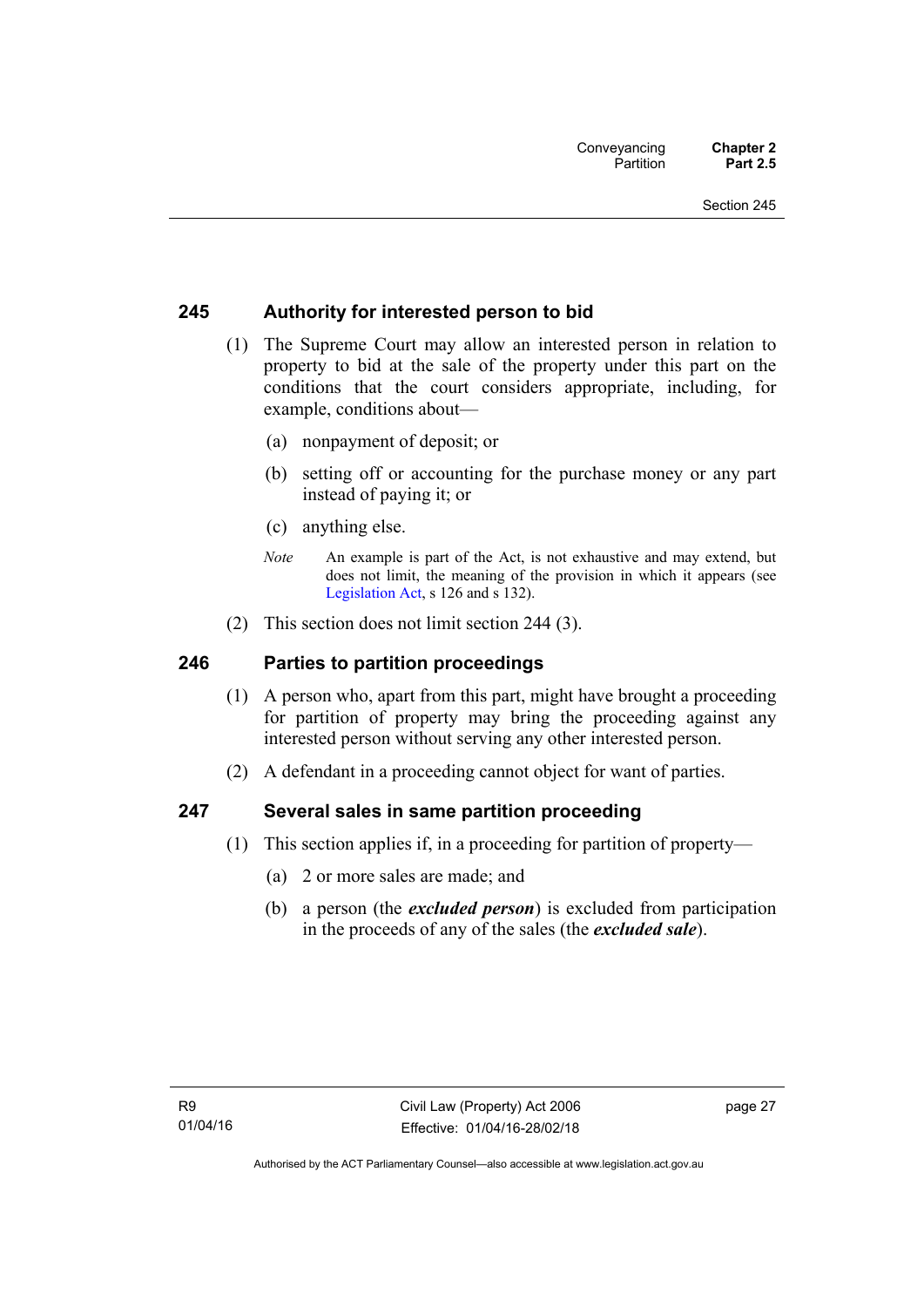## 245 Authority for interested person to bid

(1) The Supreme Court may allow an interested person in relation to property to bid at the sale of the property under this part on the conditions that the court considers appropriate, including, for example, conditions about—

(a) nonpayment of deposit; or

(b) setting off or accounting for the purchase money or any part instead of paying it; or

(c) anything else.

*Note* An example is part of the Act, is not exhaustive and may extend, but does not limit, the meaning of the provision in which it appears (see Legislation Act, s 126 and s 132).

(2) This section does not limit section 244 (3).

## 246 Parties to partition proceedings

(1) A person who, apart from this part, might have brought a proceeding for partition of property may bring the proceeding against any interested person without serving any other interested person.

(2) A defendant in a proceeding cannot object for want of parties.

## 247 Several sales in same partition proceeding

(1) This section applies if, in a proceeding for partition of property—

(a) 2 or more sales are made; and

(b) a person (the ***excluded person***) is excluded from participation in the proceeds of any of the sales (the ***excluded sale***).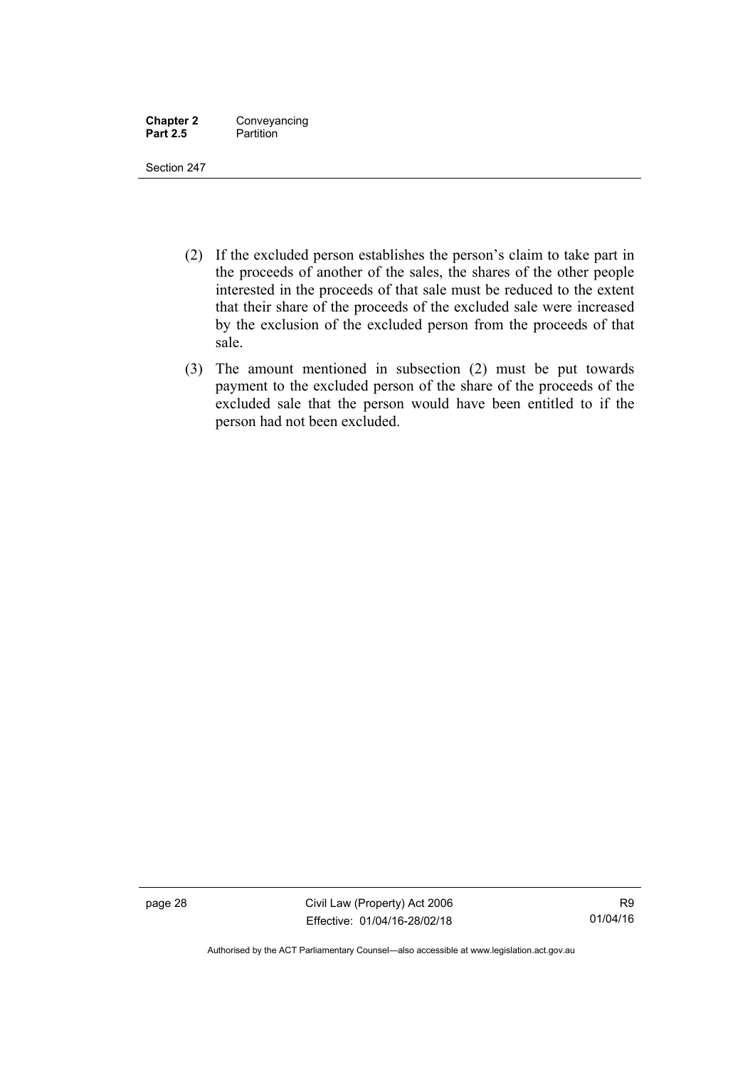(2) If the excluded person establishes the person's claim to take part in the proceeds of another of the sales, the shares of the other people interested in the proceeds of that sale must be reduced to the extent that their share of the proceeds of the excluded sale were increased by the exclusion of the excluded person from the proceeds of that sale.

(3) The amount mentioned in subsection (2) must be put towards payment to the excluded person of the share of the proceeds of the excluded sale that the person would have been entitled to if the person had not been excluded.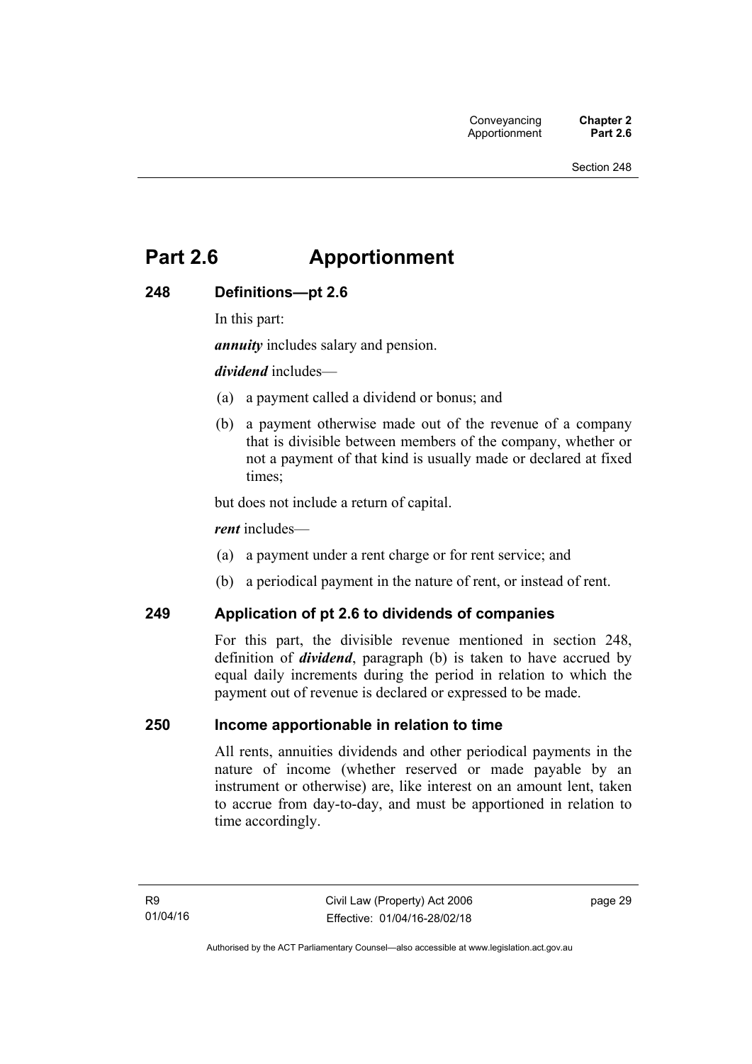# Part 2.6 Apportionment

## 248 Definitions—pt 2.6

In this part:

***annuity*** includes salary and pension.

***dividend*** includes—

(a) a payment called a dividend or bonus; and

(b) a payment otherwise made out of the revenue of a company that is divisible between members of the company, whether or not a payment of that kind is usually made or declared at fixed times;

but does not include a return of capital.

***rent*** includes—

(a) a payment under a rent charge or for rent service; and

(b) a periodical payment in the nature of rent, or instead of rent.

## 249 Application of pt 2.6 to dividends of companies

For this part, the divisible revenue mentioned in section 248, definition of ***dividend***, paragraph (b) is taken to have accrued by equal daily increments during the period in relation to which the payment out of revenue is declared or expressed to be made.

## 250 Income apportionable in relation to time

All rents, annuities dividends and other periodical payments in the nature of income (whether reserved or made payable by an instrument or otherwise) are, like interest on an amount lent, taken to accrue from day-to-day, and must be apportioned in relation to time accordingly.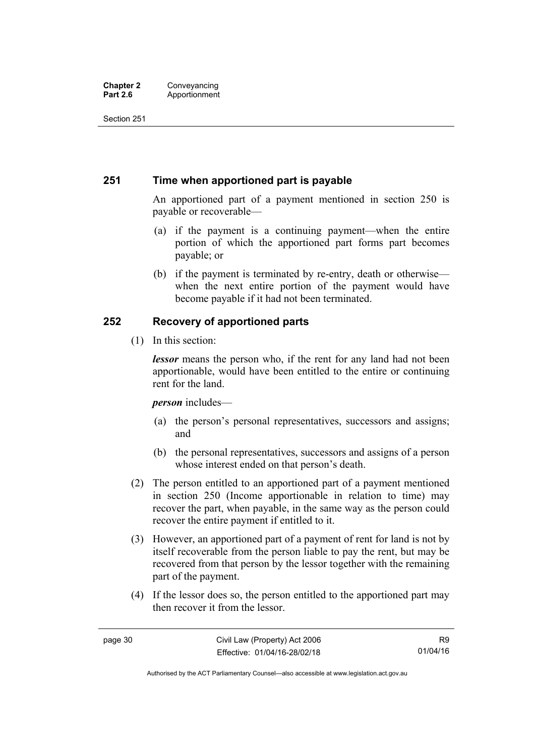## 251 Time when apportioned part is payable

An apportioned part of a payment mentioned in section 250 is payable or recoverable—

(a) if the payment is a continuing payment—when the entire portion of which the apportioned part forms part becomes payable; or

(b) if the payment is terminated by re-entry, death or otherwise—when the next entire portion of the payment would have become payable if it had not been terminated.

## 252 Recovery of apportioned parts

(1) In this section:

***lessor*** means the person who, if the rent for any land had not been apportionable, would have been entitled to the entire or continuing rent for the land.

***person*** includes—

(a) the person's personal representatives, successors and assigns; and

(b) the personal representatives, successors and assigns of a person whose interest ended on that person's death.

(2) The person entitled to an apportioned part of a payment mentioned in section 250 (Income apportionable in relation to time) may recover the part, when payable, in the same way as the person could recover the entire payment if entitled to it.

(3) However, an apportioned part of a payment of rent for land is not by itself recoverable from the person liable to pay the rent, but may be recovered from that person by the lessor together with the remaining part of the payment.

(4) If the lessor does so, the person entitled to the apportioned part may then recover it from the lessor.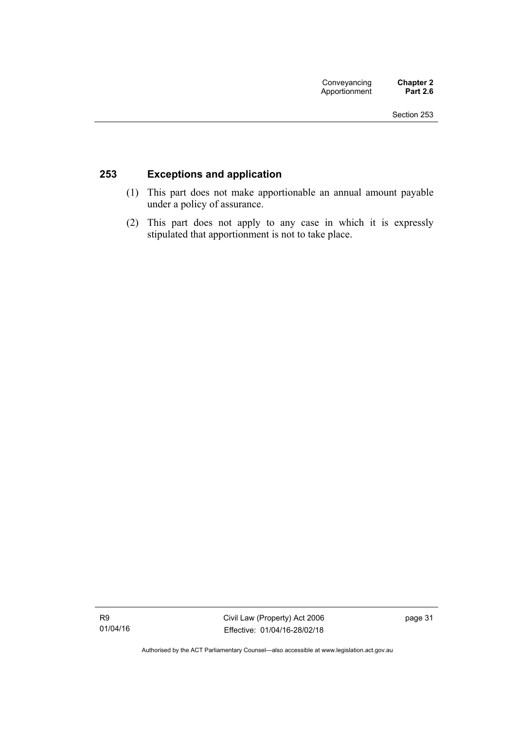## 253 Exceptions and application

(1) This part does not make apportionable an annual amount payable under a policy of assurance.

(2) This part does not apply to any case in which it is expressly stipulated that apportionment is not to take place.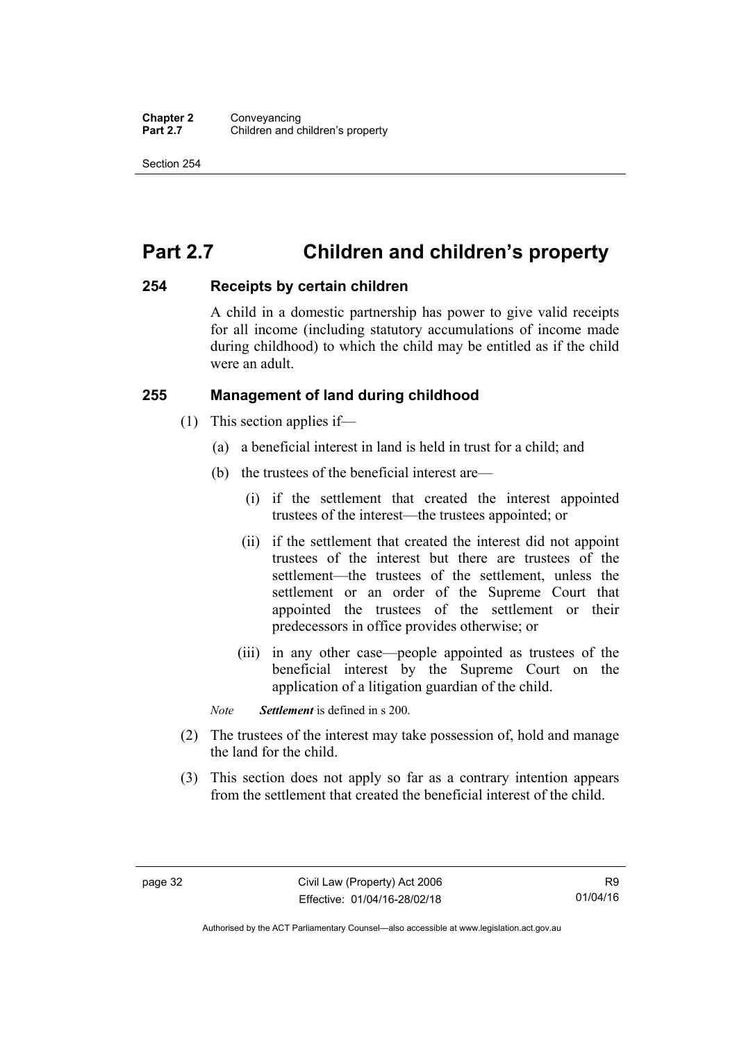# Part 2.7 Children and children's property

## 254 Receipts by certain children

A child in a domestic partnership has power to give valid receipts for all income (including statutory accumulations of income made during childhood) to which the child may be entitled as if the child were an adult.

## 255 Management of land during childhood

(1) This section applies if—

(a) a beneficial interest in land is held in trust for a child; and

(b) the trustees of the beneficial interest are—

(i) if the settlement that created the interest appointed trustees of the interest—the trustees appointed; or

(ii) if the settlement that created the interest did not appoint trustees of the interest but there are trustees of the settlement—the trustees of the settlement, unless the settlement or an order of the Supreme Court that appointed the trustees of the settlement or their predecessors in office provides otherwise; or

(iii) in any other case—people appointed as trustees of the beneficial interest by the Supreme Court on the application of a litigation guardian of the child.

*Note* ***Settlement*** is defined in s 200.

(2) The trustees of the interest may take possession of, hold and manage the land for the child.

(3) This section does not apply so far as a contrary intention appears from the settlement that created the beneficial interest of the child.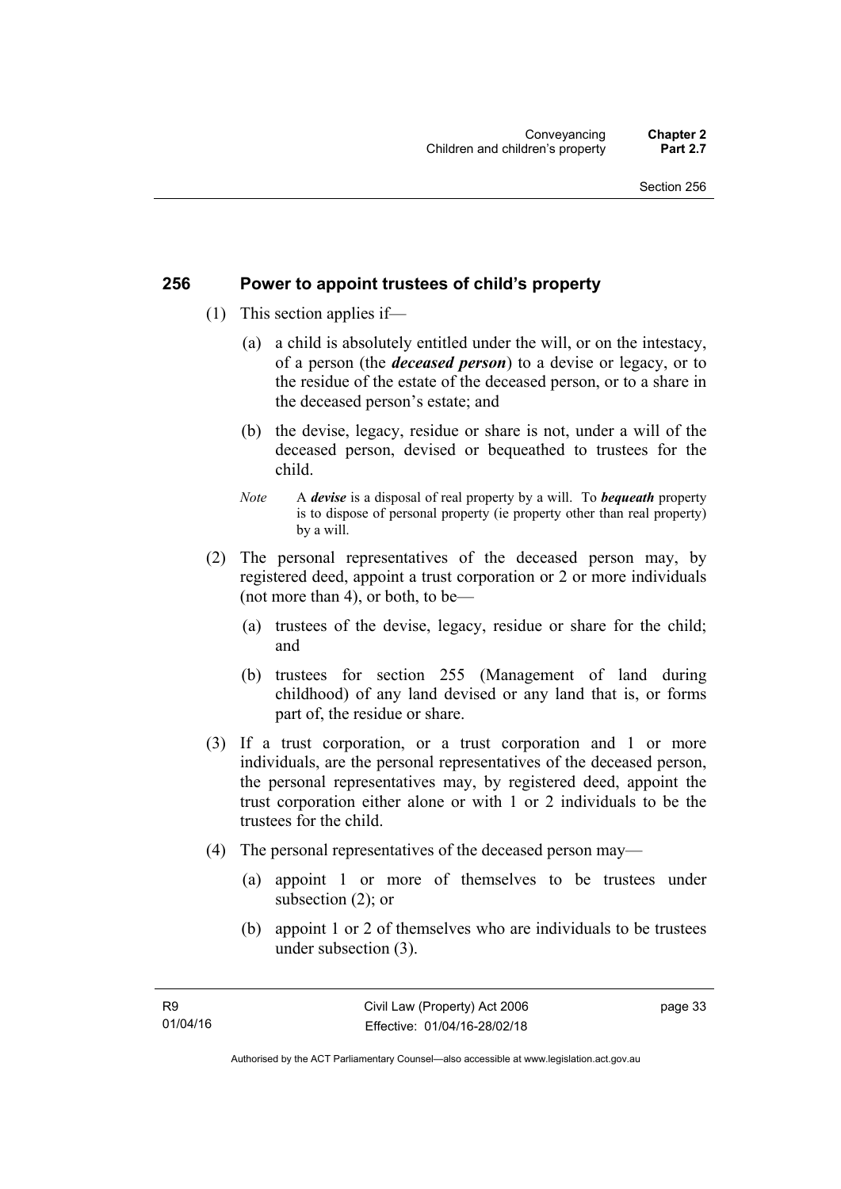## 256 Power to appoint trustees of child's property

(1) This section applies if—

(a) a child is absolutely entitled under the will, or on the intestacy, of a person (the ***deceased person***) to a devise or legacy, or to the residue of the estate of the deceased person, or to a share in the deceased person's estate; and

(b) the devise, legacy, residue or share is not, under a will of the deceased person, devised or bequeathed to trustees for the child.

*Note* A ***devise*** is a disposal of real property by a will. To ***bequeath*** property is to dispose of personal property (ie property other than real property) by a will.

(2) The personal representatives of the deceased person may, by registered deed, appoint a trust corporation or 2 or more individuals (not more than 4), or both, to be—

(a) trustees of the devise, legacy, residue or share for the child; and

(b) trustees for section 255 (Management of land during childhood) of any land devised or any land that is, or forms part of, the residue or share.

(3) If a trust corporation, or a trust corporation and 1 or more individuals, are the personal representatives of the deceased person, the personal representatives may, by registered deed, appoint the trust corporation either alone or with 1 or 2 individuals to be the trustees for the child.

(4) The personal representatives of the deceased person may—

(a) appoint 1 or more of themselves to be trustees under subsection (2); or

(b) appoint 1 or 2 of themselves who are individuals to be trustees under subsection (3).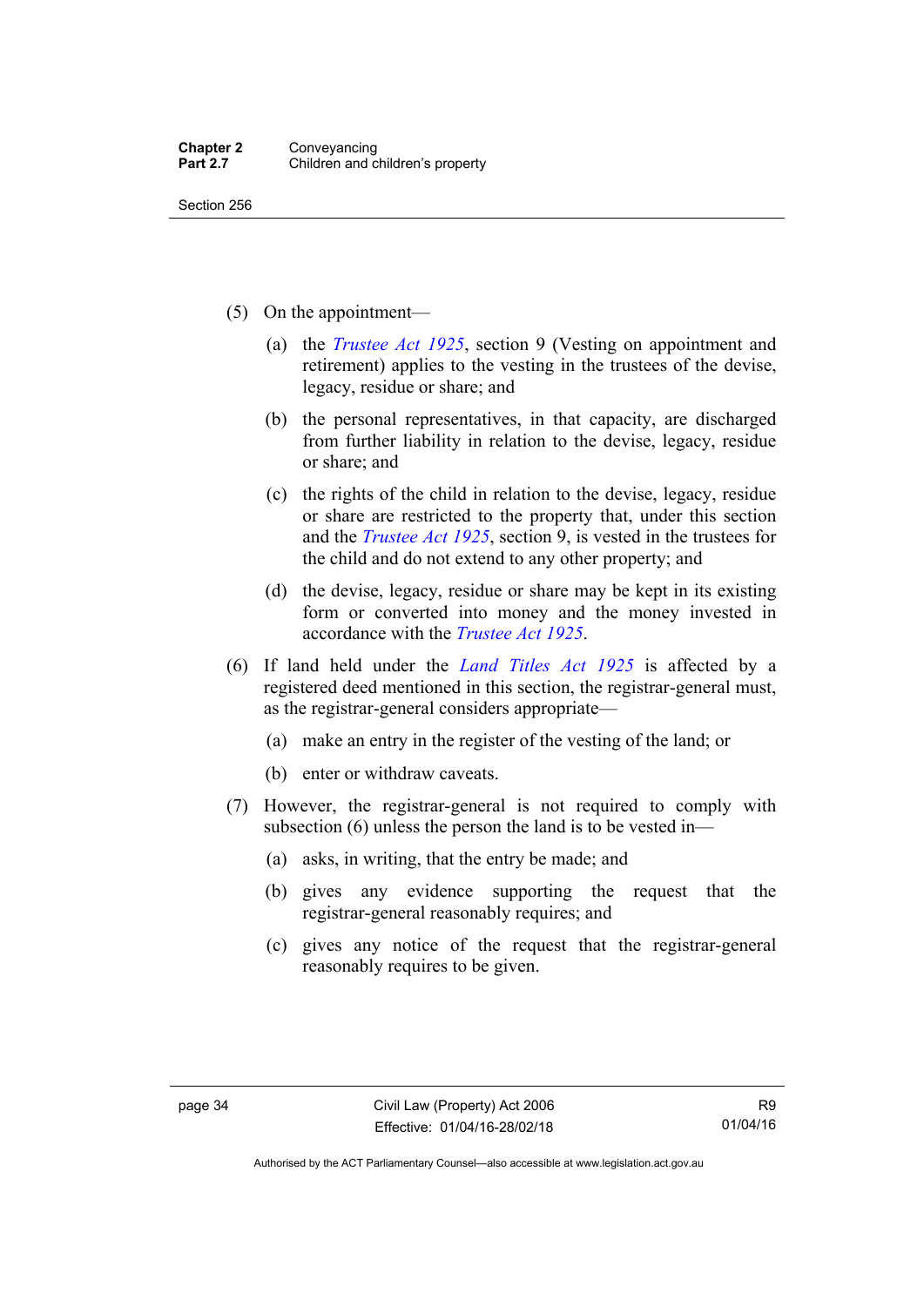(5) On the appointment—

(a) the *Trustee Act 1925*, section 9 (Vesting on appointment and retirement) applies to the vesting in the trustees of the devise, legacy, residue or share; and

(b) the personal representatives, in that capacity, are discharged from further liability in relation to the devise, legacy, residue or share; and

(c) the rights of the child in relation to the devise, legacy, residue or share are restricted to the property that, under this section and the *Trustee Act 1925*, section 9, is vested in the trustees for the child and do not extend to any other property; and

(d) the devise, legacy, residue or share may be kept in its existing form or converted into money and the money invested in accordance with the *Trustee Act 1925*.

(6) If land held under the *Land Titles Act 1925* is affected by a registered deed mentioned in this section, the registrar-general must, as the registrar-general considers appropriate—

(a) make an entry in the register of the vesting of the land; or

(b) enter or withdraw caveats.

(7) However, the registrar-general is not required to comply with subsection (6) unless the person the land is to be vested in—

(a) asks, in writing, that the entry be made; and

(b) gives any evidence supporting the request that the registrar-general reasonably requires; and

(c) gives any notice of the request that the registrar-general reasonably requires to be given.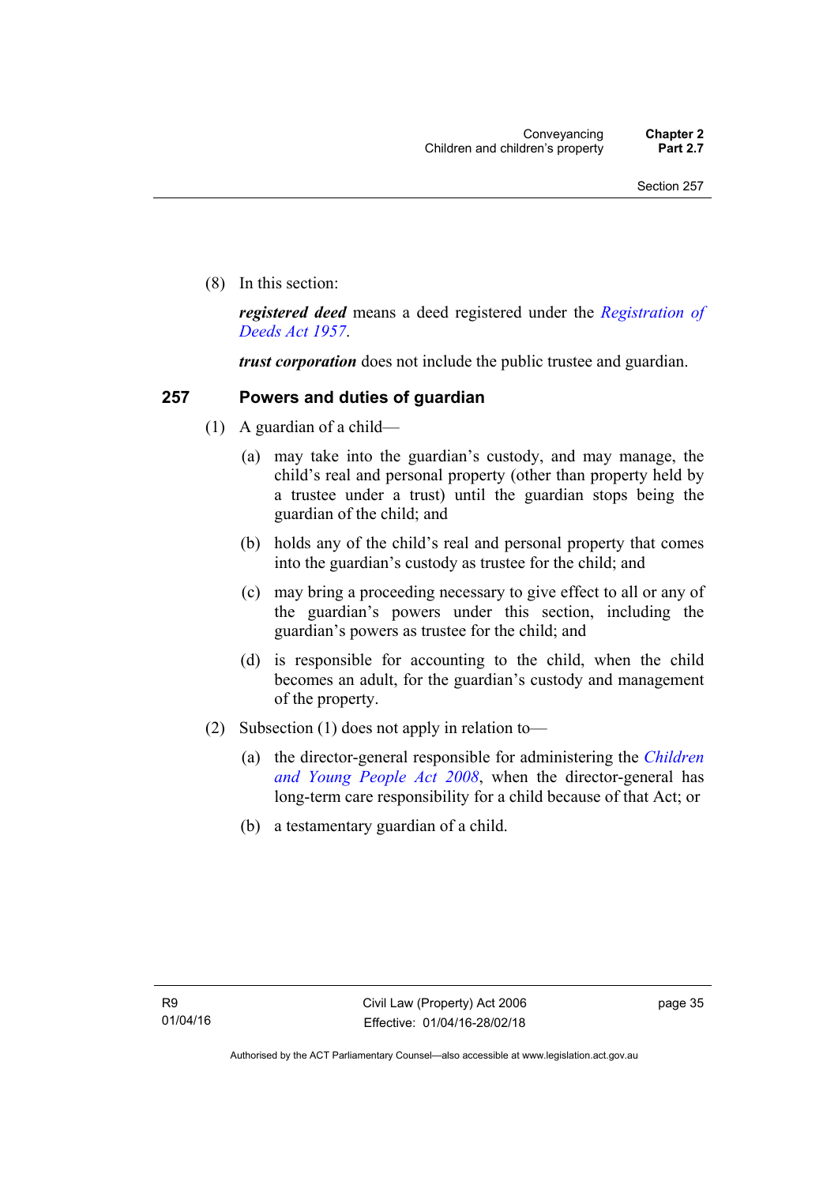(8) In this section:

***registered deed*** means a deed registered under the *Registration of Deeds Act 1957*.

***trust corporation*** does not include the public trustee and guardian.

## 257 Powers and duties of guardian

(1) A guardian of a child—

(a) may take into the guardian's custody, and may manage, the child's real and personal property (other than property held by a trustee under a trust) until the guardian stops being the guardian of the child; and

(b) holds any of the child's real and personal property that comes into the guardian's custody as trustee for the child; and

(c) may bring a proceeding necessary to give effect to all or any of the guardian's powers under this section, including the guardian's powers as trustee for the child; and

(d) is responsible for accounting to the child, when the child becomes an adult, for the guardian's custody and management of the property.

(2) Subsection (1) does not apply in relation to—

(a) the director-general responsible for administering the *Children and Young People Act 2008*, when the director-general has long-term care responsibility for a child because of that Act; or

(b) a testamentary guardian of a child.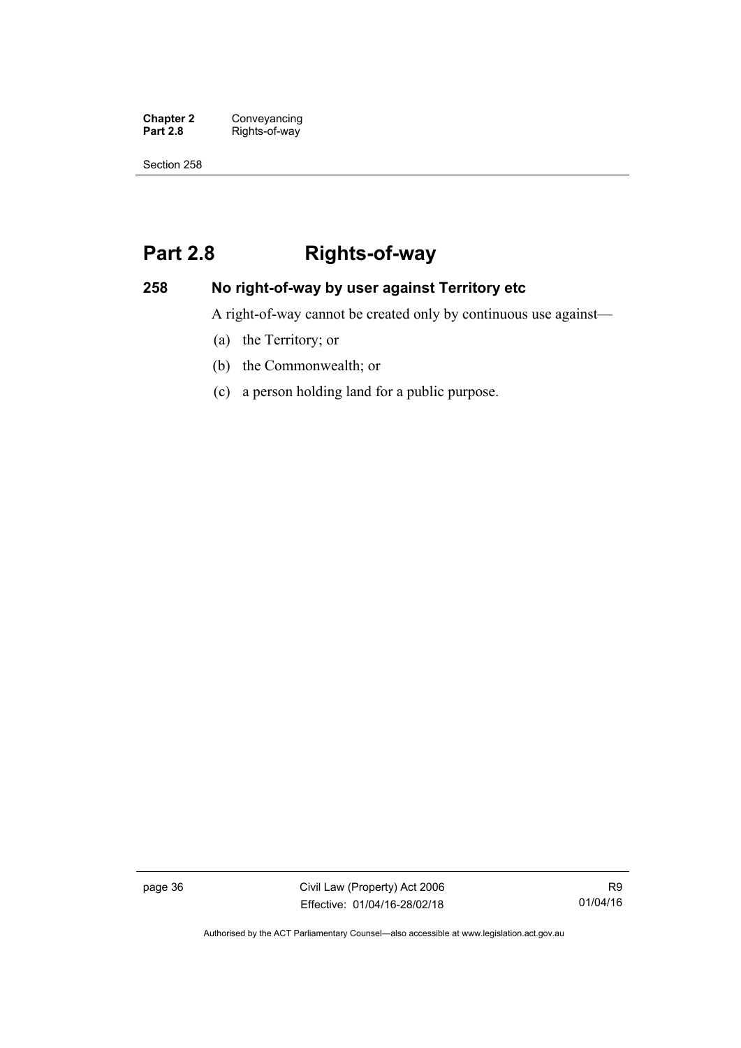# Part 2.8 Rights-of-way

## 258 No right-of-way by user against Territory etc

A right-of-way cannot be created only by continuous use against—

(a) the Territory; or

(b) the Commonwealth; or

(c) a person holding land for a public purpose.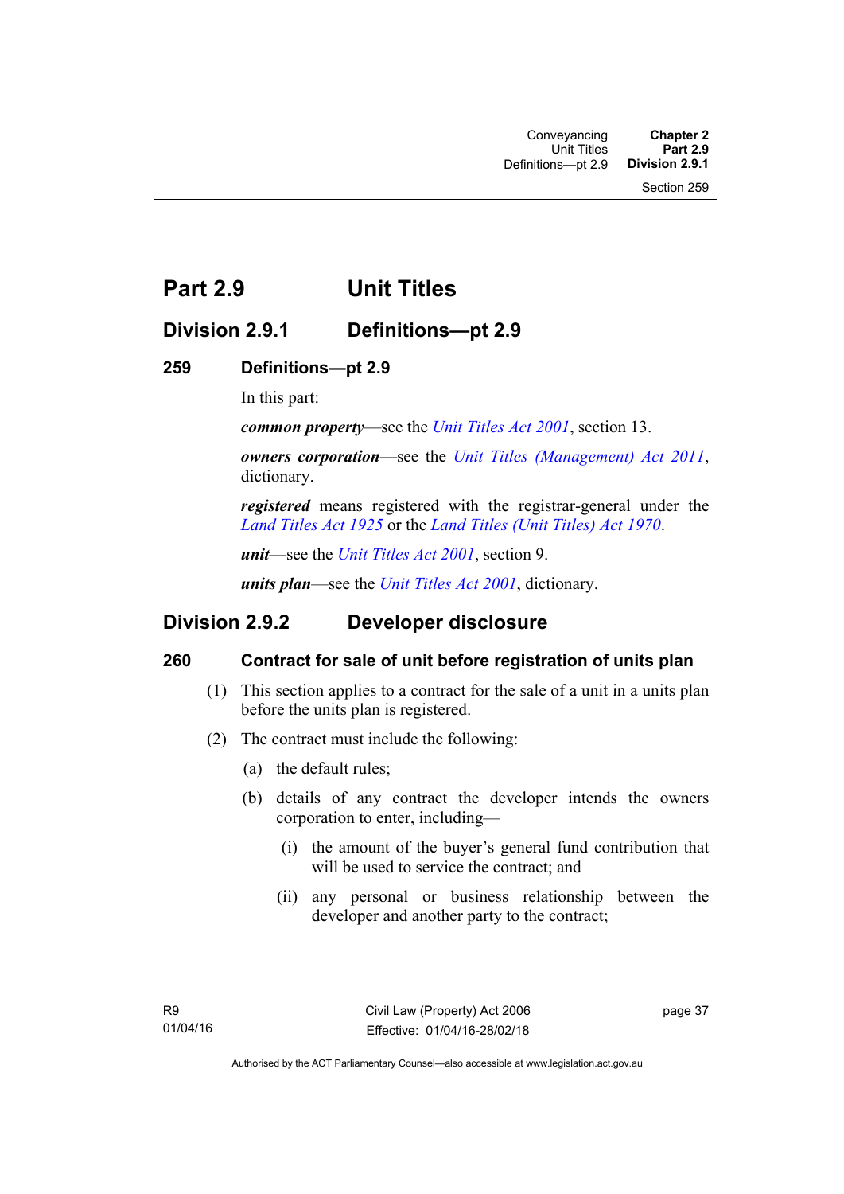# Part 2.9 Unit Titles

## Division 2.9.1 Definitions—pt 2.9

### 259 Definitions—pt 2.9

In this part:

***common property***—see the *Unit Titles Act 2001*, section 13.

***owners corporation***—see the *Unit Titles (Management) Act 2011*, dictionary.

***registered*** means registered with the registrar-general under the *Land Titles Act 1925* or the *Land Titles (Unit Titles) Act 1970*.

***unit***—see the *Unit Titles Act 2001*, section 9.

***units plan***—see the *Unit Titles Act 2001*, dictionary.

## Division 2.9.2 Developer disclosure

### 260 Contract for sale of unit before registration of units plan

(1) This section applies to a contract for the sale of a unit in a units plan before the units plan is registered.

(2) The contract must include the following:

(a) the default rules;

(b) details of any contract the developer intends the owners corporation to enter, including—

(i) the amount of the buyer's general fund contribution that will be used to service the contract; and

(ii) any personal or business relationship between the developer and another party to the contract;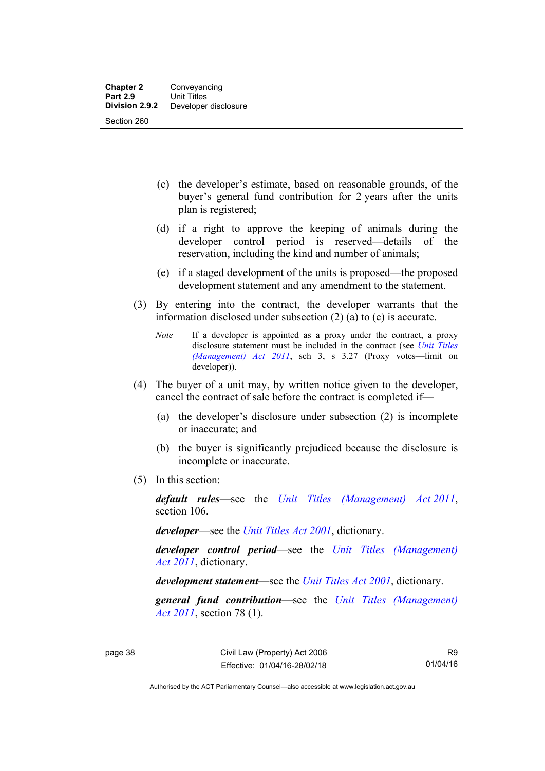(c) the developer's estimate, based on reasonable grounds, of the buyer's general fund contribution for 2 years after the units plan is registered;

(d) if a right to approve the keeping of animals during the developer control period is reserved—details of the reservation, including the kind and number of animals;

(e) if a staged development of the units is proposed—the proposed development statement and any amendment to the statement.

(3) By entering into the contract, the developer warrants that the information disclosed under subsection (2) (a) to (e) is accurate.

*Note* If a developer is appointed as a proxy under the contract, a proxy disclosure statement must be included in the contract (see *Unit Titles (Management) Act 2011*, sch 3, s 3.27 (Proxy votes—limit on developer)).

(4) The buyer of a unit may, by written notice given to the developer, cancel the contract of sale before the contract is completed if—

(a) the developer's disclosure under subsection (2) is incomplete or inaccurate; and

(b) the buyer is significantly prejudiced because the disclosure is incomplete or inaccurate.

(5) In this section:

***default rules***—see the *Unit Titles (Management) Act 2011*, section 106.

***developer***—see the *Unit Titles Act 2001*, dictionary.

***developer control period***—see the *Unit Titles (Management) Act 2011*, dictionary.

***development statement***—see the *Unit Titles Act 2001*, dictionary.

***general fund contribution***—see the *Unit Titles (Management) Act 2011*, section 78 (1).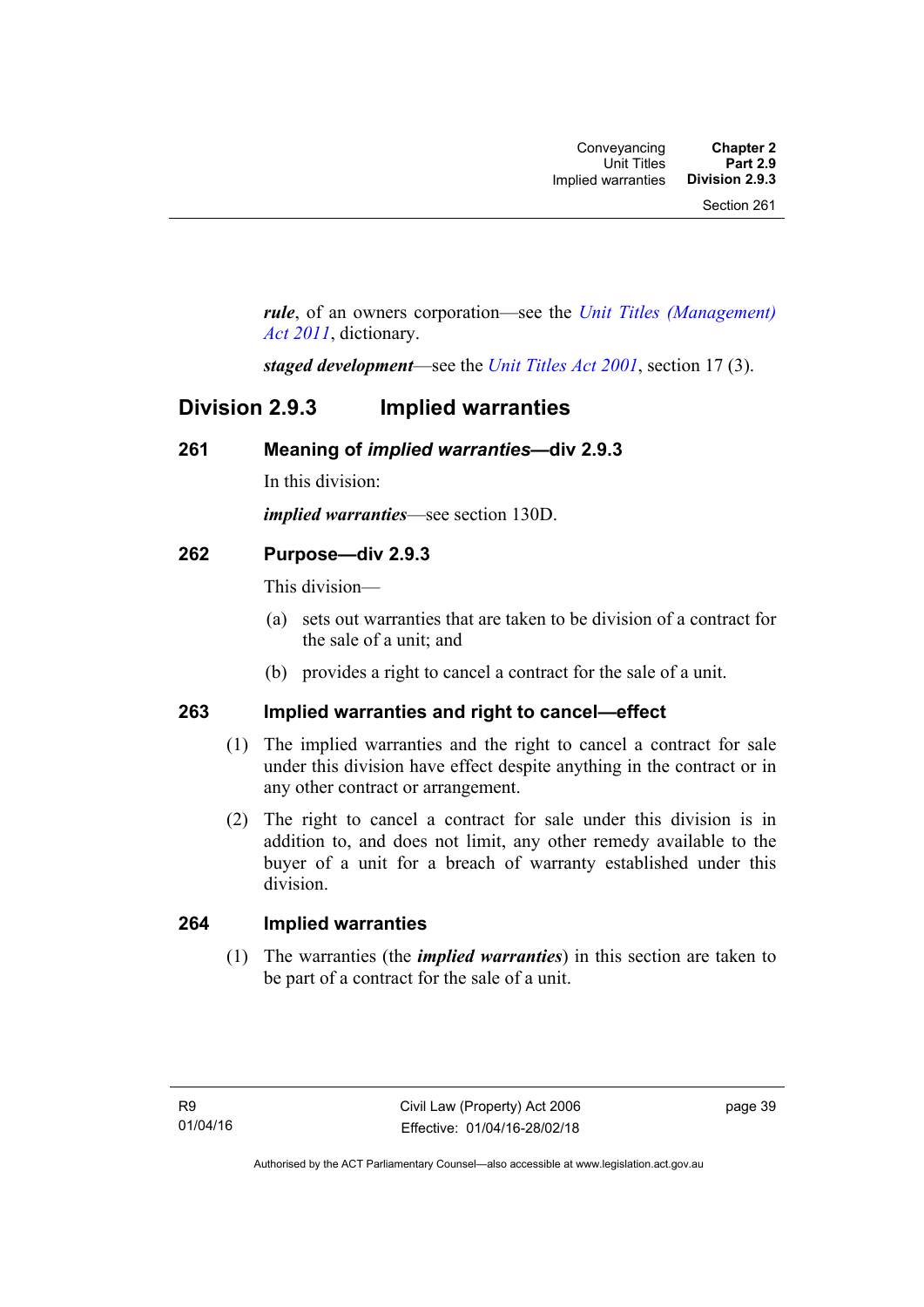***rule***, of an owners corporation—see the *Unit Titles (Management) Act 2011*, dictionary.

***staged development***—see the *Unit Titles Act 2001*, section 17 (3).

## Division 2.9.3 Implied warranties

### 261 Meaning of *implied warranties*—div 2.9.3

In this division:

***implied warranties***—see section 130D.

### 262 Purpose—div 2.9.3

This division—

(a) sets out warranties that are taken to be division of a contract for the sale of a unit; and

(b) provides a right to cancel a contract for the sale of a unit.

### 263 Implied warranties and right to cancel—effect

(1) The implied warranties and the right to cancel a contract for sale under this division have effect despite anything in the contract or in any other contract or arrangement.

(2) The right to cancel a contract for sale under this division is in addition to, and does not limit, any other remedy available to the buyer of a unit for a breach of warranty established under this division.

### 264 Implied warranties

(1) The warranties (the ***implied warranties***) in this section are taken to be part of a contract for the sale of a unit.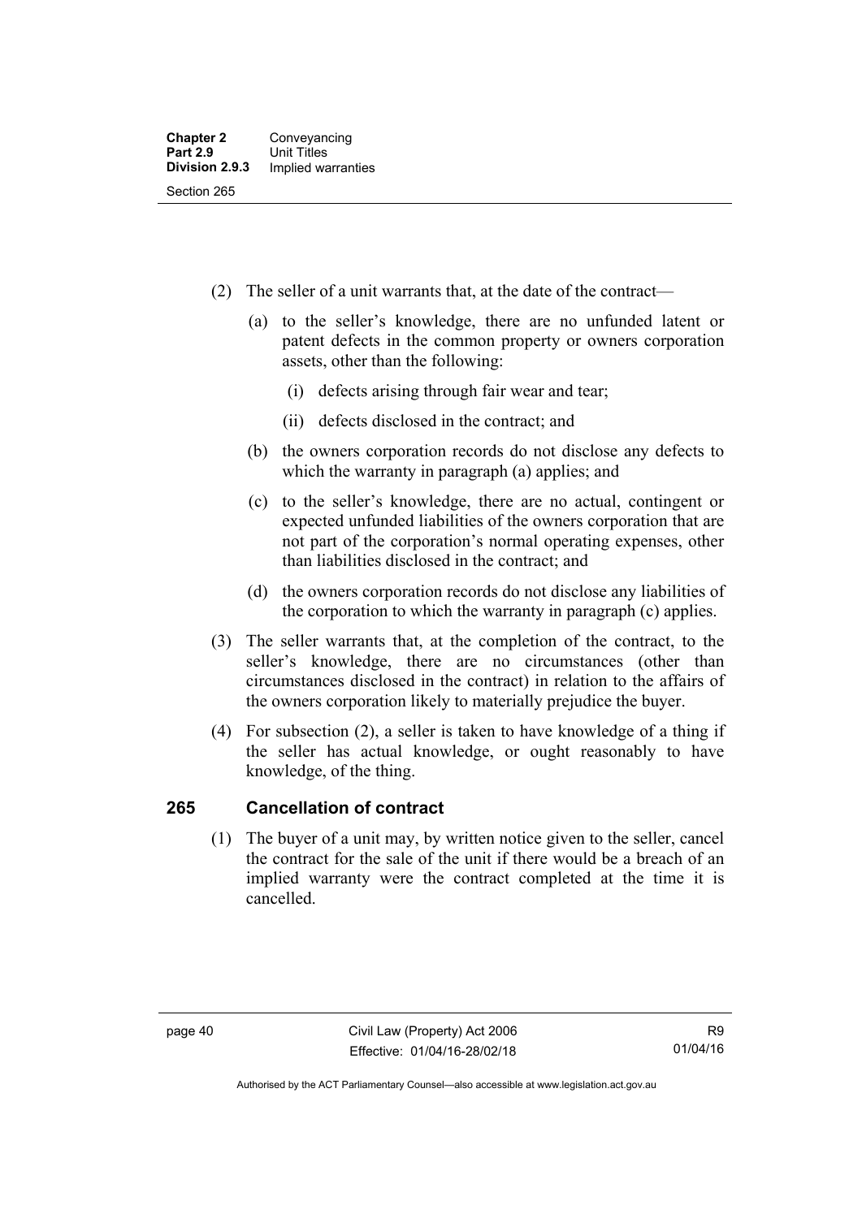(2) The seller of a unit warrants that, at the date of the contract—

(a) to the seller's knowledge, there are no unfunded latent or patent defects in the common property or owners corporation assets, other than the following:

(i) defects arising through fair wear and tear;

(ii) defects disclosed in the contract; and

(b) the owners corporation records do not disclose any defects to which the warranty in paragraph (a) applies; and

(c) to the seller's knowledge, there are no actual, contingent or expected unfunded liabilities of the owners corporation that are not part of the corporation's normal operating expenses, other than liabilities disclosed in the contract; and

(d) the owners corporation records do not disclose any liabilities of the corporation to which the warranty in paragraph (c) applies.

(3) The seller warrants that, at the completion of the contract, to the seller's knowledge, there are no circumstances (other than circumstances disclosed in the contract) in relation to the affairs of the owners corporation likely to materially prejudice the buyer.

(4) For subsection (2), a seller is taken to have knowledge of a thing if the seller has actual knowledge, or ought reasonably to have knowledge, of the thing.

## 265 Cancellation of contract

(1) The buyer of a unit may, by written notice given to the seller, cancel the contract for the sale of the unit if there would be a breach of an implied warranty were the contract completed at the time it is cancelled.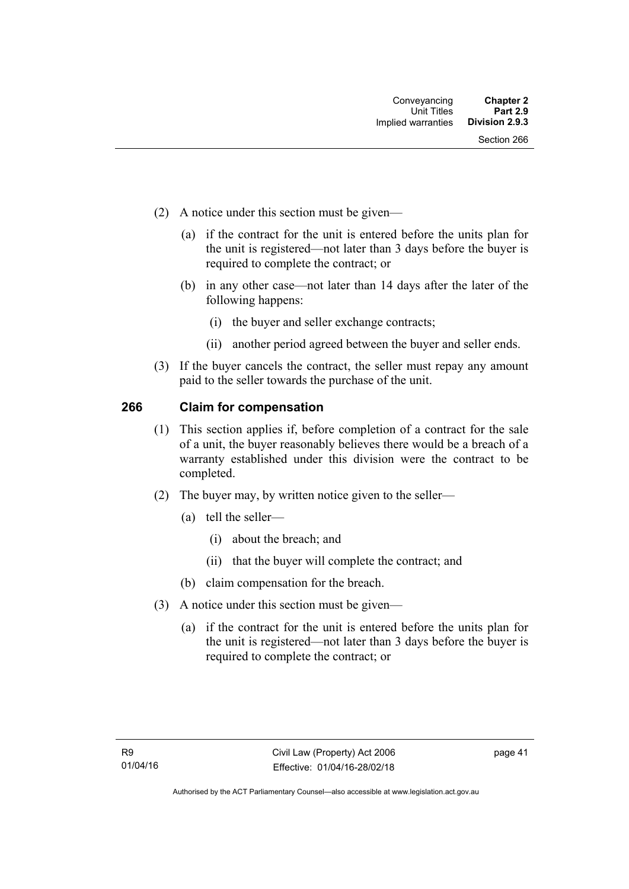(2) A notice under this section must be given—

(a) if the contract for the unit is entered before the units plan for the unit is registered—not later than 3 days before the buyer is required to complete the contract; or

(b) in any other case—not later than 14 days after the later of the following happens:

(i) the buyer and seller exchange contracts;

(ii) another period agreed between the buyer and seller ends.

(3) If the buyer cancels the contract, the seller must repay any amount paid to the seller towards the purchase of the unit.

## 266 Claim for compensation

(1) This section applies if, before completion of a contract for the sale of a unit, the buyer reasonably believes there would be a breach of a warranty established under this division were the contract to be completed.

(2) The buyer may, by written notice given to the seller—

(a) tell the seller—

(i) about the breach; and

(ii) that the buyer will complete the contract; and

(b) claim compensation for the breach.

(3) A notice under this section must be given—

(a) if the contract for the unit is entered before the units plan for the unit is registered—not later than 3 days before the buyer is required to complete the contract; or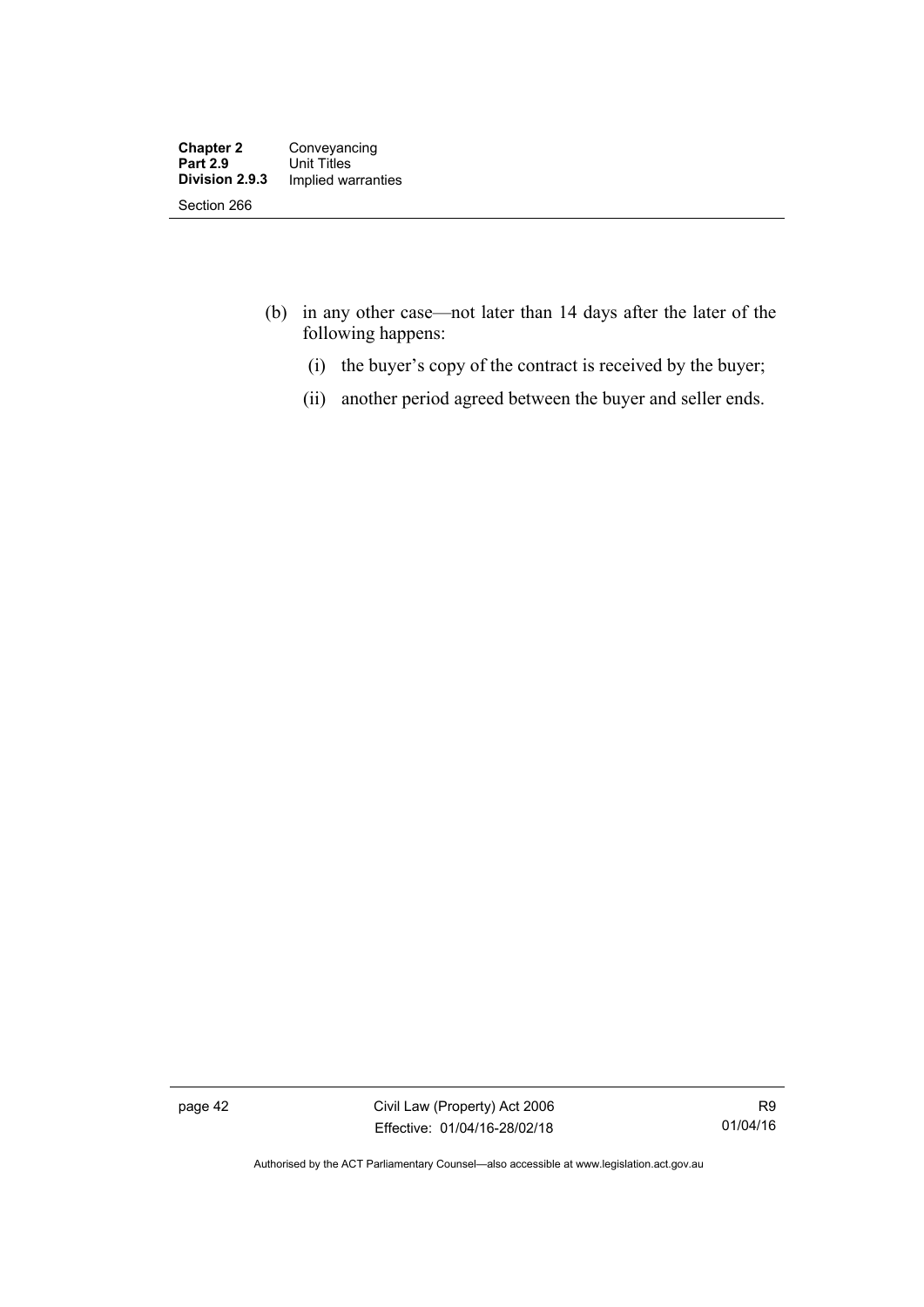(b) in any other case—not later than 14 days after the later of the following happens:

  (i) the buyer's copy of the contract is received by the buyer;

  (ii) another period agreed between the buyer and seller ends.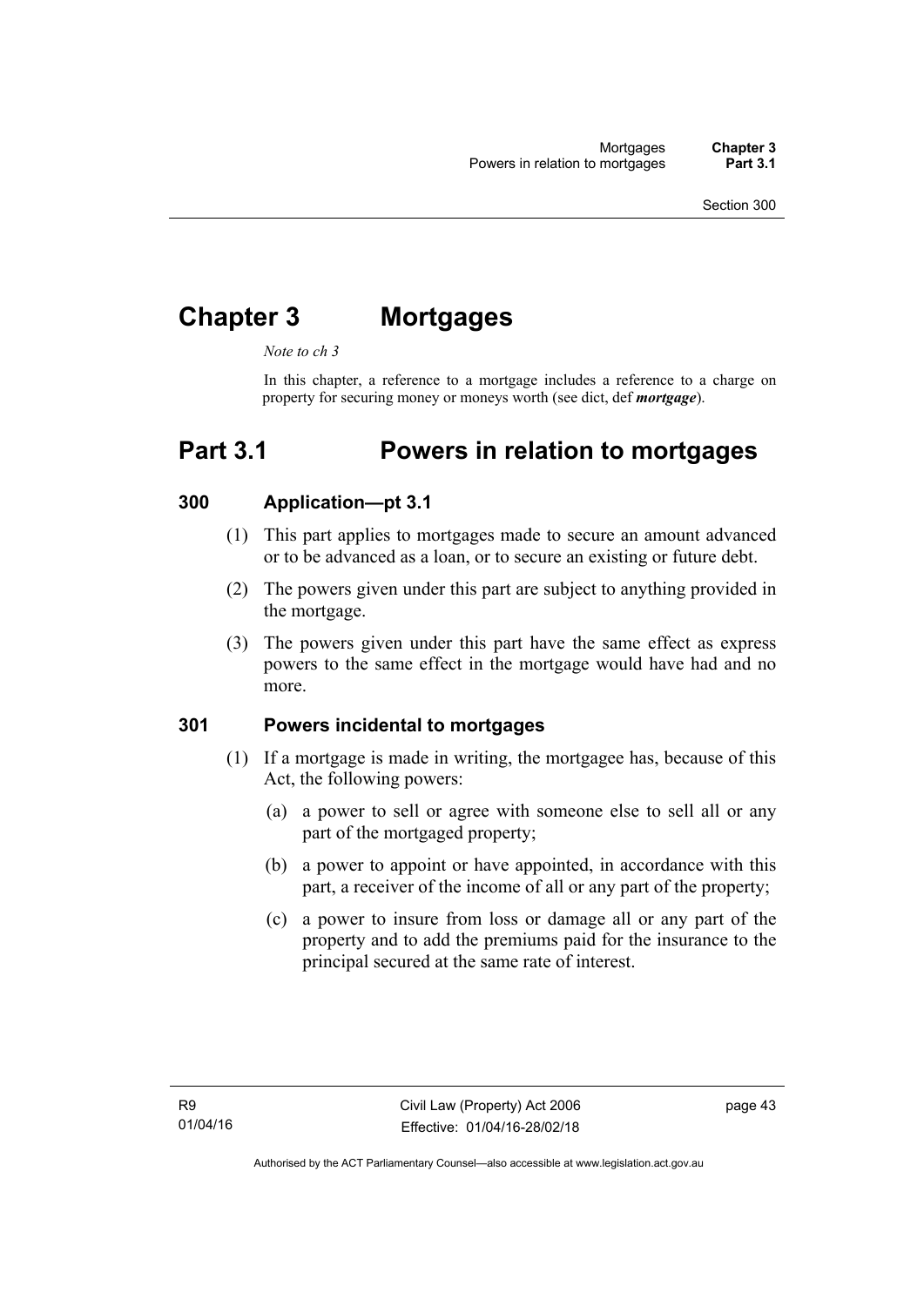# Chapter 3 Mortgages

*Note to ch 3*

In this chapter, a reference to a mortgage includes a reference to a charge on property for securing money or moneys worth (see dict, def ***mortgage***).

## Part 3.1 Powers in relation to mortgages

### 300 Application—pt 3.1

(1) This part applies to mortgages made to secure an amount advanced or to be advanced as a loan, or to secure an existing or future debt.

(2) The powers given under this part are subject to anything provided in the mortgage.

(3) The powers given under this part have the same effect as express powers to the same effect in the mortgage would have had and no more.

### 301 Powers incidental to mortgages

(1) If a mortgage is made in writing, the mortgagee has, because of this Act, the following powers:

(a) a power to sell or agree with someone else to sell all or any part of the mortgaged property;

(b) a power to appoint or have appointed, in accordance with this part, a receiver of the income of all or any part of the property;

(c) a power to insure from loss or damage all or any part of the property and to add the premiums paid for the insurance to the principal secured at the same rate of interest.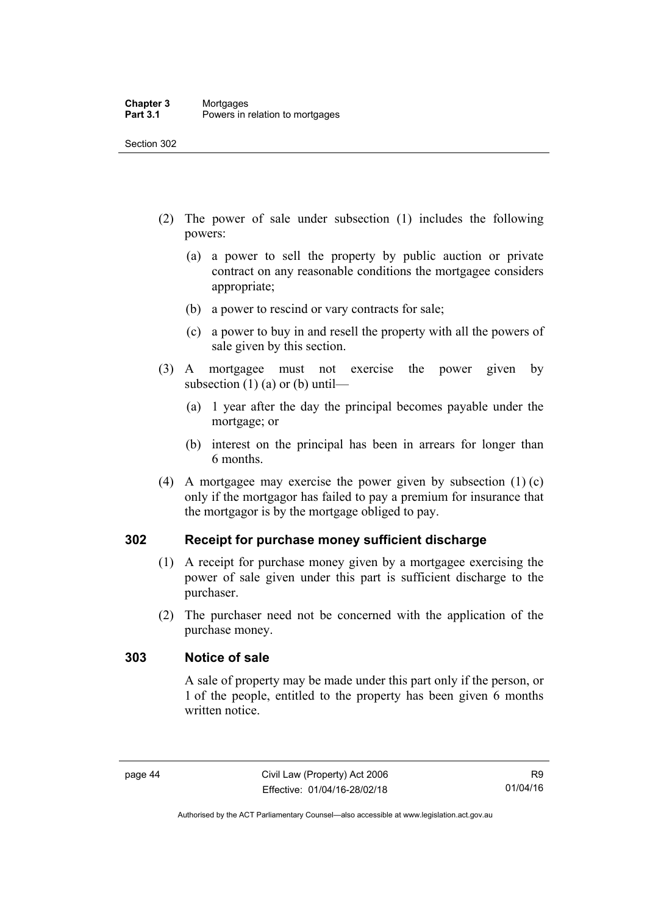(2) The power of sale under subsection (1) includes the following powers:

(a) a power to sell the property by public auction or private contract on any reasonable conditions the mortgagee considers appropriate;

(b) a power to rescind or vary contracts for sale;

(c) a power to buy in and resell the property with all the powers of sale given by this section.

(3) A mortgagee must not exercise the power given by subsection (1) (a) or (b) until—

(a) 1 year after the day the principal becomes payable under the mortgage; or

(b) interest on the principal has been in arrears for longer than 6 months.

(4) A mortgagee may exercise the power given by subsection (1) (c) only if the mortgagor has failed to pay a premium for insurance that the mortgagor is by the mortgage obliged to pay.

## 302 Receipt for purchase money sufficient discharge

(1) A receipt for purchase money given by a mortgagee exercising the power of sale given under this part is sufficient discharge to the purchaser.

(2) The purchaser need not be concerned with the application of the purchase money.

## 303 Notice of sale

A sale of property may be made under this part only if the person, or 1 of the people, entitled to the property has been given 6 months written notice.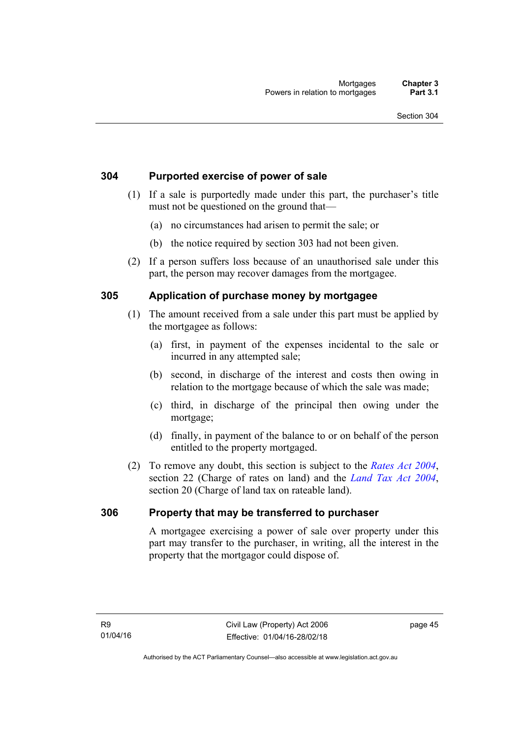## 304 Purported exercise of power of sale

(1) If a sale is purportedly made under this part, the purchaser's title must not be questioned on the ground that—

(a) no circumstances had arisen to permit the sale; or

(b) the notice required by section 303 had not been given.

(2) If a person suffers loss because of an unauthorised sale under this part, the person may recover damages from the mortgagee.

## 305 Application of purchase money by mortgagee

(1) The amount received from a sale under this part must be applied by the mortgagee as follows:

(a) first, in payment of the expenses incidental to the sale or incurred in any attempted sale;

(b) second, in discharge of the interest and costs then owing in relation to the mortgage because of which the sale was made;

(c) third, in discharge of the principal then owing under the mortgage;

(d) finally, in payment of the balance to or on behalf of the person entitled to the property mortgaged.

(2) To remove any doubt, this section is subject to the *Rates Act 2004*, section 22 (Charge of rates on land) and the *Land Tax Act 2004*, section 20 (Charge of land tax on rateable land).

## 306 Property that may be transferred to purchaser

A mortgagee exercising a power of sale over property under this part may transfer to the purchaser, in writing, all the interest in the property that the mortgagor could dispose of.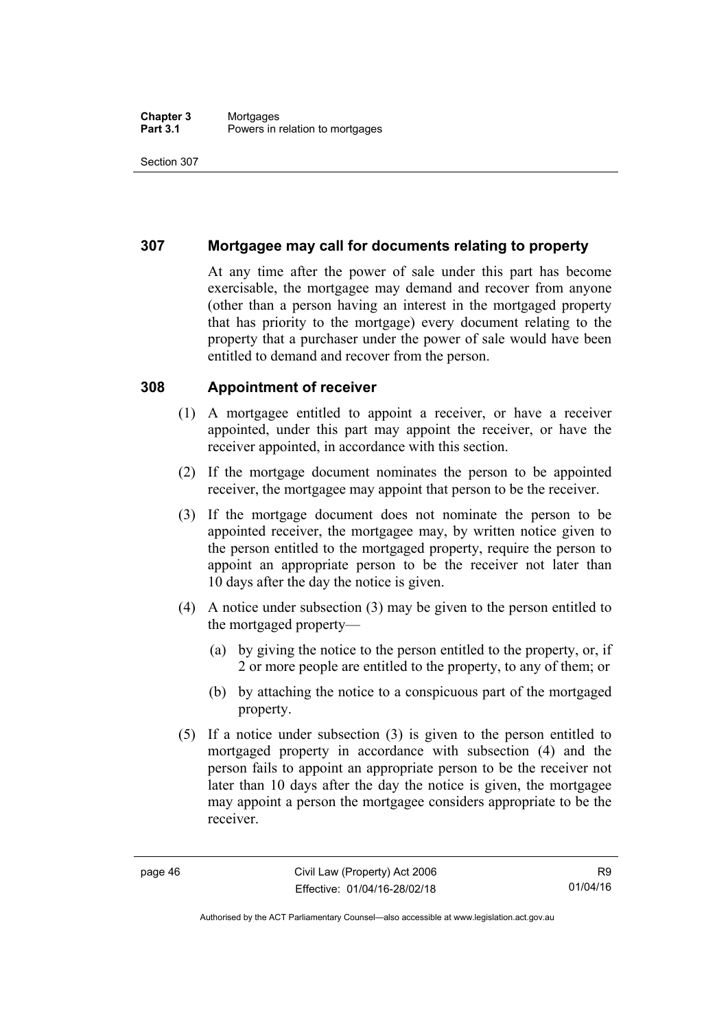## 307 Mortgagee may call for documents relating to property

At any time after the power of sale under this part has become exercisable, the mortgagee may demand and recover from anyone (other than a person having an interest in the mortgaged property that has priority to the mortgage) every document relating to the property that a purchaser under the power of sale would have been entitled to demand and recover from the person.

## 308 Appointment of receiver

(1) A mortgagee entitled to appoint a receiver, or have a receiver appointed, under this part may appoint the receiver, or have the receiver appointed, in accordance with this section.

(2) If the mortgage document nominates the person to be appointed receiver, the mortgagee may appoint that person to be the receiver.

(3) If the mortgage document does not nominate the person to be appointed receiver, the mortgagee may, by written notice given to the person entitled to the mortgaged property, require the person to appoint an appropriate person to be the receiver not later than 10 days after the day the notice is given.

(4) A notice under subsection (3) may be given to the person entitled to the mortgaged property—

(a) by giving the notice to the person entitled to the property, or, if 2 or more people are entitled to the property, to any of them; or

(b) by attaching the notice to a conspicuous part of the mortgaged property.

(5) If a notice under subsection (3) is given to the person entitled to mortgaged property in accordance with subsection (4) and the person fails to appoint an appropriate person to be the receiver not later than 10 days after the day the notice is given, the mortgagee may appoint a person the mortgagee considers appropriate to be the receiver.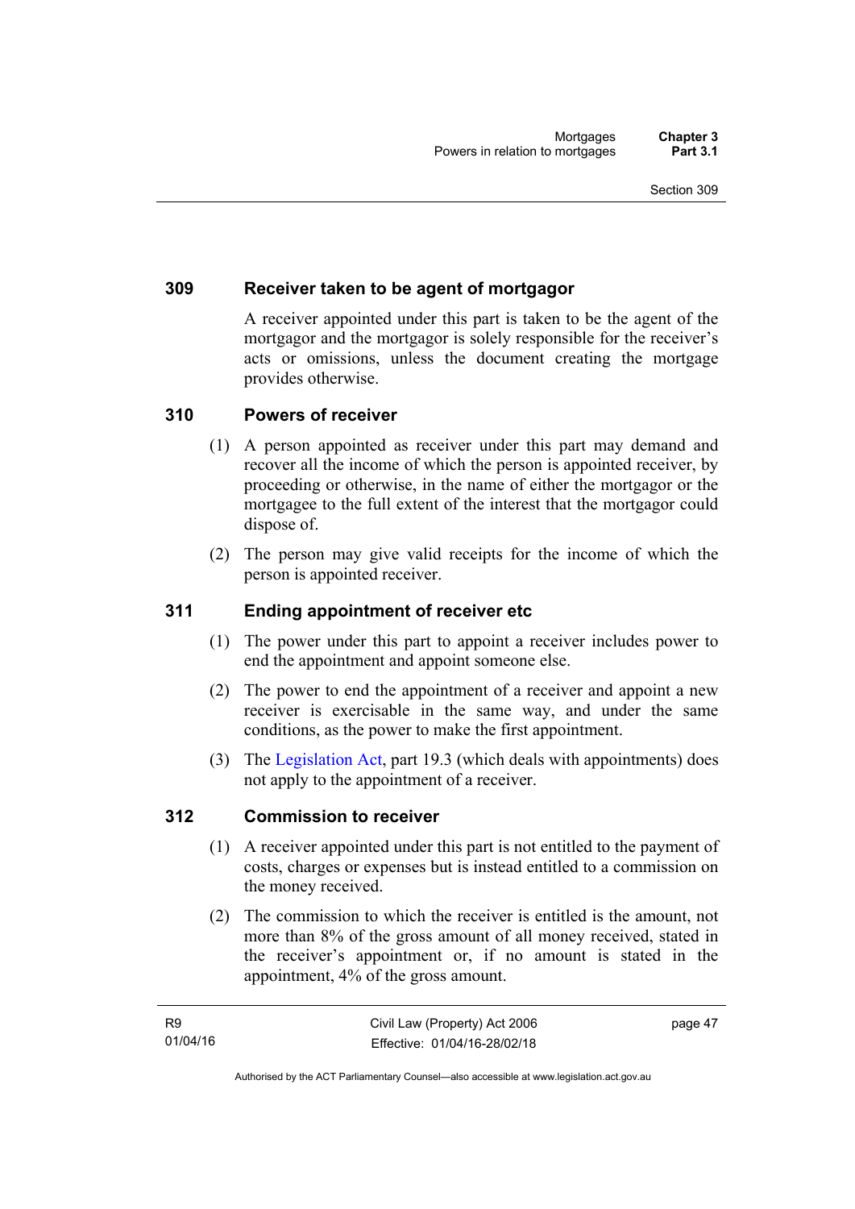## 309 Receiver taken to be agent of mortgagor

A receiver appointed under this part is taken to be the agent of the mortgagor and the mortgagor is solely responsible for the receiver's acts or omissions, unless the document creating the mortgage provides otherwise.

## 310 Powers of receiver

(1) A person appointed as receiver under this part may demand and recover all the income of which the person is appointed receiver, by proceeding or otherwise, in the name of either the mortgagor or the mortgagee to the full extent of the interest that the mortgagor could dispose of.

(2) The person may give valid receipts for the income of which the person is appointed receiver.

## 311 Ending appointment of receiver etc

(1) The power under this part to appoint a receiver includes power to end the appointment and appoint someone else.

(2) The power to end the appointment of a receiver and appoint a new receiver is exercisable in the same way, and under the same conditions, as the power to make the first appointment.

(3) The Legislation Act, part 19.3 (which deals with appointments) does not apply to the appointment of a receiver.

## 312 Commission to receiver

(1) A receiver appointed under this part is not entitled to the payment of costs, charges or expenses but is instead entitled to a commission on the money received.

(2) The commission to which the receiver is entitled is the amount, not more than 8% of the gross amount of all money received, stated in the receiver's appointment or, if no amount is stated in the appointment, 4% of the gross amount.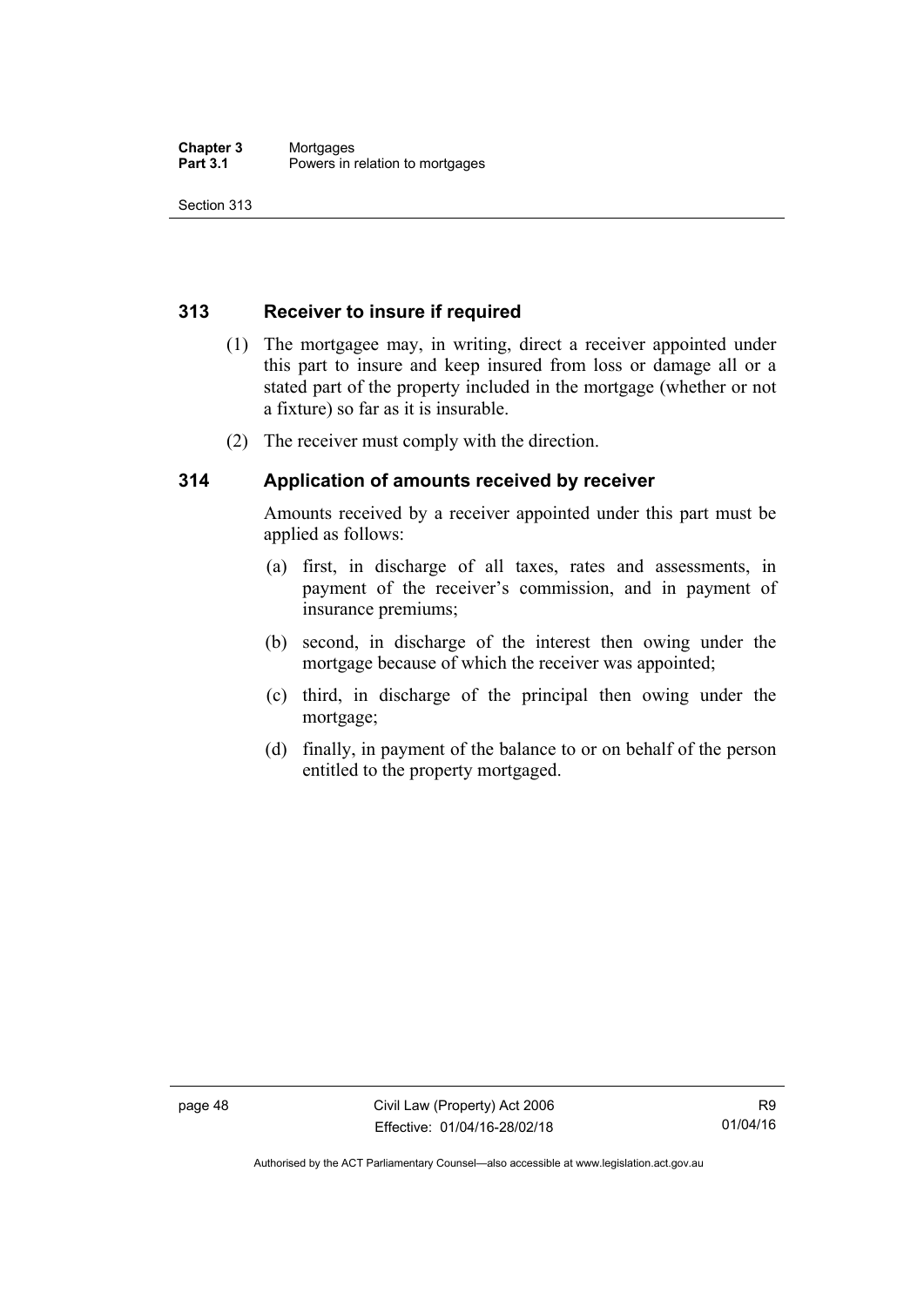## 313 Receiver to insure if required

(1) The mortgagee may, in writing, direct a receiver appointed under this part to insure and keep insured from loss or damage all or a stated part of the property included in the mortgage (whether or not a fixture) so far as it is insurable.

(2) The receiver must comply with the direction.

## 314 Application of amounts received by receiver

Amounts received by a receiver appointed under this part must be applied as follows:

(a) first, in discharge of all taxes, rates and assessments, in payment of the receiver's commission, and in payment of insurance premiums;

(b) second, in discharge of the interest then owing under the mortgage because of which the receiver was appointed;

(c) third, in discharge of the principal then owing under the mortgage;

(d) finally, in payment of the balance to or on behalf of the person entitled to the property mortgaged.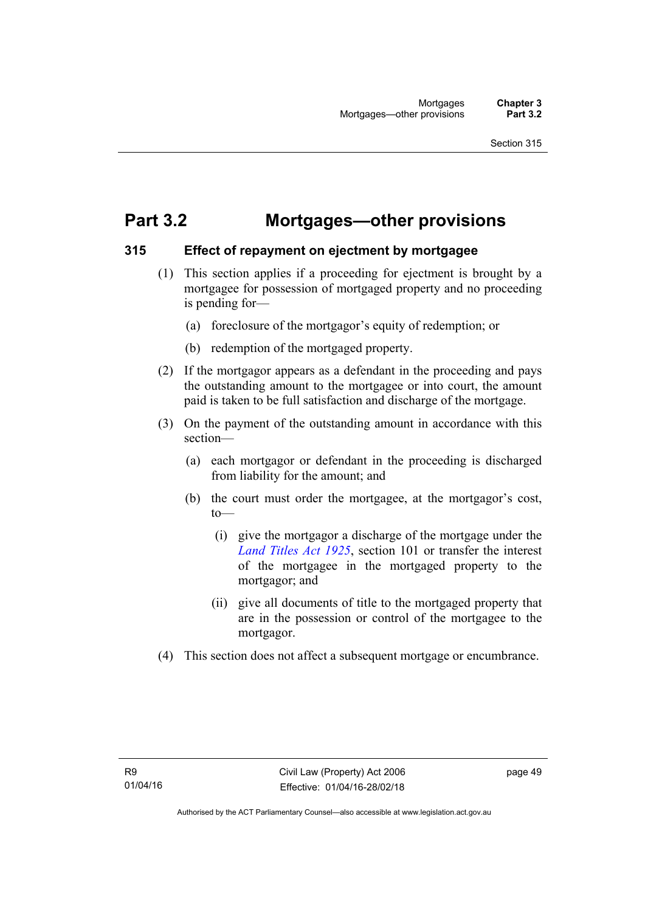# Part 3.2 Mortgages—other provisions

## 315 Effect of repayment on ejectment by mortgagee

(1) This section applies if a proceeding for ejectment is brought by a mortgagee for possession of mortgaged property and no proceeding is pending for—

(a) foreclosure of the mortgagor's equity of redemption; or

(b) redemption of the mortgaged property.

(2) If the mortgagor appears as a defendant in the proceeding and pays the outstanding amount to the mortgagee or into court, the amount paid is taken to be full satisfaction and discharge of the mortgage.

(3) On the payment of the outstanding amount in accordance with this section—

(a) each mortgagor or defendant in the proceeding is discharged from liability for the amount; and

(b) the court must order the mortgagee, at the mortgagor's cost, to—

(i) give the mortgagor a discharge of the mortgage under the *Land Titles Act 1925*, section 101 or transfer the interest of the mortgagee in the mortgaged property to the mortgagor; and

(ii) give all documents of title to the mortgaged property that are in the possession or control of the mortgagee to the mortgagor.

(4) This section does not affect a subsequent mortgage or encumbrance.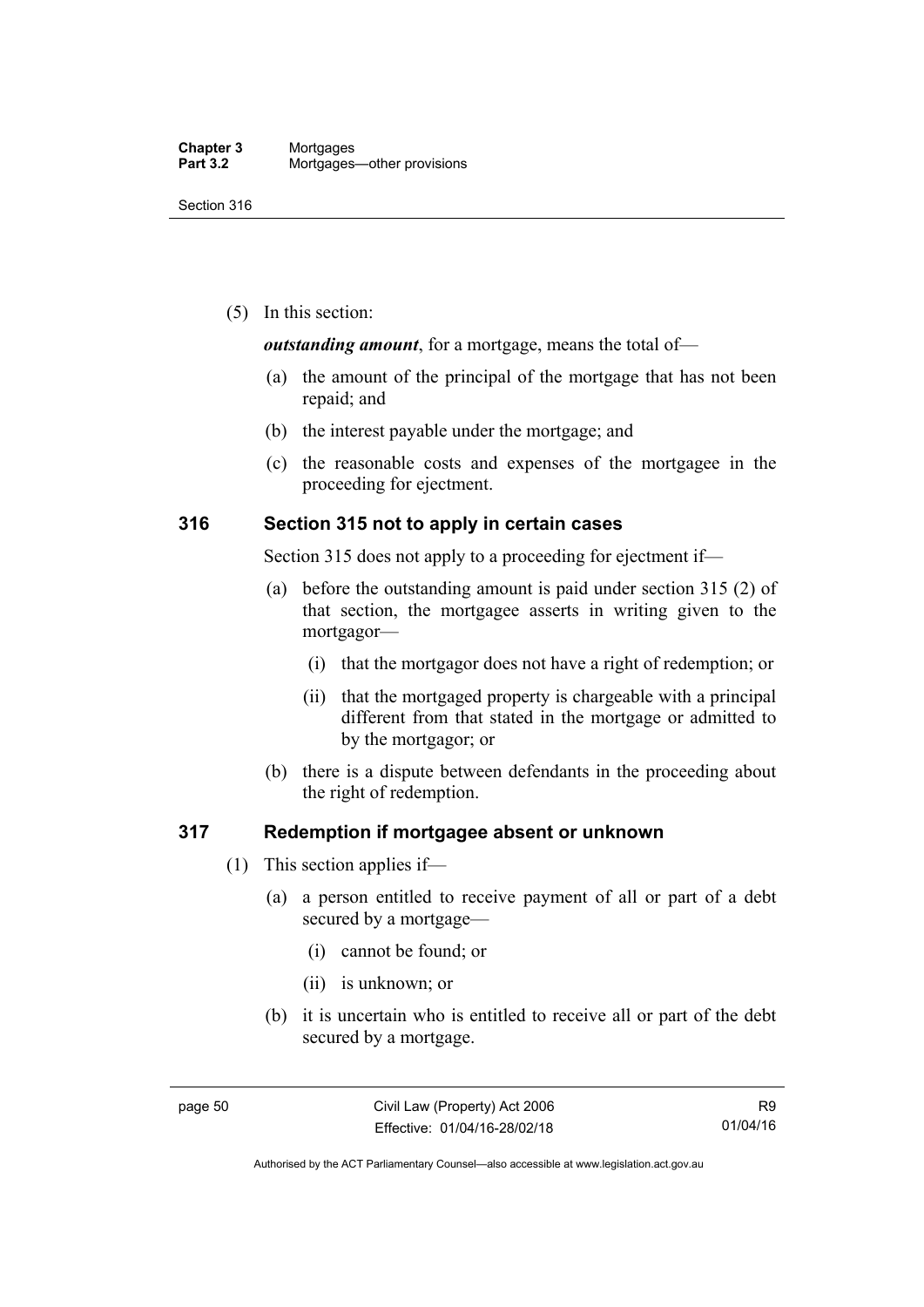(5) In this section:

***outstanding amount***, for a mortgage, means the total of—

(a) the amount of the principal of the mortgage that has not been repaid; and

(b) the interest payable under the mortgage; and

(c) the reasonable costs and expenses of the mortgagee in the proceeding for ejectment.

## 316 Section 315 not to apply in certain cases

Section 315 does not apply to a proceeding for ejectment if—

(a) before the outstanding amount is paid under section 315 (2) of that section, the mortgagee asserts in writing given to the mortgagor—

(i) that the mortgagor does not have a right of redemption; or

(ii) that the mortgaged property is chargeable with a principal different from that stated in the mortgage or admitted to by the mortgagor; or

(b) there is a dispute between defendants in the proceeding about the right of redemption.

## 317 Redemption if mortgagee absent or unknown

(1) This section applies if—

(a) a person entitled to receive payment of all or part of a debt secured by a mortgage—

(i) cannot be found; or

(ii) is unknown; or

(b) it is uncertain who is entitled to receive all or part of the debt secured by a mortgage.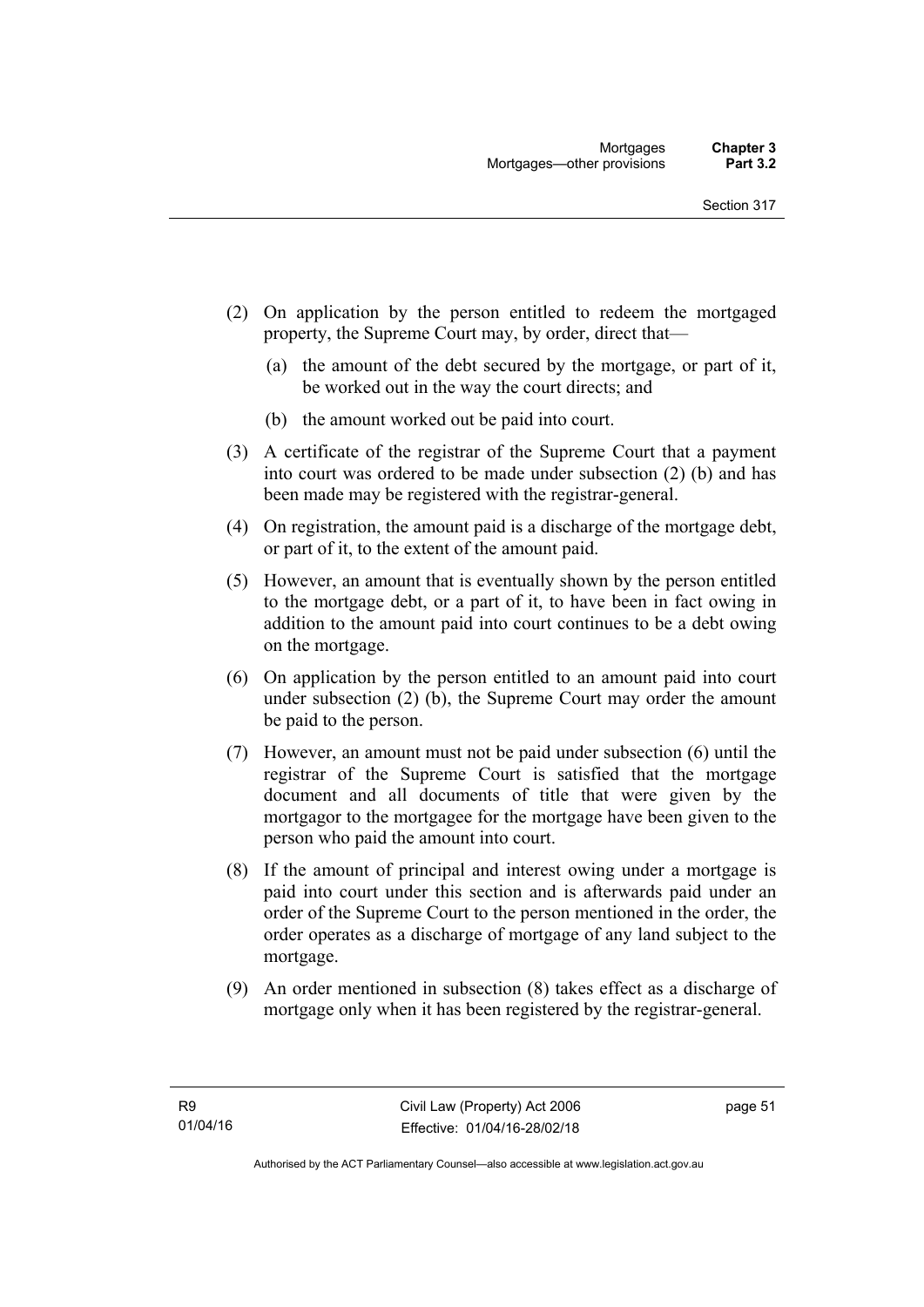(2) On application by the person entitled to redeem the mortgaged property, the Supreme Court may, by order, direct that—

(a) the amount of the debt secured by the mortgage, or part of it, be worked out in the way the court directs; and

(b) the amount worked out be paid into court.

(3) A certificate of the registrar of the Supreme Court that a payment into court was ordered to be made under subsection (2) (b) and has been made may be registered with the registrar-general.

(4) On registration, the amount paid is a discharge of the mortgage debt, or part of it, to the extent of the amount paid.

(5) However, an amount that is eventually shown by the person entitled to the mortgage debt, or a part of it, to have been in fact owing in addition to the amount paid into court continues to be a debt owing on the mortgage.

(6) On application by the person entitled to an amount paid into court under subsection (2) (b), the Supreme Court may order the amount be paid to the person.

(7) However, an amount must not be paid under subsection (6) until the registrar of the Supreme Court is satisfied that the mortgage document and all documents of title that were given by the mortgagor to the mortgagee for the mortgage have been given to the person who paid the amount into court.

(8) If the amount of principal and interest owing under a mortgage is paid into court under this section and is afterwards paid under an order of the Supreme Court to the person mentioned in the order, the order operates as a discharge of mortgage of any land subject to the mortgage.

(9) An order mentioned in subsection (8) takes effect as a discharge of mortgage only when it has been registered by the registrar-general.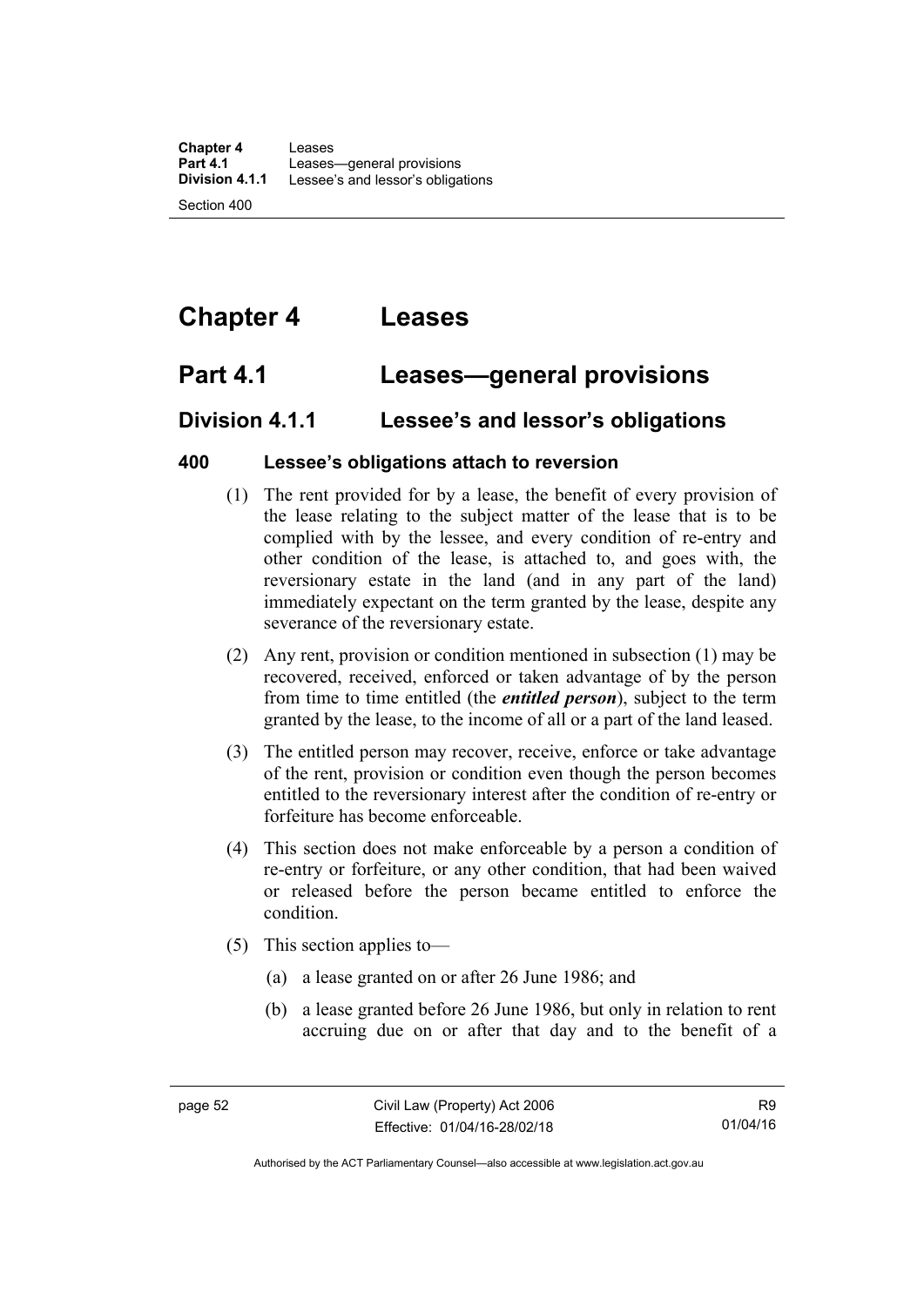# Chapter 4 Leases

## Part 4.1 Leases—general provisions

### Division 4.1.1 Lessee's and lessor's obligations

#### 400 Lessee's obligations attach to reversion

(1) The rent provided for by a lease, the benefit of every provision of the lease relating to the subject matter of the lease that is to be complied with by the lessee, and every condition of re-entry and other condition of the lease, is attached to, and goes with, the reversionary estate in the land (and in any part of the land) immediately expectant on the term granted by the lease, despite any severance of the reversionary estate.

(2) Any rent, provision or condition mentioned in subsection (1) may be recovered, received, enforced or taken advantage of by the person from time to time entitled (the ***entitled person***), subject to the term granted by the lease, to the income of all or a part of the land leased.

(3) The entitled person may recover, receive, enforce or take advantage of the rent, provision or condition even though the person becomes entitled to the reversionary interest after the condition of re-entry or forfeiture has become enforceable.

(4) This section does not make enforceable by a person a condition of re-entry or forfeiture, or any other condition, that had been waived or released before the person became entitled to enforce the condition.

(5) This section applies to—

(a) a lease granted on or after 26 June 1986; and

(b) a lease granted before 26 June 1986, but only in relation to rent accruing due on or after that day and to the benefit of a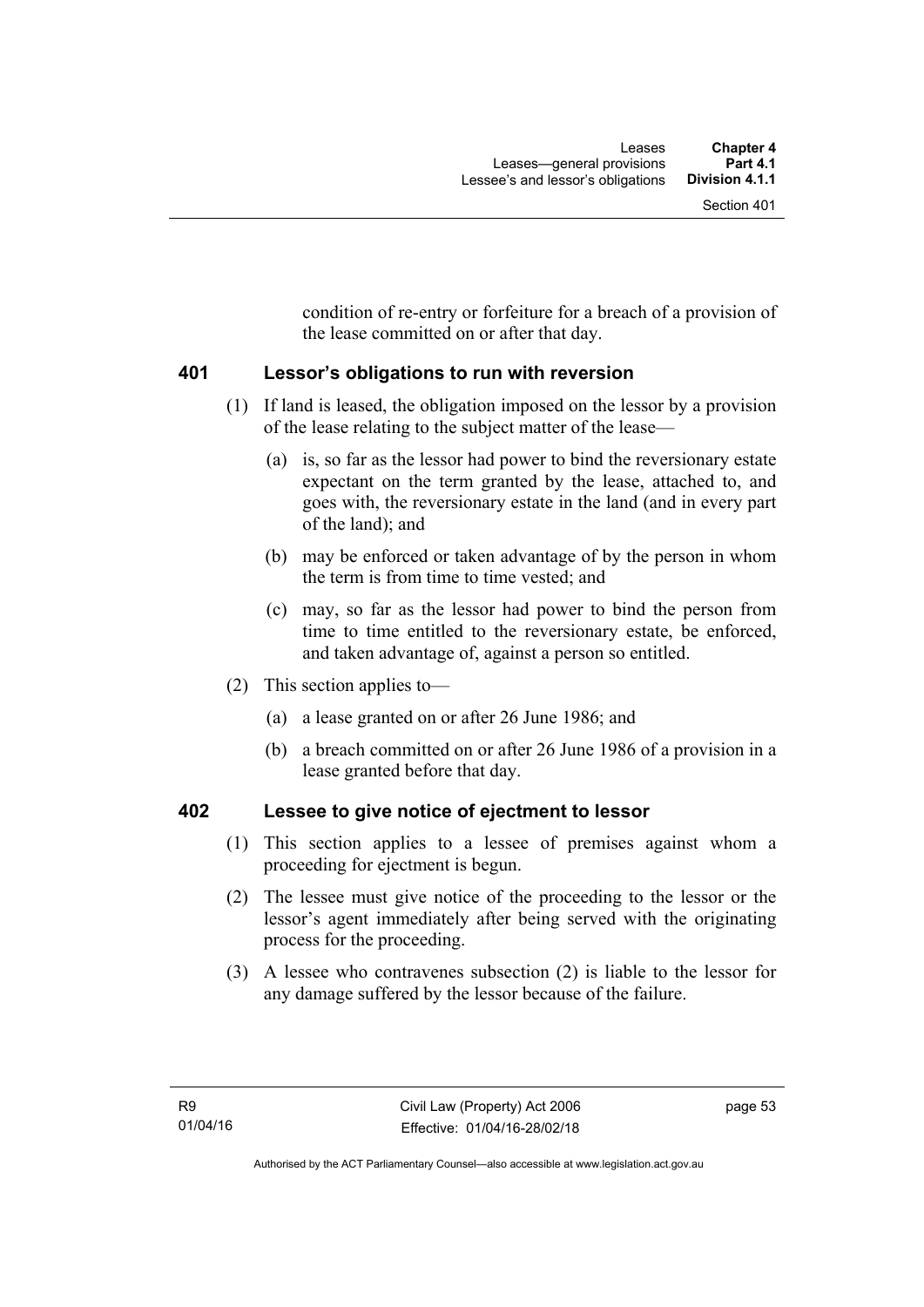condition of re-entry or forfeiture for a breach of a provision of the lease committed on or after that day.

## 401 Lessor's obligations to run with reversion

(1) If land is leased, the obligation imposed on the lessor by a provision of the lease relating to the subject matter of the lease—

(a) is, so far as the lessor had power to bind the reversionary estate expectant on the term granted by the lease, attached to, and goes with, the reversionary estate in the land (and in every part of the land); and

(b) may be enforced or taken advantage of by the person in whom the term is from time to time vested; and

(c) may, so far as the lessor had power to bind the person from time to time entitled to the reversionary estate, be enforced, and taken advantage of, against a person so entitled.

(2) This section applies to—

(a) a lease granted on or after 26 June 1986; and

(b) a breach committed on or after 26 June 1986 of a provision in a lease granted before that day.

## 402 Lessee to give notice of ejectment to lessor

(1) This section applies to a lessee of premises against whom a proceeding for ejectment is begun.

(2) The lessee must give notice of the proceeding to the lessor or the lessor's agent immediately after being served with the originating process for the proceeding.

(3) A lessee who contravenes subsection (2) is liable to the lessor for any damage suffered by the lessor because of the failure.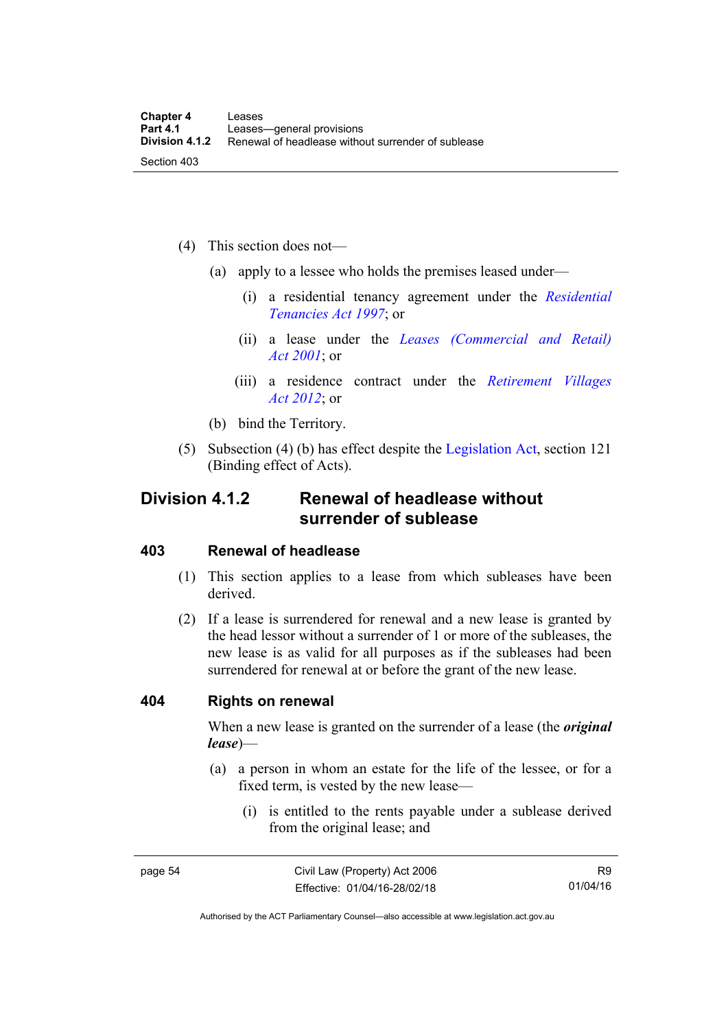(4) This section does not—

(a) apply to a lessee who holds the premises leased under—

(i) a residential tenancy agreement under the *Residential Tenancies Act 1997*; or

(ii) a lease under the *Leases (Commercial and Retail) Act 2001*; or

(iii) a residence contract under the *Retirement Villages Act 2012*; or

(b) bind the Territory.

(5) Subsection (4) (b) has effect despite the Legislation Act, section 121 (Binding effect of Acts).

## Division 4.1.2 Renewal of headlease without surrender of sublease

### 403 Renewal of headlease

(1) This section applies to a lease from which subleases have been derived.

(2) If a lease is surrendered for renewal and a new lease is granted by the head lessor without a surrender of 1 or more of the subleases, the new lease is as valid for all purposes as if the subleases had been surrendered for renewal at or before the grant of the new lease.

### 404 Rights on renewal

When a new lease is granted on the surrender of a lease (the ***original lease***)—

(a) a person in whom an estate for the life of the lessee, or for a fixed term, is vested by the new lease—

(i) is entitled to the rents payable under a sublease derived from the original lease; and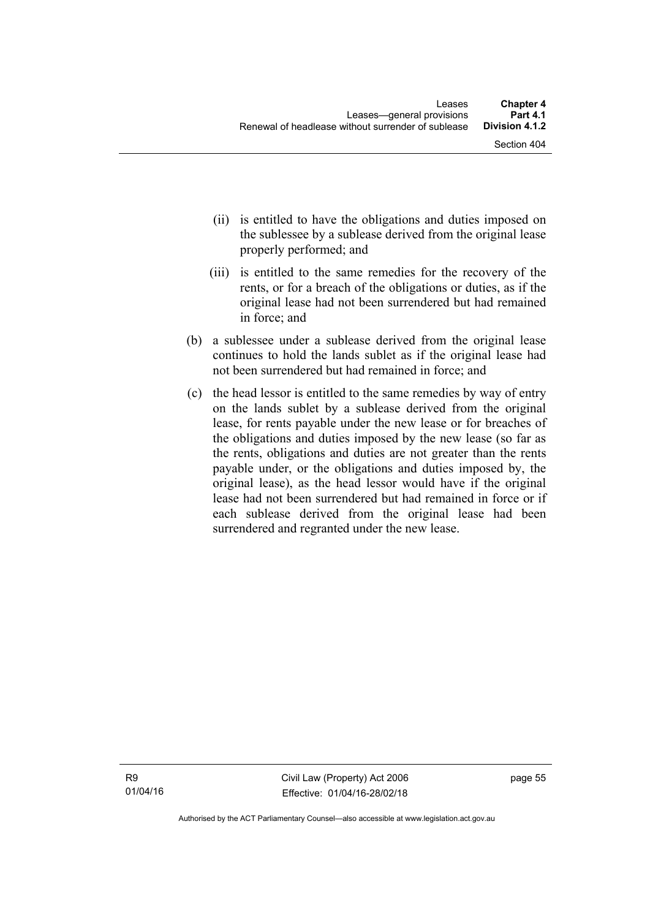(ii) is entitled to have the obligations and duties imposed on the sublessee by a sublease derived from the original lease properly performed; and

(iii) is entitled to the same remedies for the recovery of the rents, or for a breach of the obligations or duties, as if the original lease had not been surrendered but had remained in force; and

(b) a sublessee under a sublease derived from the original lease continues to hold the lands sublet as if the original lease had not been surrendered but had remained in force; and

(c) the head lessor is entitled to the same remedies by way of entry on the lands sublet by a sublease derived from the original lease, for rents payable under the new lease or for breaches of the obligations and duties imposed by the new lease (so far as the rents, obligations and duties are not greater than the rents payable under, or the obligations and duties imposed by, the original lease), as the head lessor would have if the original lease had not been surrendered but had remained in force or if each sublease derived from the original lease had been surrendered and regranted under the new lease.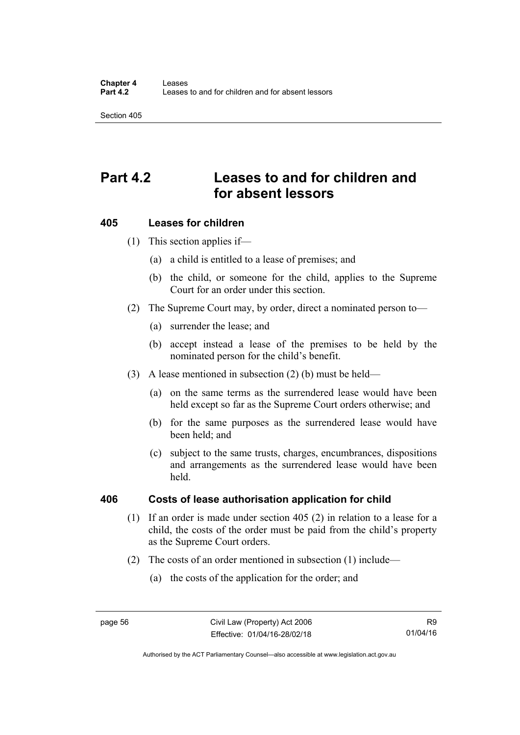# Part 4.2 Leases to and for children and for absent lessors

## 405 Leases for children

(1) This section applies if—

(a) a child is entitled to a lease of premises; and

(b) the child, or someone for the child, applies to the Supreme Court for an order under this section.

(2) The Supreme Court may, by order, direct a nominated person to—

(a) surrender the lease; and

(b) accept instead a lease of the premises to be held by the nominated person for the child's benefit.

(3) A lease mentioned in subsection (2) (b) must be held—

(a) on the same terms as the surrendered lease would have been held except so far as the Supreme Court orders otherwise; and

(b) for the same purposes as the surrendered lease would have been held; and

(c) subject to the same trusts, charges, encumbrances, dispositions and arrangements as the surrendered lease would have been held.

## 406 Costs of lease authorisation application for child

(1) If an order is made under section 405 (2) in relation to a lease for a child, the costs of the order must be paid from the child's property as the Supreme Court orders.

(2) The costs of an order mentioned in subsection (1) include—

(a) the costs of the application for the order; and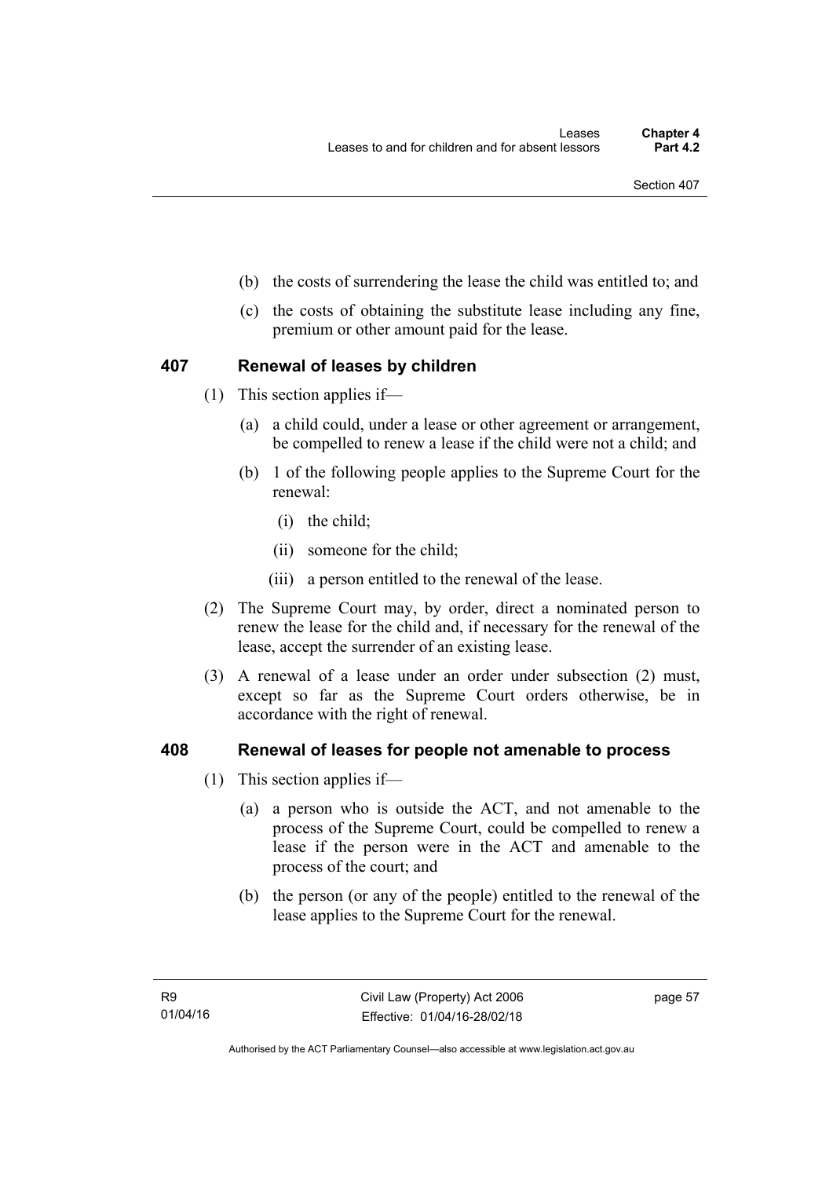(b) the costs of surrendering the lease the child was entitled to; and

(c) the costs of obtaining the substitute lease including any fine, premium or other amount paid for the lease.

## 407 Renewal of leases by children

(1) This section applies if—

(a) a child could, under a lease or other agreement or arrangement, be compelled to renew a lease if the child were not a child; and

(b) 1 of the following people applies to the Supreme Court for the renewal:

(i) the child;

(ii) someone for the child;

(iii) a person entitled to the renewal of the lease.

(2) The Supreme Court may, by order, direct a nominated person to renew the lease for the child and, if necessary for the renewal of the lease, accept the surrender of an existing lease.

(3) A renewal of a lease under an order under subsection (2) must, except so far as the Supreme Court orders otherwise, be in accordance with the right of renewal.

## 408 Renewal of leases for people not amenable to process

(1) This section applies if—

(a) a person who is outside the ACT, and not amenable to the process of the Supreme Court, could be compelled to renew a lease if the person were in the ACT and amenable to the process of the court; and

(b) the person (or any of the people) entitled to the renewal of the lease applies to the Supreme Court for the renewal.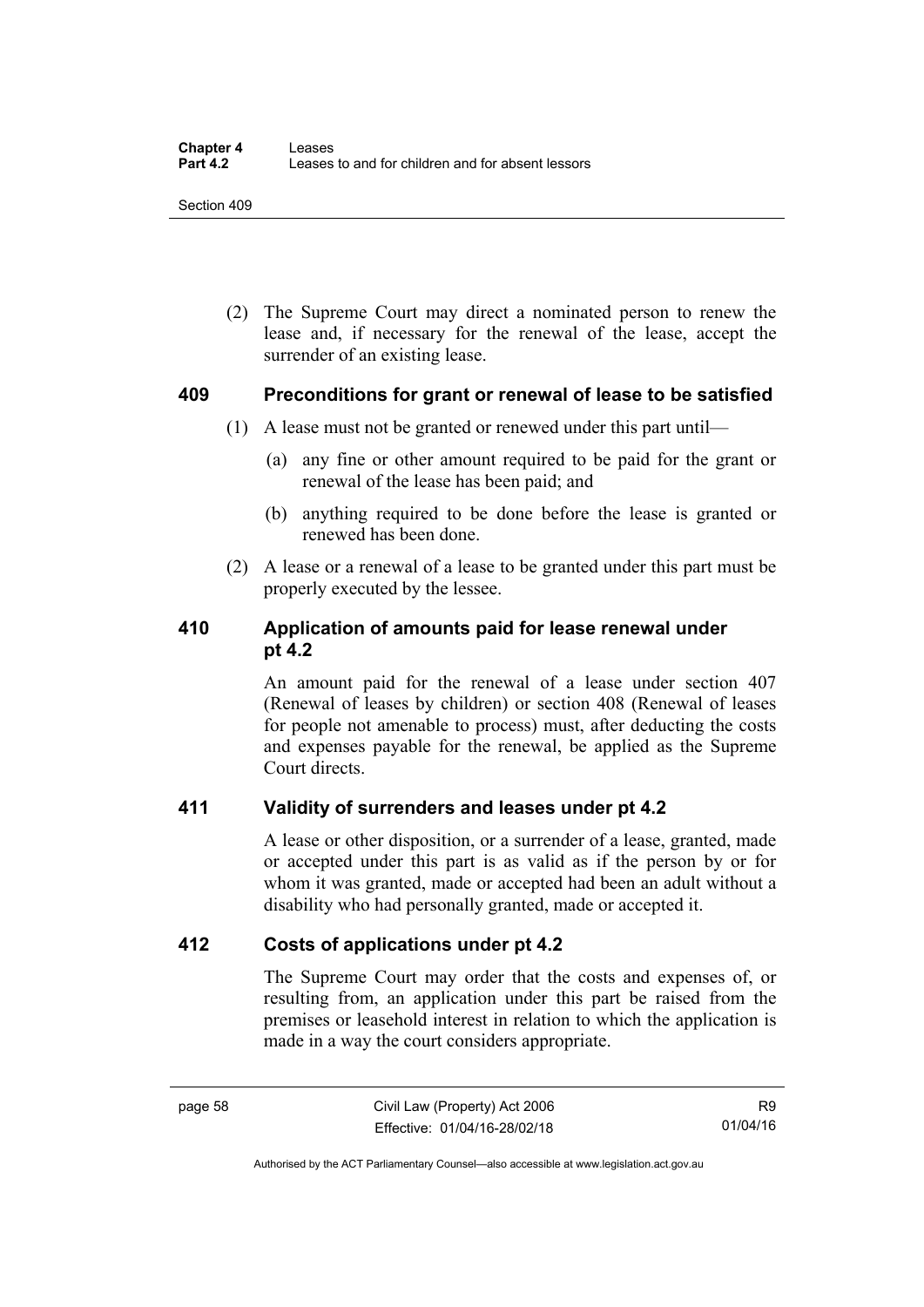(2) The Supreme Court may direct a nominated person to renew the lease and, if necessary for the renewal of the lease, accept the surrender of an existing lease.

## 409 Preconditions for grant or renewal of lease to be satisfied

(1) A lease must not be granted or renewed under this part until—

(a) any fine or other amount required to be paid for the grant or renewal of the lease has been paid; and

(b) anything required to be done before the lease is granted or renewed has been done.

(2) A lease or a renewal of a lease to be granted under this part must be properly executed by the lessee.

## 410 Application of amounts paid for lease renewal under pt 4.2

An amount paid for the renewal of a lease under section 407 (Renewal of leases by children) or section 408 (Renewal of leases for people not amenable to process) must, after deducting the costs and expenses payable for the renewal, be applied as the Supreme Court directs.

## 411 Validity of surrenders and leases under pt 4.2

A lease or other disposition, or a surrender of a lease, granted, made or accepted under this part is as valid as if the person by or for whom it was granted, made or accepted had been an adult without a disability who had personally granted, made or accepted it.

## 412 Costs of applications under pt 4.2

The Supreme Court may order that the costs and expenses of, or resulting from, an application under this part be raised from the premises or leasehold interest in relation to which the application is made in a way the court considers appropriate.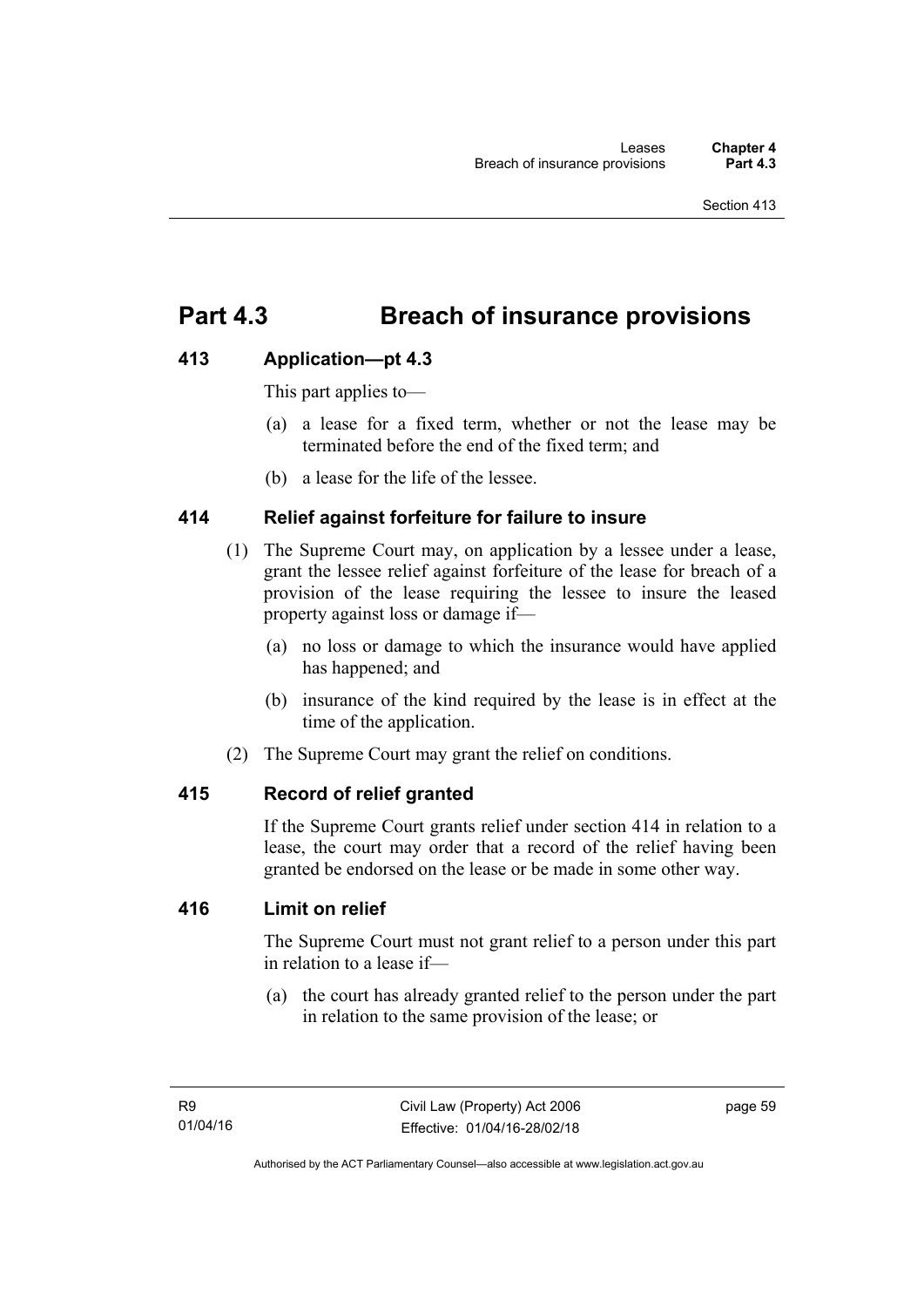# Part 4.3 Breach of insurance provisions

### 413 Application—pt 4.3

This part applies to—

(a) a lease for a fixed term, whether or not the lease may be terminated before the end of the fixed term; and

(b) a lease for the life of the lessee.

### 414 Relief against forfeiture for failure to insure

(1) The Supreme Court may, on application by a lessee under a lease, grant the lessee relief against forfeiture of the lease for breach of a provision of the lease requiring the lessee to insure the leased property against loss or damage if—

(a) no loss or damage to which the insurance would have applied has happened; and

(b) insurance of the kind required by the lease is in effect at the time of the application.

(2) The Supreme Court may grant the relief on conditions.

### 415 Record of relief granted

If the Supreme Court grants relief under section 414 in relation to a lease, the court may order that a record of the relief having been granted be endorsed on the lease or be made in some other way.

### 416 Limit on relief

The Supreme Court must not grant relief to a person under this part in relation to a lease if—

(a) the court has already granted relief to the person under the part in relation to the same provision of the lease; or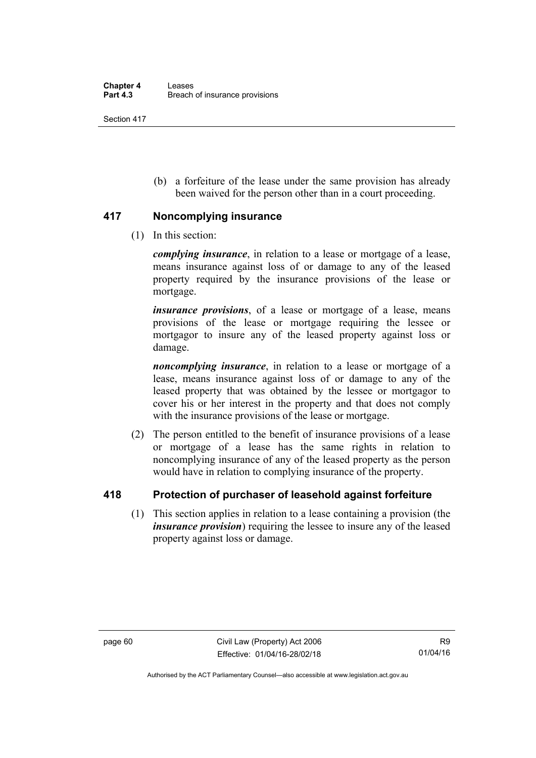(b) a forfeiture of the lease under the same provision has already been waived for the person other than in a court proceeding.

## 417 Noncomplying insurance

(1) In this section:

***complying insurance***, in relation to a lease or mortgage of a lease, means insurance against loss of or damage to any of the leased property required by the insurance provisions of the lease or mortgage.

***insurance provisions***, of a lease or mortgage of a lease, means provisions of the lease or mortgage requiring the lessee or mortgagor to insure any of the leased property against loss or damage.

***noncomplying insurance***, in relation to a lease or mortgage of a lease, means insurance against loss of or damage to any of the leased property that was obtained by the lessee or mortgagor to cover his or her interest in the property and that does not comply with the insurance provisions of the lease or mortgage.

(2) The person entitled to the benefit of insurance provisions of a lease or mortgage of a lease has the same rights in relation to noncomplying insurance of any of the leased property as the person would have in relation to complying insurance of the property.

## 418 Protection of purchaser of leasehold against forfeiture

(1) This section applies in relation to a lease containing a provision (the ***insurance provision***) requiring the lessee to insure any of the leased property against loss or damage.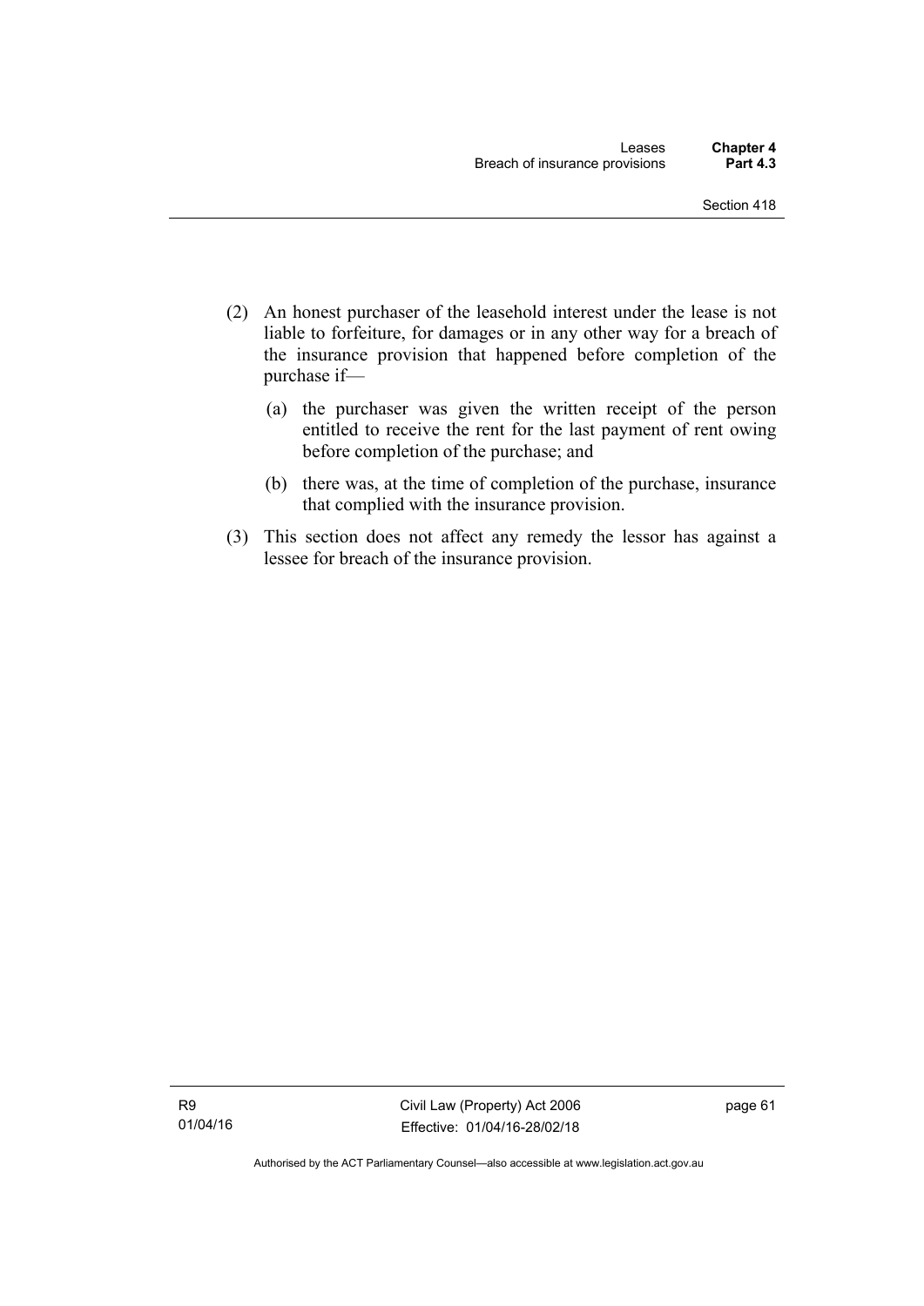(2) An honest purchaser of the leasehold interest under the lease is not liable to forfeiture, for damages or in any other way for a breach of the insurance provision that happened before completion of the purchase if—

(a) the purchaser was given the written receipt of the person entitled to receive the rent for the last payment of rent owing before completion of the purchase; and

(b) there was, at the time of completion of the purchase, insurance that complied with the insurance provision.

(3) This section does not affect any remedy the lessor has against a lessee for breach of the insurance provision.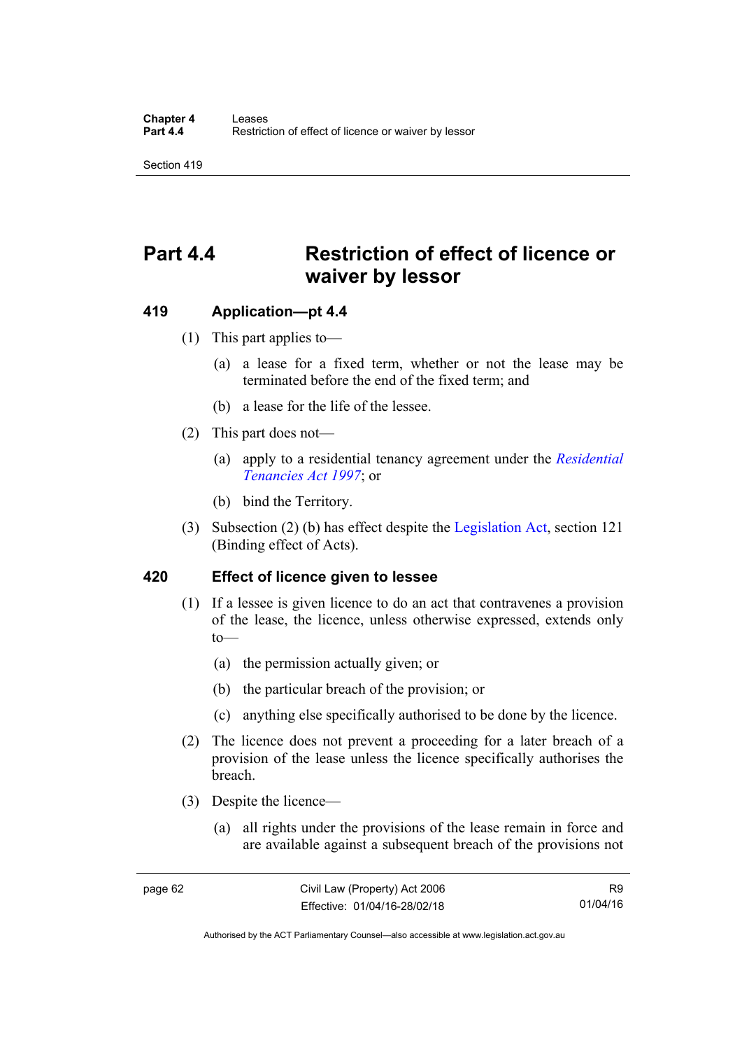# Part 4.4 Restriction of effect of licence or waiver by lessor

### 419 Application—pt 4.4

(1) This part applies to—

(a) a lease for a fixed term, whether or not the lease may be terminated before the end of the fixed term; and

(b) a lease for the life of the lessee.

(2) This part does not—

(a) apply to a residential tenancy agreement under the *Residential Tenancies Act 1997*; or

(b) bind the Territory.

(3) Subsection (2) (b) has effect despite the Legislation Act, section 121 (Binding effect of Acts).

### 420 Effect of licence given to lessee

(1) If a lessee is given licence to do an act that contravenes a provision of the lease, the licence, unless otherwise expressed, extends only to—

(a) the permission actually given; or

(b) the particular breach of the provision; or

(c) anything else specifically authorised to be done by the licence.

(2) The licence does not prevent a proceeding for a later breach of a provision of the lease unless the licence specifically authorises the breach.

(3) Despite the licence—

(a) all rights under the provisions of the lease remain in force and are available against a subsequent breach of the provisions not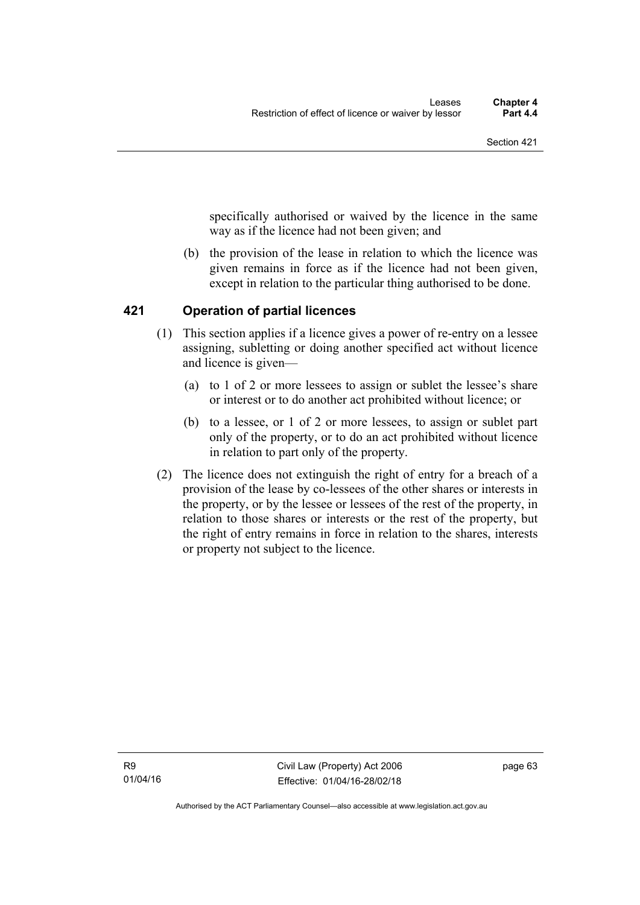specifically authorised or waived by the licence in the same way as if the licence had not been given; and

(b) the provision of the lease in relation to which the licence was given remains in force as if the licence had not been given, except in relation to the particular thing authorised to be done.

## 421 Operation of partial licences

(1) This section applies if a licence gives a power of re-entry on a lessee assigning, subletting or doing another specified act without licence and licence is given—

(a) to 1 of 2 or more lessees to assign or sublet the lessee's share or interest or to do another act prohibited without licence; or

(b) to a lessee, or 1 of 2 or more lessees, to assign or sublet part only of the property, or to do an act prohibited without licence in relation to part only of the property.

(2) The licence does not extinguish the right of entry for a breach of a provision of the lease by co-lessees of the other shares or interests in the property, or by the lessee or lessees of the rest of the property, in relation to those shares or interests or the rest of the property, but the right of entry remains in force in relation to the shares, interests or property not subject to the licence.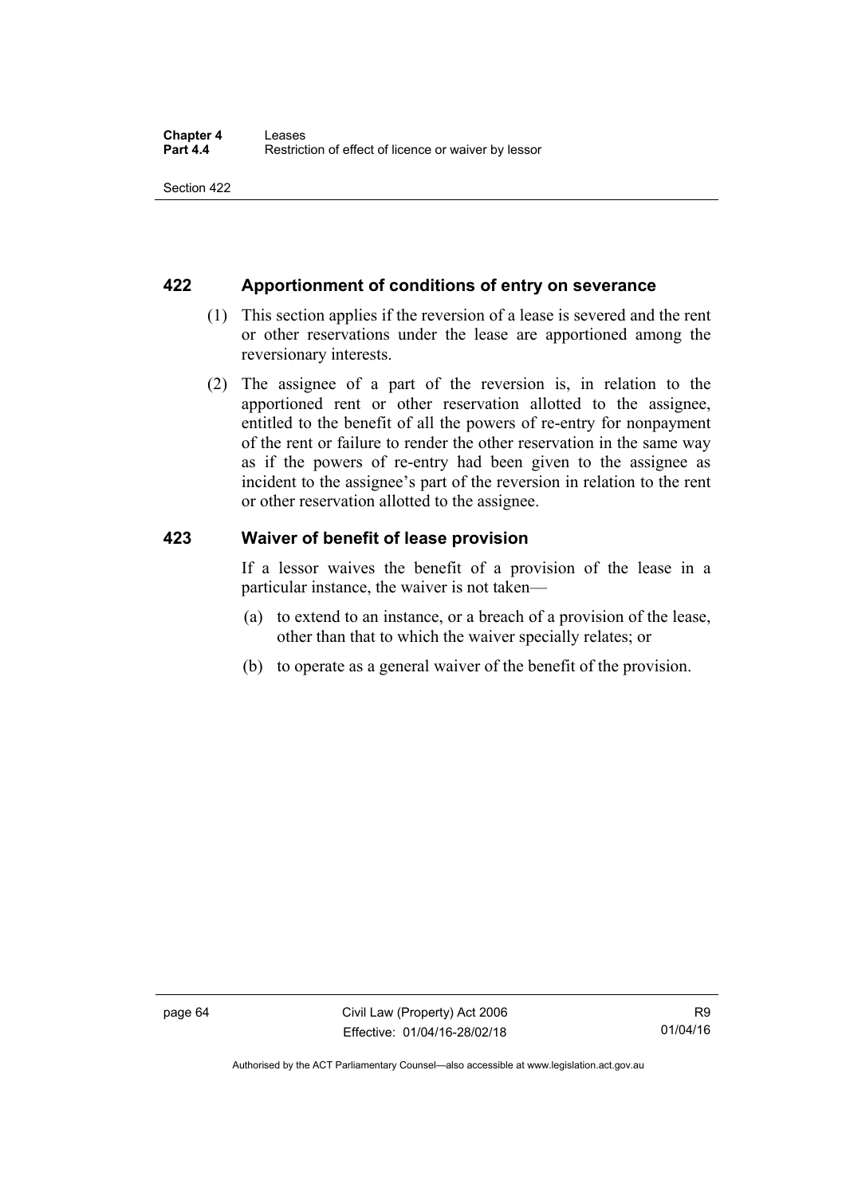## 422 Apportionment of conditions of entry on severance

(1) This section applies if the reversion of a lease is severed and the rent or other reservations under the lease are apportioned among the reversionary interests.

(2) The assignee of a part of the reversion is, in relation to the apportioned rent or other reservation allotted to the assignee, entitled to the benefit of all the powers of re-entry for nonpayment of the rent or failure to render the other reservation in the same way as if the powers of re-entry had been given to the assignee as incident to the assignee's part of the reversion in relation to the rent or other reservation allotted to the assignee.

## 423 Waiver of benefit of lease provision

If a lessor waives the benefit of a provision of the lease in a particular instance, the waiver is not taken—

(a) to extend to an instance, or a breach of a provision of the lease, other than that to which the waiver specially relates; or

(b) to operate as a general waiver of the benefit of the provision.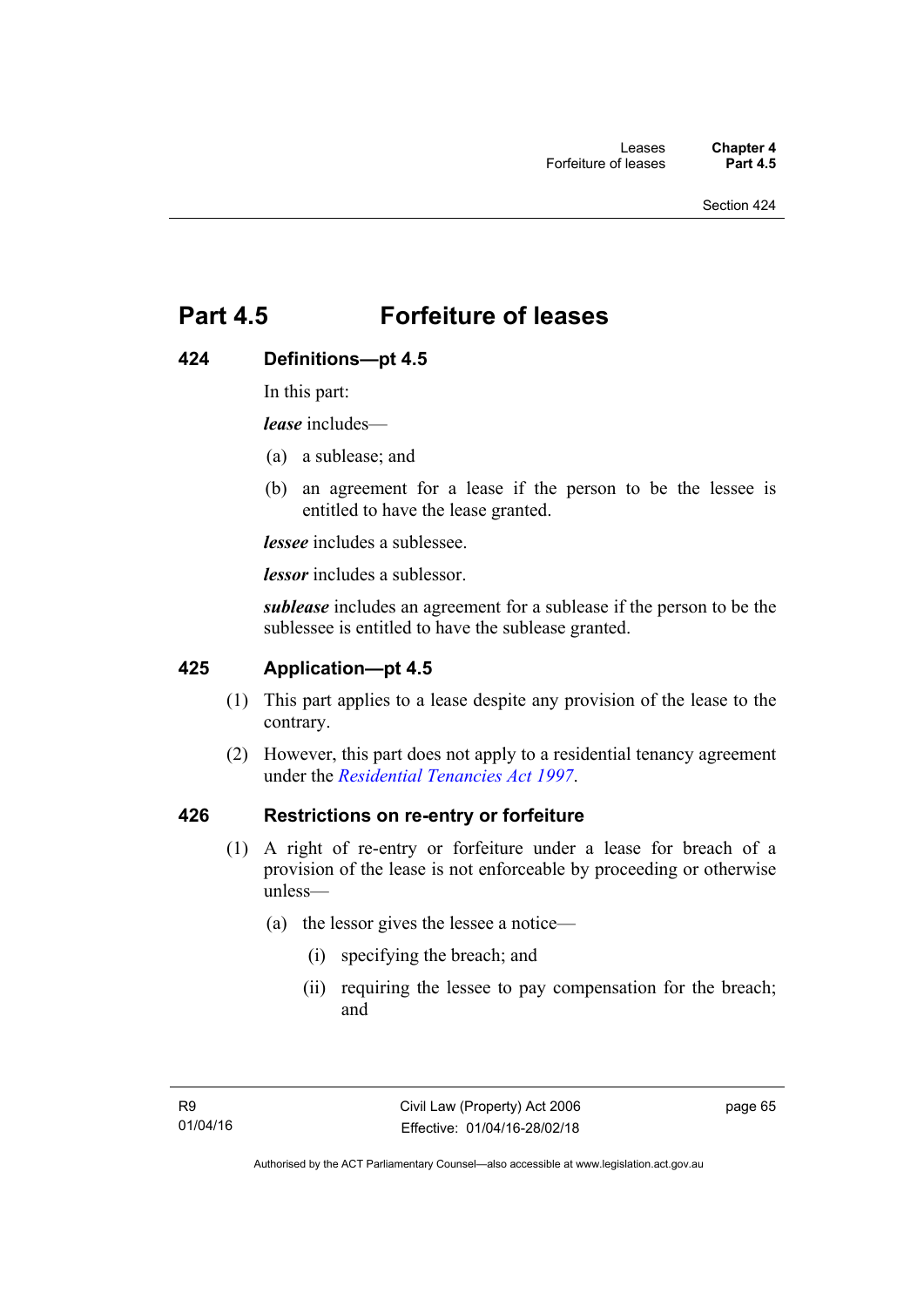# Part 4.5 Forfeiture of leases

## 424 Definitions—pt 4.5

In this part:

***lease*** includes—

(a) a sublease; and

(b) an agreement for a lease if the person to be the lessee is entitled to have the lease granted.

***lessee*** includes a sublessee.

***lessor*** includes a sublessor.

***sublease*** includes an agreement for a sublease if the person to be the sublessee is entitled to have the sublease granted.

## 425 Application—pt 4.5

(1) This part applies to a lease despite any provision of the lease to the contrary.

(2) However, this part does not apply to a residential tenancy agreement under the *Residential Tenancies Act 1997*.

## 426 Restrictions on re-entry or forfeiture

(1) A right of re-entry or forfeiture under a lease for breach of a provision of the lease is not enforceable by proceeding or otherwise unless—

(a) the lessor gives the lessee a notice—

(i) specifying the breach; and

(ii) requiring the lessee to pay compensation for the breach; and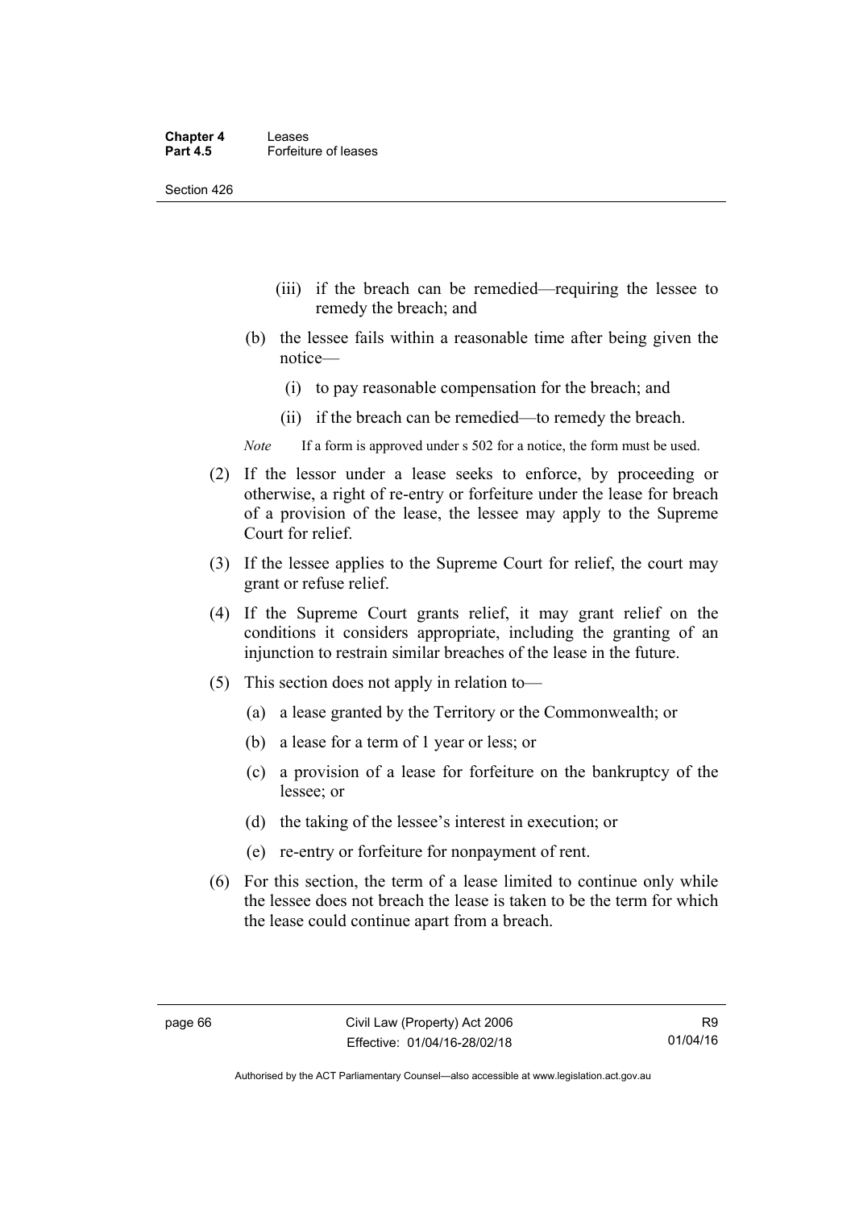(iii) if the breach can be remedied—requiring the lessee to remedy the breach; and

(b) the lessee fails within a reasonable time after being given the notice—

(i) to pay reasonable compensation for the breach; and

(ii) if the breach can be remedied—to remedy the breach.

*Note* If a form is approved under s 502 for a notice, the form must be used.

(2) If the lessor under a lease seeks to enforce, by proceeding or otherwise, a right of re-entry or forfeiture under the lease for breach of a provision of the lease, the lessee may apply to the Supreme Court for relief.

(3) If the lessee applies to the Supreme Court for relief, the court may grant or refuse relief.

(4) If the Supreme Court grants relief, it may grant relief on the conditions it considers appropriate, including the granting of an injunction to restrain similar breaches of the lease in the future.

(5) This section does not apply in relation to—

(a) a lease granted by the Territory or the Commonwealth; or

(b) a lease for a term of 1 year or less; or

(c) a provision of a lease for forfeiture on the bankruptcy of the lessee; or

(d) the taking of the lessee's interest in execution; or

(e) re-entry or forfeiture for nonpayment of rent.

(6) For this section, the term of a lease limited to continue only while the lessee does not breach the lease is taken to be the term for which the lease could continue apart from a breach.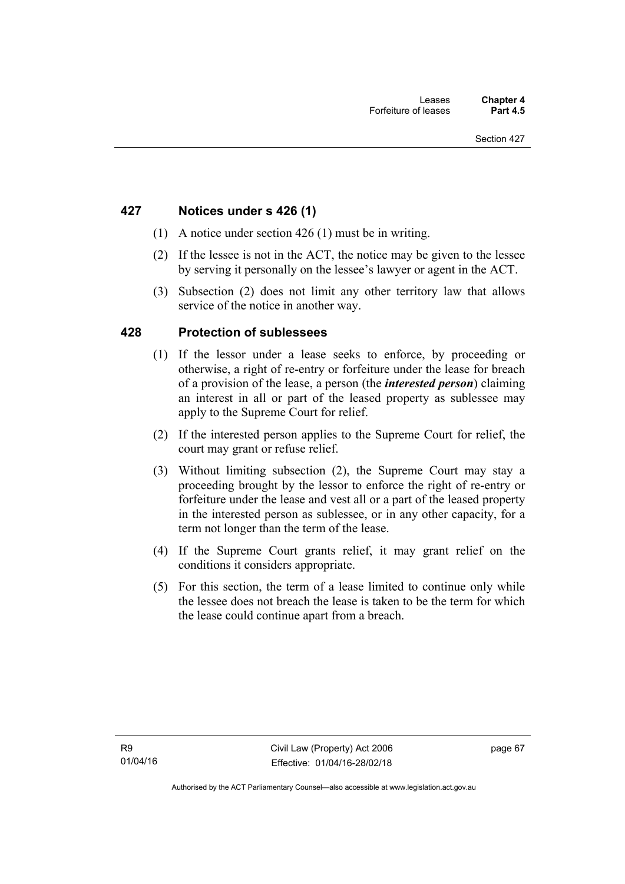## 427 Notices under s 426 (1)

(1) A notice under section 426 (1) must be in writing.

(2) If the lessee is not in the ACT, the notice may be given to the lessee by serving it personally on the lessee's lawyer or agent in the ACT.

(3) Subsection (2) does not limit any other territory law that allows service of the notice in another way.

## 428 Protection of sublessees

(1) If the lessor under a lease seeks to enforce, by proceeding or otherwise, a right of re-entry or forfeiture under the lease for breach of a provision of the lease, a person (the ***interested person***) claiming an interest in all or part of the leased property as sublessee may apply to the Supreme Court for relief.

(2) If the interested person applies to the Supreme Court for relief, the court may grant or refuse relief.

(3) Without limiting subsection (2), the Supreme Court may stay a proceeding brought by the lessor to enforce the right of re-entry or forfeiture under the lease and vest all or a part of the leased property in the interested person as sublessee, or in any other capacity, for a term not longer than the term of the lease.

(4) If the Supreme Court grants relief, it may grant relief on the conditions it considers appropriate.

(5) For this section, the term of a lease limited to continue only while the lessee does not breach the lease is taken to be the term for which the lease could continue apart from a breach.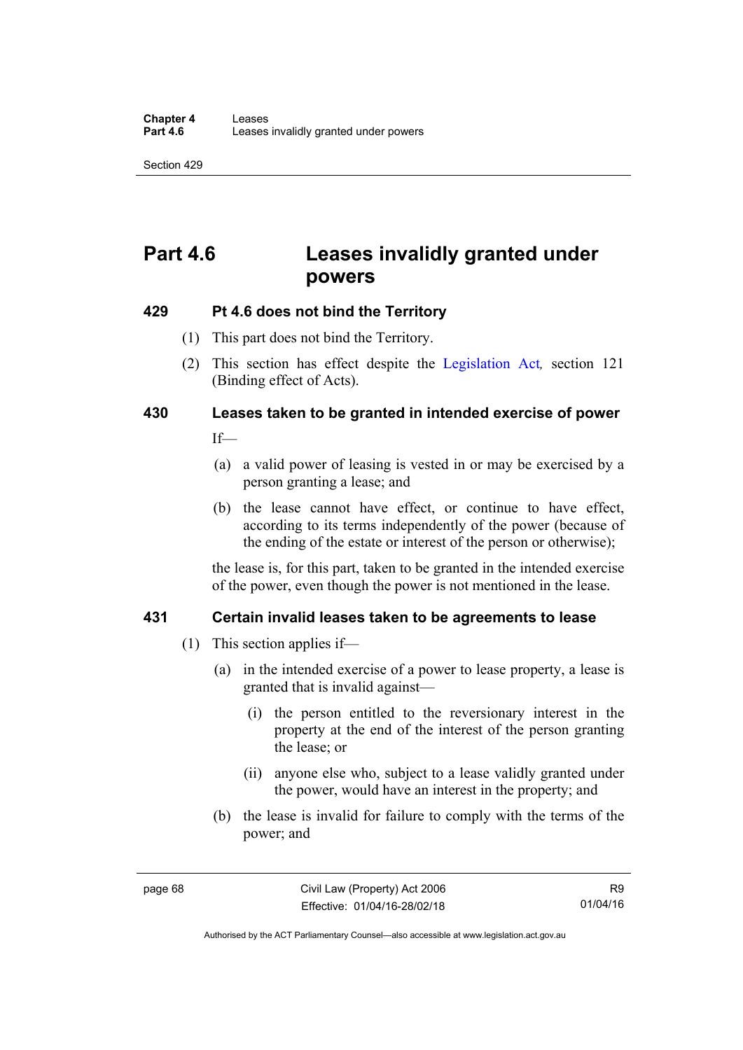# Part 4.6 Leases invalidly granted under powers

## 429 Pt 4.6 does not bind the Territory

(1) This part does not bind the Territory.

(2) This section has effect despite the Legislation Act*,* section 121 (Binding effect of Acts).

## 430 Leases taken to be granted in intended exercise of power

If—

(a) a valid power of leasing is vested in or may be exercised by a person granting a lease; and

(b) the lease cannot have effect, or continue to have effect, according to its terms independently of the power (because of the ending of the estate or interest of the person or otherwise);

the lease is, for this part, taken to be granted in the intended exercise of the power, even though the power is not mentioned in the lease.

## 431 Certain invalid leases taken to be agreements to lease

(1) This section applies if—

(a) in the intended exercise of a power to lease property, a lease is granted that is invalid against—

(i) the person entitled to the reversionary interest in the property at the end of the interest of the person granting the lease; or

(ii) anyone else who, subject to a lease validly granted under the power, would have an interest in the property; and

(b) the lease is invalid for failure to comply with the terms of the power; and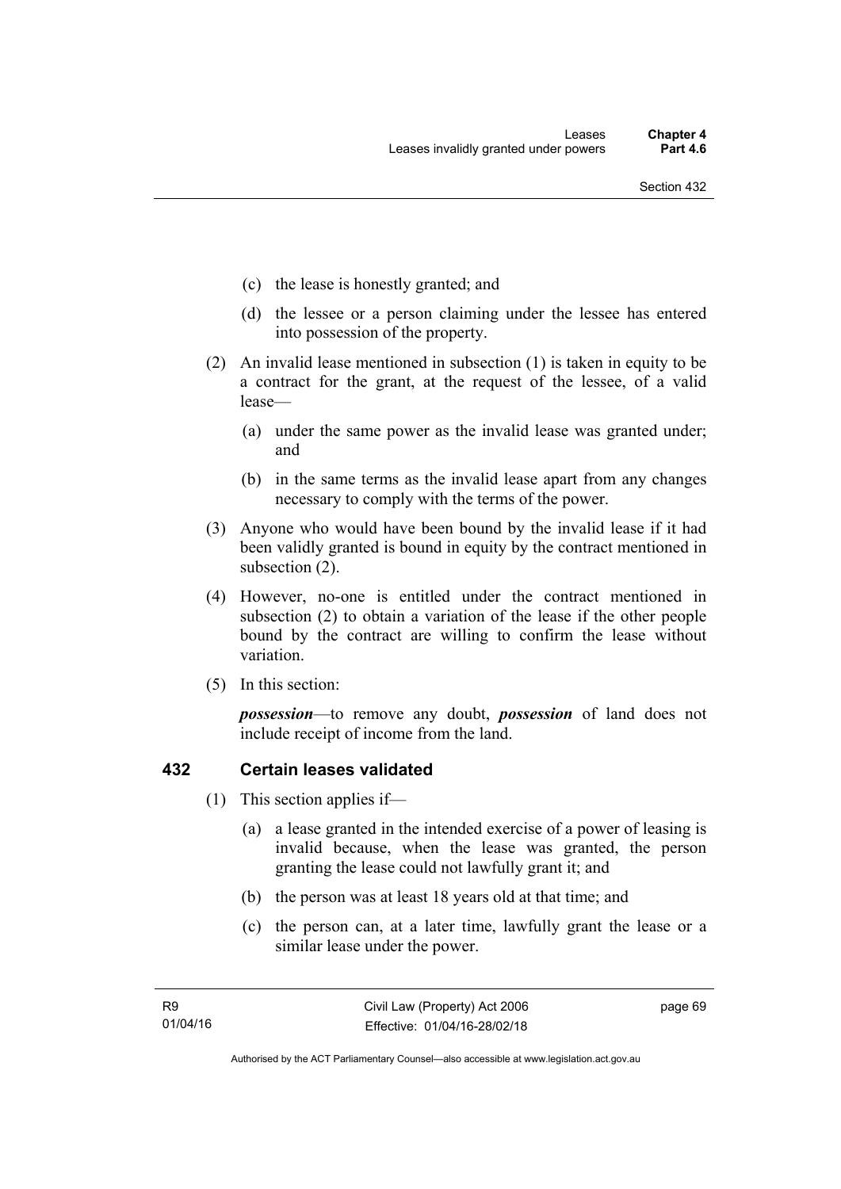(c) the lease is honestly granted; and

(d) the lessee or a person claiming under the lessee has entered into possession of the property.

(2) An invalid lease mentioned in subsection (1) is taken in equity to be a contract for the grant, at the request of the lessee, of a valid lease—

(a) under the same power as the invalid lease was granted under; and

(b) in the same terms as the invalid lease apart from any changes necessary to comply with the terms of the power.

(3) Anyone who would have been bound by the invalid lease if it had been validly granted is bound in equity by the contract mentioned in subsection (2).

(4) However, no-one is entitled under the contract mentioned in subsection (2) to obtain a variation of the lease if the other people bound by the contract are willing to confirm the lease without variation.

(5) In this section:

***possession***—to remove any doubt, ***possession*** of land does not include receipt of income from the land.

## 432 Certain leases validated

(1) This section applies if—

(a) a lease granted in the intended exercise of a power of leasing is invalid because, when the lease was granted, the person granting the lease could not lawfully grant it; and

(b) the person was at least 18 years old at that time; and

(c) the person can, at a later time, lawfully grant the lease or a similar lease under the power.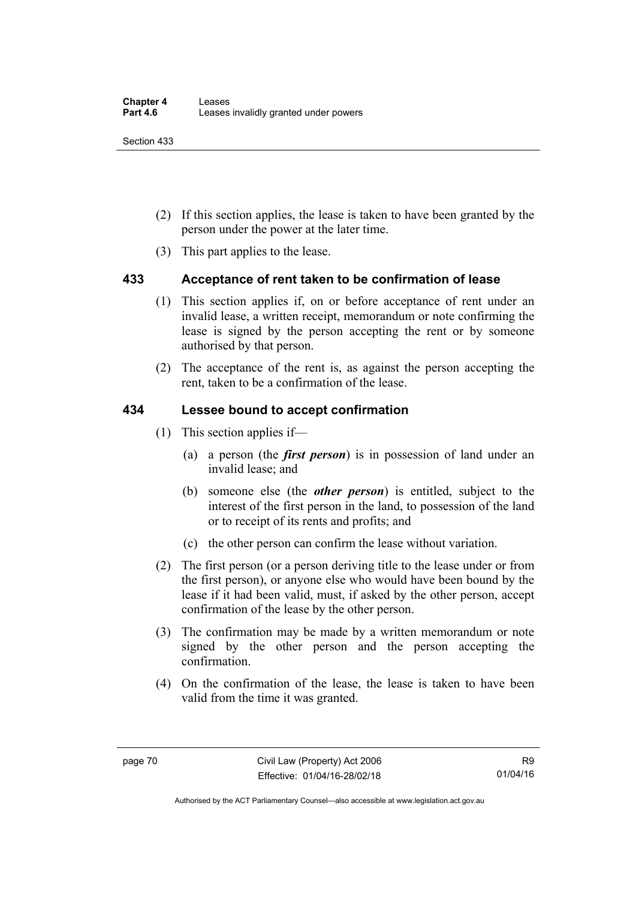(2) If this section applies, the lease is taken to have been granted by the person under the power at the later time.

(3) This part applies to the lease.

## 433 Acceptance of rent taken to be confirmation of lease

(1) This section applies if, on or before acceptance of rent under an invalid lease, a written receipt, memorandum or note confirming the lease is signed by the person accepting the rent or by someone authorised by that person.

(2) The acceptance of the rent is, as against the person accepting the rent, taken to be a confirmation of the lease.

## 434 Lessee bound to accept confirmation

(1) This section applies if—

(a) a person (the ***first person***) is in possession of land under an invalid lease; and

(b) someone else (the ***other person***) is entitled, subject to the interest of the first person in the land, to possession of the land or to receipt of its rents and profits; and

(c) the other person can confirm the lease without variation.

(2) The first person (or a person deriving title to the lease under or from the first person), or anyone else who would have been bound by the lease if it had been valid, must, if asked by the other person, accept confirmation of the lease by the other person.

(3) The confirmation may be made by a written memorandum or note signed by the other person and the person accepting the confirmation.

(4) On the confirmation of the lease, the lease is taken to have been valid from the time it was granted.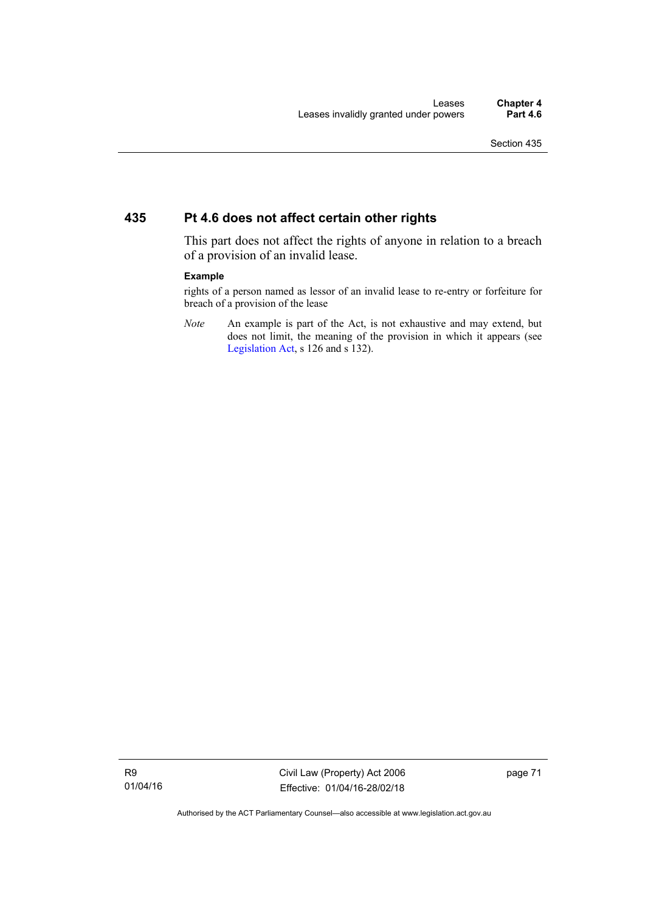## 435 Pt 4.6 does not affect certain other rights

This part does not affect the rights of anyone in relation to a breach of a provision of an invalid lease.

**Example**

rights of a person named as lessor of an invalid lease to re-entry or forfeiture for breach of a provision of the lease

*Note* An example is part of the Act, is not exhaustive and may extend, but does not limit, the meaning of the provision in which it appears (see Legislation Act, s 126 and s 132).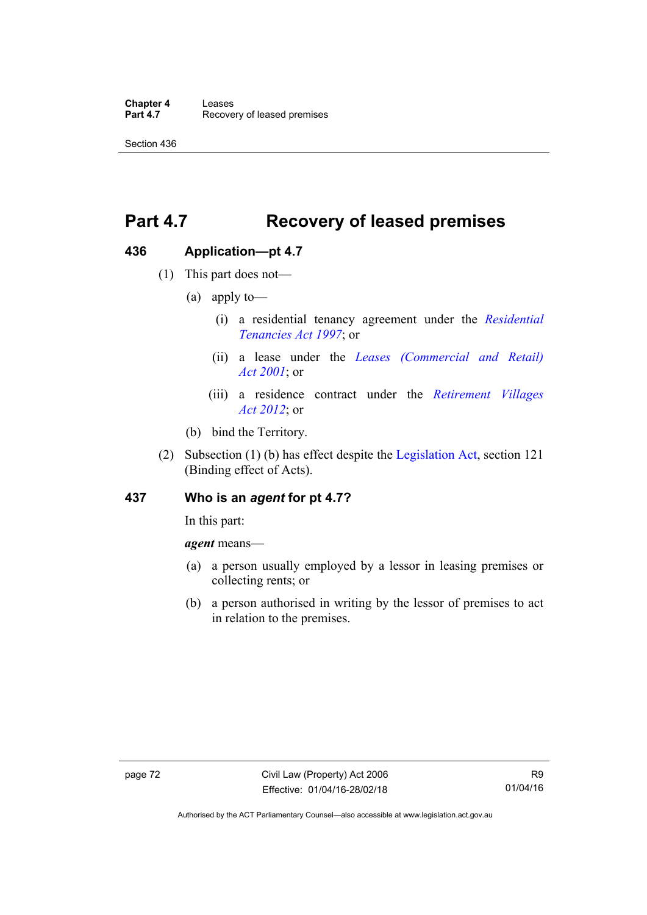# Part 4.7 Recovery of leased premises

## 436 Application—pt 4.7

(1) This part does not—

(a) apply to—

(i) a residential tenancy agreement under the *Residential Tenancies Act 1997*; or

(ii) a lease under the *Leases (Commercial and Retail) Act 2001*; or

(iii) a residence contract under the *Retirement Villages Act 2012*; or

(b) bind the Territory.

(2) Subsection (1) (b) has effect despite the Legislation Act, section 121 (Binding effect of Acts).

## 437 Who is an *agent* for pt 4.7?

In this part:

***agent*** means—

(a) a person usually employed by a lessor in leasing premises or collecting rents; or

(b) a person authorised in writing by the lessor of premises to act in relation to the premises.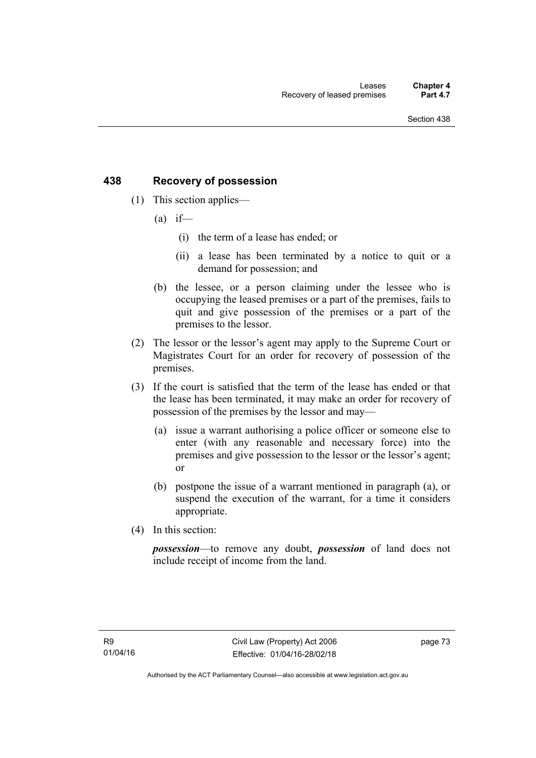## 438 Recovery of possession

(1) This section applies—

(a) if—

(i) the term of a lease has ended; or

(ii) a lease has been terminated by a notice to quit or a demand for possession; and

(b) the lessee, or a person claiming under the lessee who is occupying the leased premises or a part of the premises, fails to quit and give possession of the premises or a part of the premises to the lessor.

(2) The lessor or the lessor's agent may apply to the Supreme Court or Magistrates Court for an order for recovery of possession of the premises.

(3) If the court is satisfied that the term of the lease has ended or that the lease has been terminated, it may make an order for recovery of possession of the premises by the lessor and may—

(a) issue a warrant authorising a police officer or someone else to enter (with any reasonable and necessary force) into the premises and give possession to the lessor or the lessor's agent; or

(b) postpone the issue of a warrant mentioned in paragraph (a), or suspend the execution of the warrant, for a time it considers appropriate.

(4) In this section:

***possession***—to remove any doubt, ***possession*** of land does not include receipt of income from the land.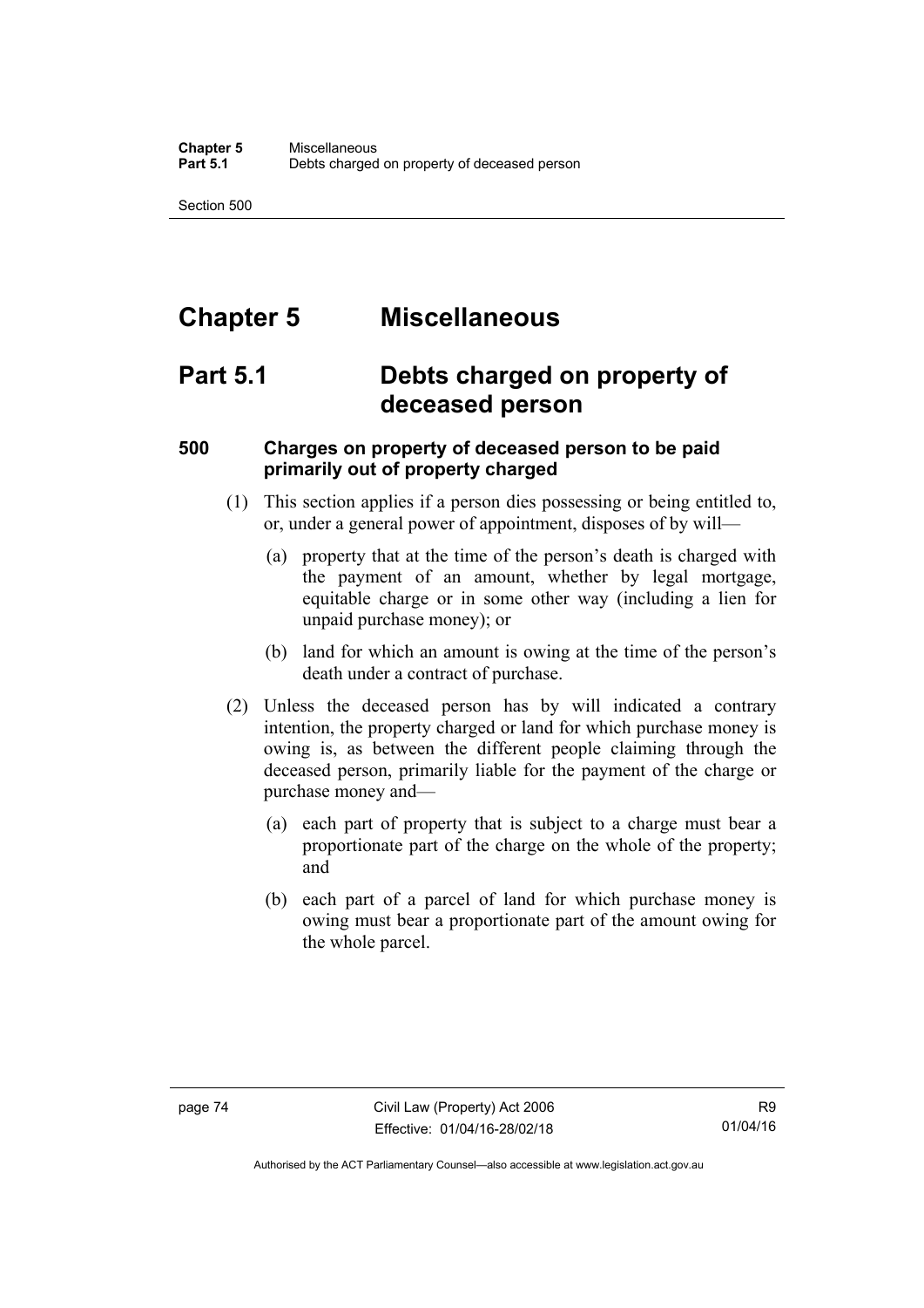# Chapter 5 Miscellaneous

## Part 5.1 Debts charged on property of deceased person

### 500 Charges on property of deceased person to be paid primarily out of property charged

(1) This section applies if a person dies possessing or being entitled to, or, under a general power of appointment, disposes of by will—

(a) property that at the time of the person's death is charged with the payment of an amount, whether by legal mortgage, equitable charge or in some other way (including a lien for unpaid purchase money); or

(b) land for which an amount is owing at the time of the person's death under a contract of purchase.

(2) Unless the deceased person has by will indicated a contrary intention, the property charged or land for which purchase money is owing is, as between the different people claiming through the deceased person, primarily liable for the payment of the charge or purchase money and—

(a) each part of property that is subject to a charge must bear a proportionate part of the charge on the whole of the property; and

(b) each part of a parcel of land for which purchase money is owing must bear a proportionate part of the amount owing for the whole parcel.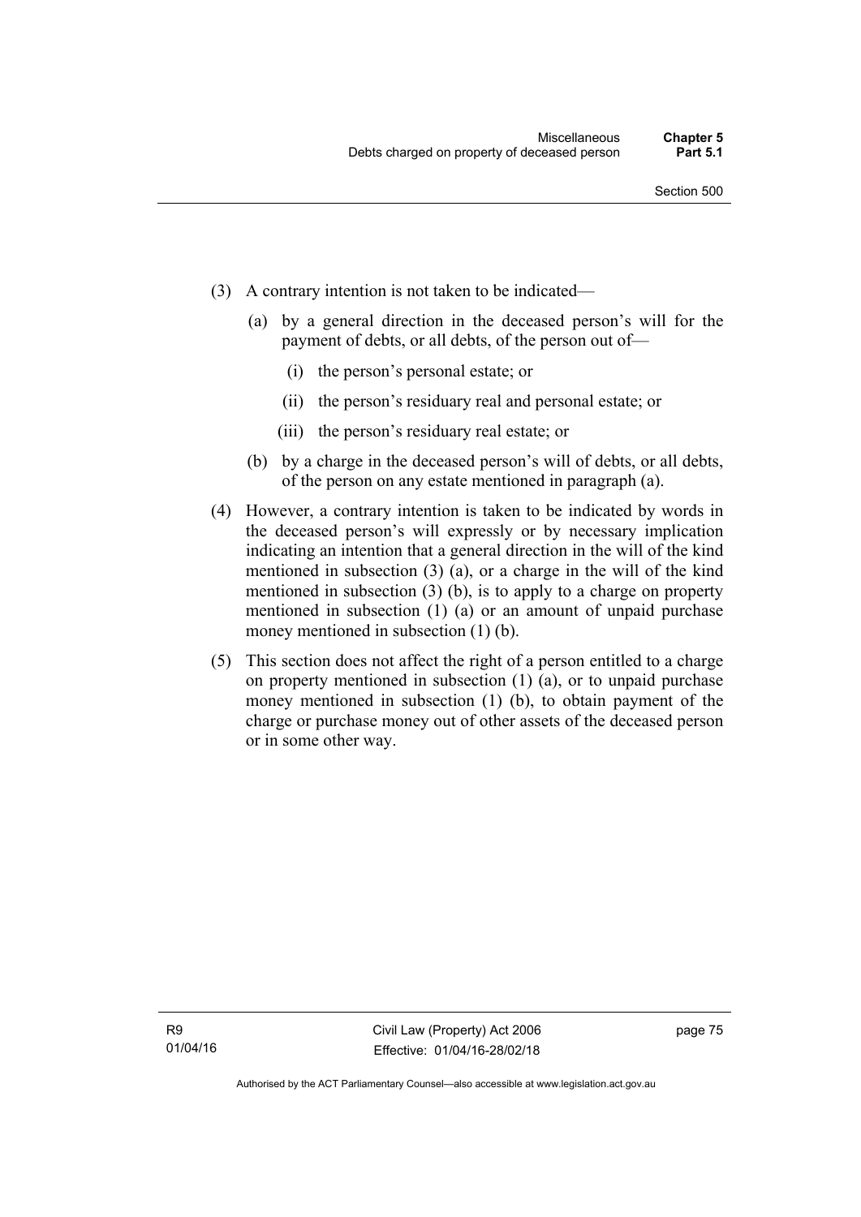(3) A contrary intention is not taken to be indicated—

  (a) by a general direction in the deceased person's will for the payment of debts, or all debts, of the person out of—

    (i) the person's personal estate; or

    (ii) the person's residuary real and personal estate; or

    (iii) the person's residuary real estate; or

  (b) by a charge in the deceased person's will of debts, or all debts, of the person on any estate mentioned in paragraph (a).

(4) However, a contrary intention is taken to be indicated by words in the deceased person's will expressly or by necessary implication indicating an intention that a general direction in the will of the kind mentioned in subsection (3) (a), or a charge in the will of the kind mentioned in subsection (3) (b), is to apply to a charge on property mentioned in subsection (1) (a) or an amount of unpaid purchase money mentioned in subsection (1) (b).

(5) This section does not affect the right of a person entitled to a charge on property mentioned in subsection (1) (a), or to unpaid purchase money mentioned in subsection (1) (b), to obtain payment of the charge or purchase money out of other assets of the deceased person or in some other way.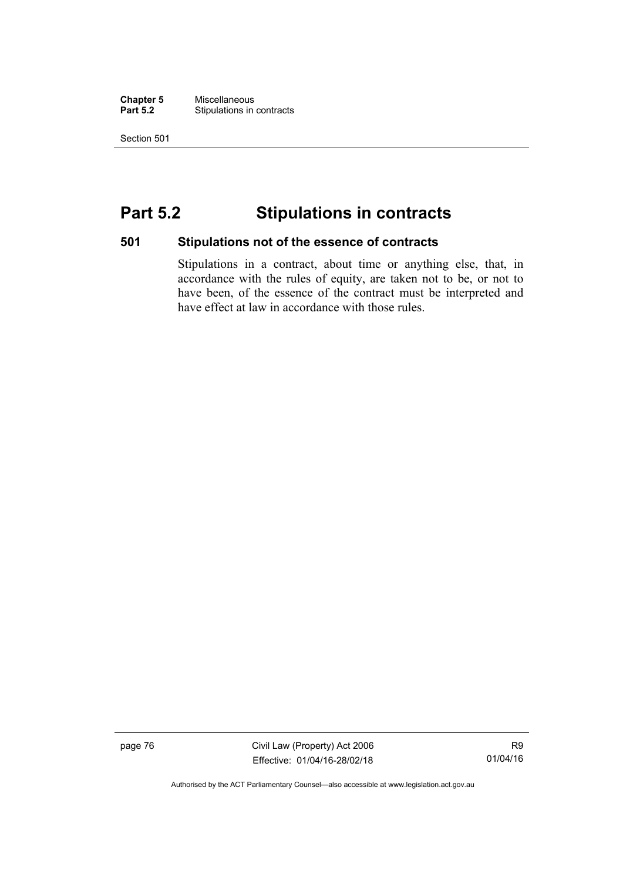# Part 5.2 Stipulations in contracts

## 501 Stipulations not of the essence of contracts

Stipulations in a contract, about time or anything else, that, in accordance with the rules of equity, are taken not to be, or not to have been, of the essence of the contract must be interpreted and have effect at law in accordance with those rules.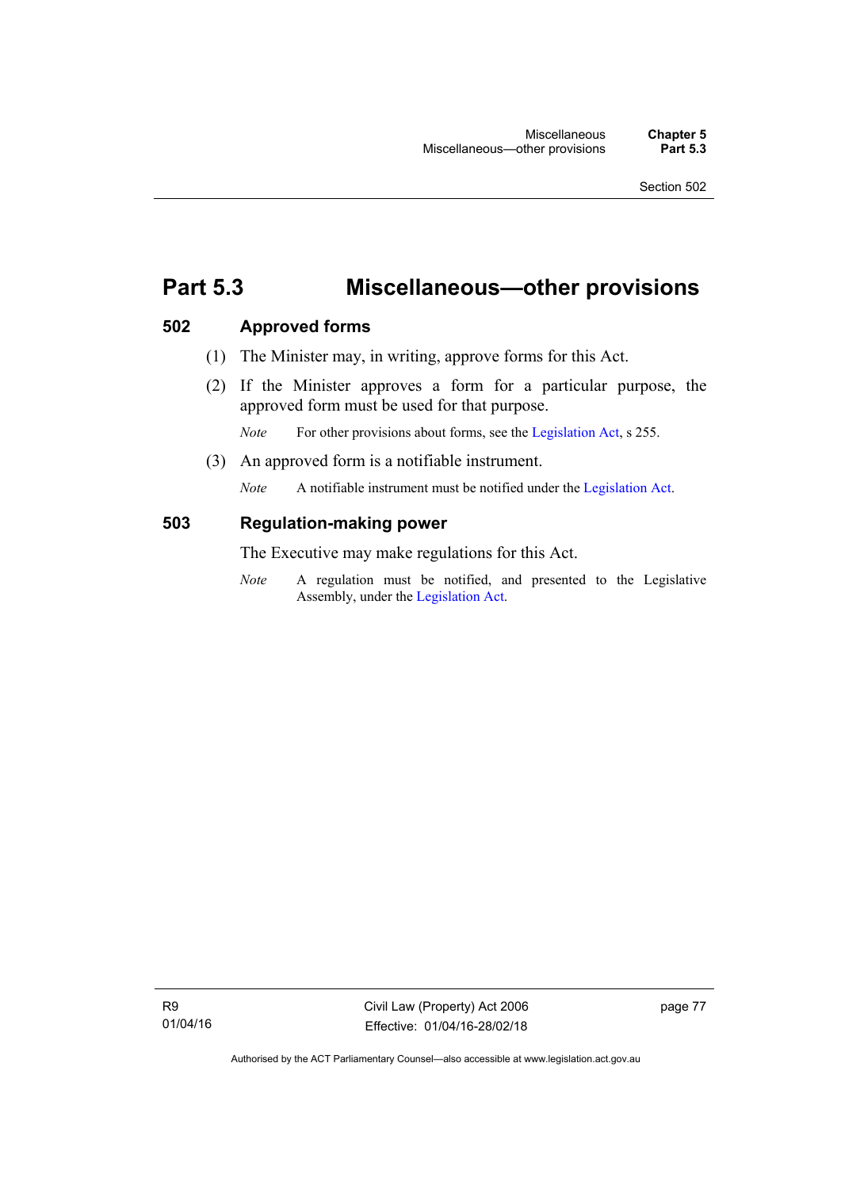# Part 5.3 Miscellaneous—other provisions

## 502 Approved forms

(1) The Minister may, in writing, approve forms for this Act.

(2) If the Minister approves a form for a particular purpose, the approved form must be used for that purpose.

*Note* For other provisions about forms, see the Legislation Act, s 255.

(3) An approved form is a notifiable instrument.

*Note* A notifiable instrument must be notified under the Legislation Act.

## 503 Regulation-making power

The Executive may make regulations for this Act.

*Note* A regulation must be notified, and presented to the Legislative Assembly, under the Legislation Act.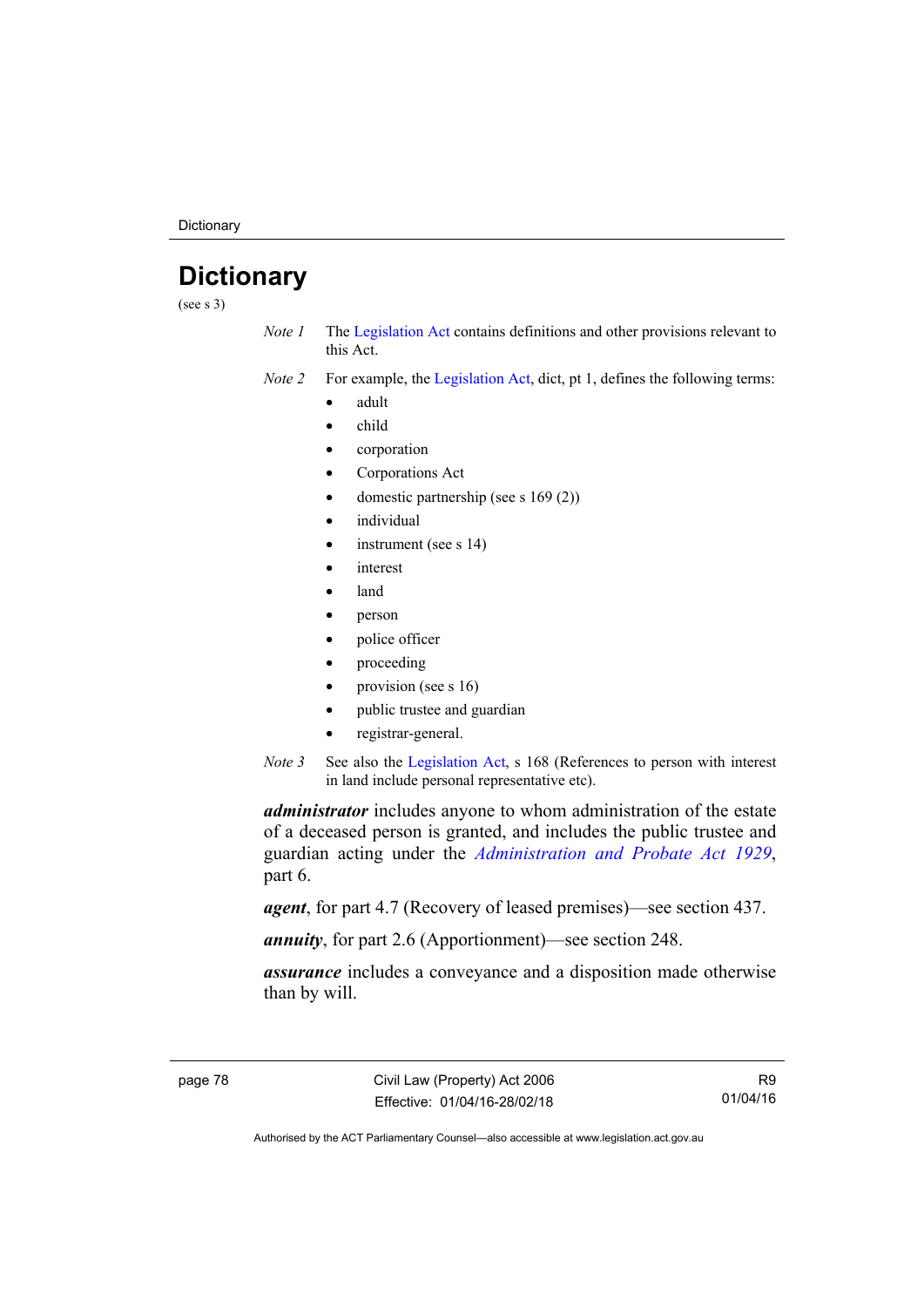# Dictionary

(see s 3)

*Note 1* The Legislation Act contains definitions and other provisions relevant to this Act.

*Note 2* For example, the Legislation Act, dict, pt 1, defines the following terms:

- adult
- child
- corporation
- Corporations Act
- domestic partnership (see s 169 (2))
- individual
- instrument (see s 14)
- interest
- land
- person
- police officer
- proceeding
- provision (see s 16)
- public trustee and guardian
- registrar-general.

*Note 3* See also the Legislation Act, s 168 (References to person with interest in land include personal representative etc).

***administrator*** includes anyone to whom administration of the estate of a deceased person is granted, and includes the public trustee and guardian acting under the *Administration and Probate Act 1929*, part 6.

***agent***, for part 4.7 (Recovery of leased premises)—see section 437.

***annuity***, for part 2.6 (Apportionment)—see section 248.

***assurance*** includes a conveyance and a disposition made otherwise than by will.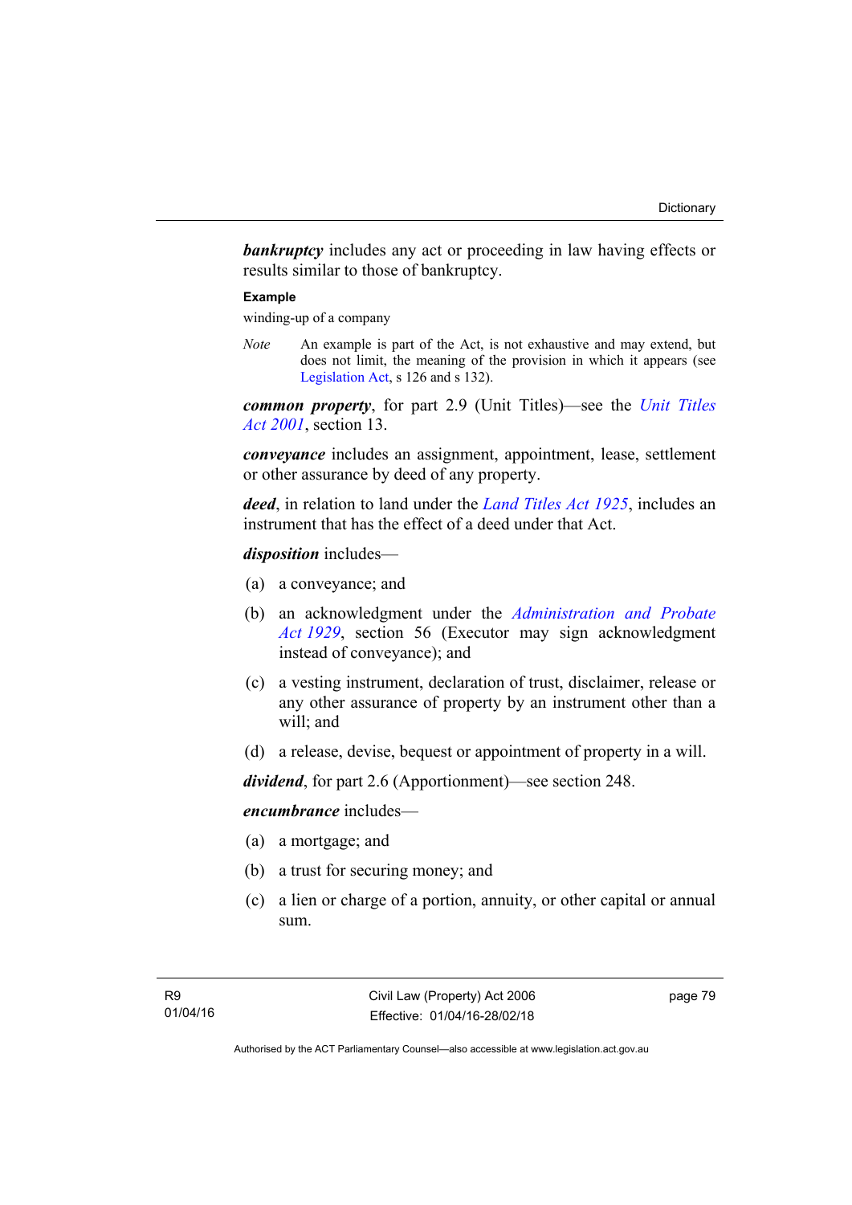***bankruptcy*** includes any act or proceeding in law having effects or results similar to those of bankruptcy.

**Example**

winding-up of a company

*Note* An example is part of the Act, is not exhaustive and may extend, but does not limit, the meaning of the provision in which it appears (see Legislation Act, s 126 and s 132).

***common property***, for part 2.9 (Unit Titles)—see the *Unit Titles Act 2001*, section 13.

***conveyance*** includes an assignment, appointment, lease, settlement or other assurance by deed of any property.

***deed***, in relation to land under the *Land Titles Act 1925*, includes an instrument that has the effect of a deed under that Act.

***disposition*** includes—

(a) a conveyance; and

(b) an acknowledgment under the *Administration and Probate Act 1929*, section 56 (Executor may sign acknowledgment instead of conveyance); and

(c) a vesting instrument, declaration of trust, disclaimer, release or any other assurance of property by an instrument other than a will; and

(d) a release, devise, bequest or appointment of property in a will.

***dividend***, for part 2.6 (Apportionment)—see section 248.

***encumbrance*** includes—

(a) a mortgage; and

(b) a trust for securing money; and

(c) a lien or charge of a portion, annuity, or other capital or annual sum.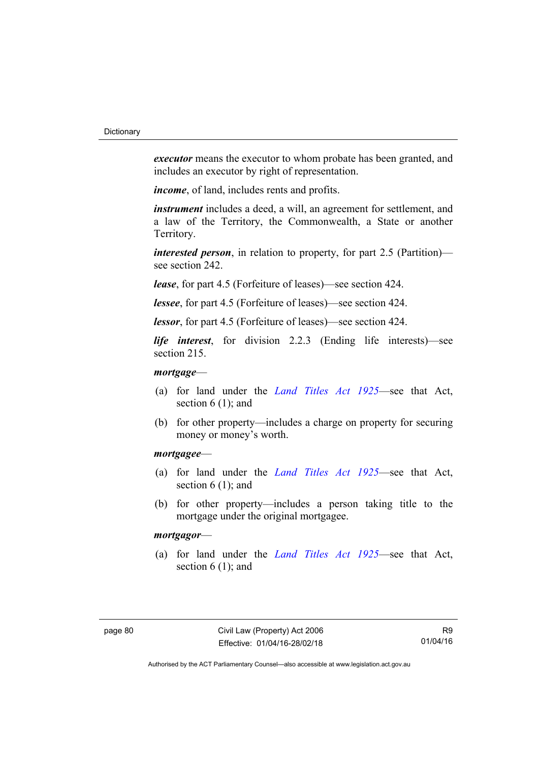***executor*** means the executor to whom probate has been granted, and includes an executor by right of representation.

***income***, of land, includes rents and profits.

***instrument*** includes a deed, a will, an agreement for settlement, and a law of the Territory, the Commonwealth, a State or another Territory.

***interested person***, in relation to property, for part 2.5 (Partition)—see section 242.

***lease***, for part 4.5 (Forfeiture of leases)—see section 424.

***lessee***, for part 4.5 (Forfeiture of leases)—see section 424.

***lessor***, for part 4.5 (Forfeiture of leases)—see section 424.

***life interest***, for division 2.2.3 (Ending life interests)—see section 215.

***mortgage***—

(a) for land under the *Land Titles Act 1925*—see that Act, section 6 (1); and

(b) for other property—includes a charge on property for securing money or money's worth.

***mortgagee***—

(a) for land under the *Land Titles Act 1925*—see that Act, section 6 (1); and

(b) for other property—includes a person taking title to the mortgage under the original mortgagee.

***mortgagor***—

(a) for land under the *Land Titles Act 1925*—see that Act, section 6 (1); and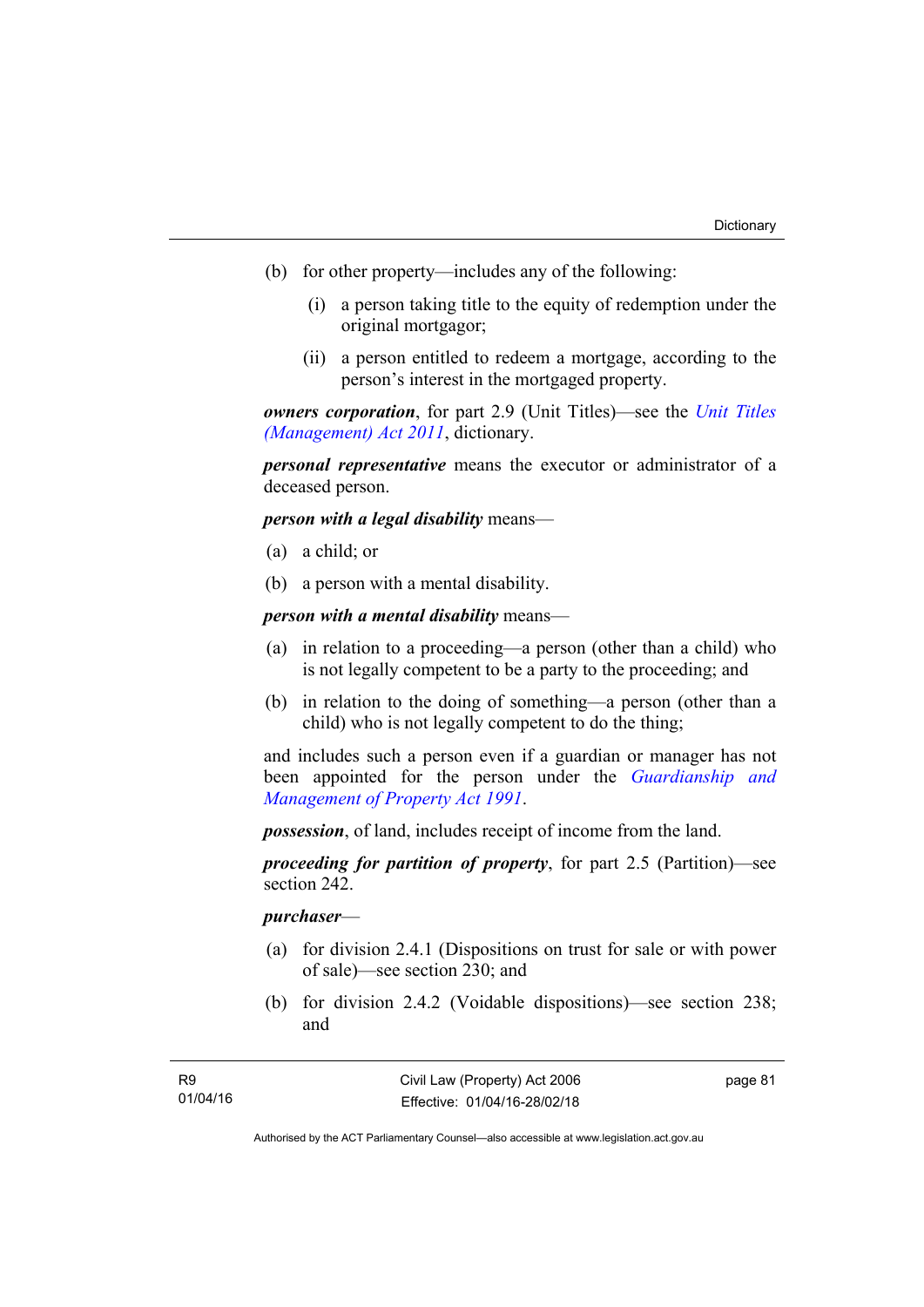(b) for other property—includes any of the following:

(i) a person taking title to the equity of redemption under the original mortgagor;

(ii) a person entitled to redeem a mortgage, according to the person's interest in the mortgaged property.

***owners corporation***, for part 2.9 (Unit Titles)—see the *Unit Titles (Management) Act 2011*, dictionary.

***personal representative*** means the executor or administrator of a deceased person.

***person with a legal disability*** means—

(a) a child; or

(b) a person with a mental disability.

***person with a mental disability*** means—

(a) in relation to a proceeding—a person (other than a child) who is not legally competent to be a party to the proceeding; and

(b) in relation to the doing of something—a person (other than a child) who is not legally competent to do the thing;

and includes such a person even if a guardian or manager has not been appointed for the person under the *Guardianship and Management of Property Act 1991*.

***possession***, of land, includes receipt of income from the land.

***proceeding for partition of property***, for part 2.5 (Partition)—see section 242.

***purchaser***—

(a) for division 2.4.1 (Dispositions on trust for sale or with power of sale)—see section 230; and

(b) for division 2.4.2 (Voidable dispositions)—see section 238; and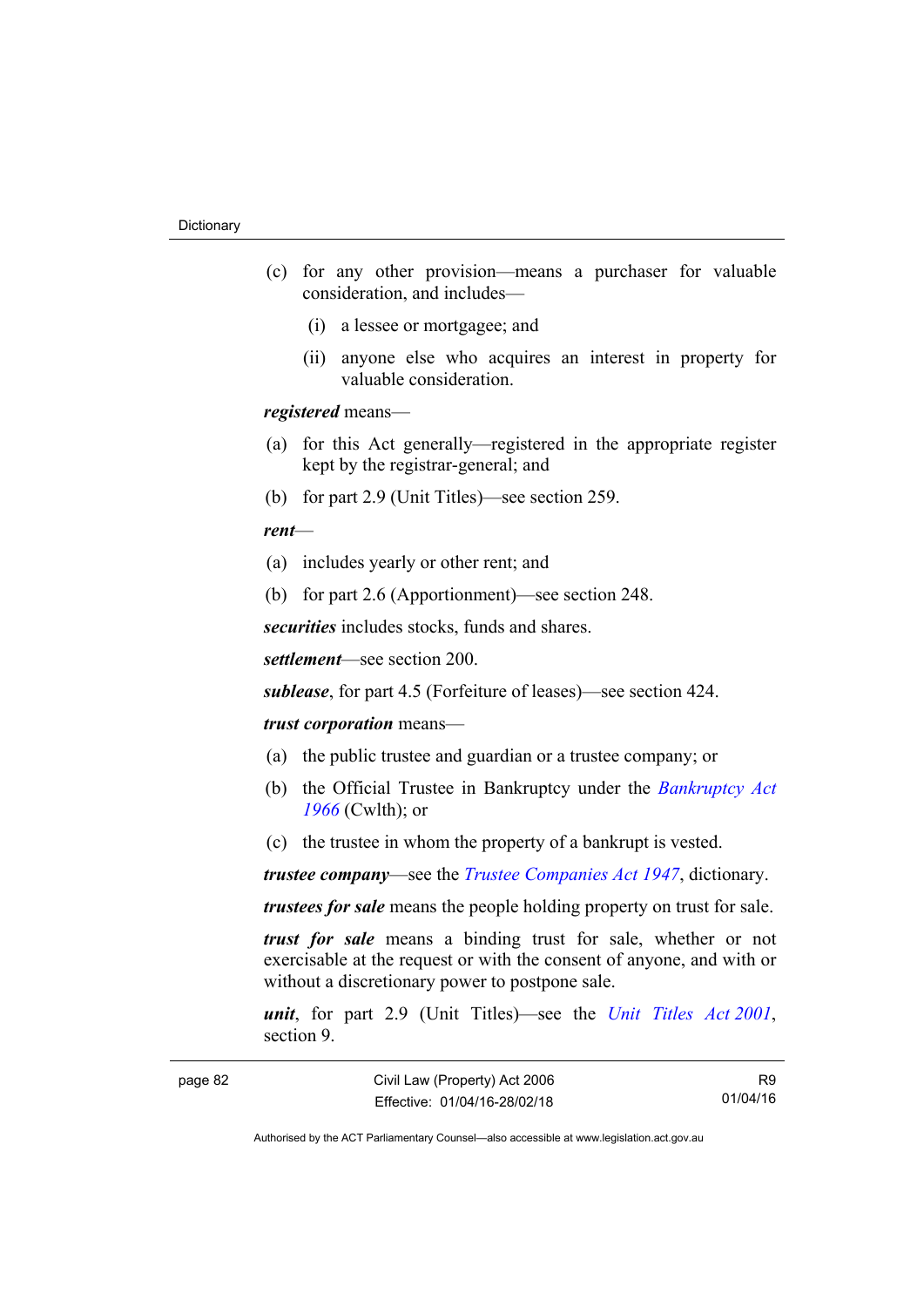(c) for any other provision—means a purchaser for valuable consideration, and includes—

(i) a lessee or mortgagee; and

(ii) anyone else who acquires an interest in property for valuable consideration.

***registered*** means—

(a) for this Act generally—registered in the appropriate register kept by the registrar-general; and

(b) for part 2.9 (Unit Titles)—see section 259.

***rent***—

(a) includes yearly or other rent; and

(b) for part 2.6 (Apportionment)—see section 248.

***securities*** includes stocks, funds and shares.

***settlement***—see section 200.

***sublease***, for part 4.5 (Forfeiture of leases)—see section 424.

***trust corporation*** means—

(a) the public trustee and guardian or a trustee company; or

(b) the Official Trustee in Bankruptcy under the *Bankruptcy Act 1966* (Cwlth); or

(c) the trustee in whom the property of a bankrupt is vested.

***trustee company***—see the *Trustee Companies Act 1947*, dictionary.

***trustees for sale*** means the people holding property on trust for sale.

***trust for sale*** means a binding trust for sale, whether or not exercisable at the request or with the consent of anyone, and with or without a discretionary power to postpone sale.

***unit***, for part 2.9 (Unit Titles)—see the *Unit Titles Act 2001*, section 9.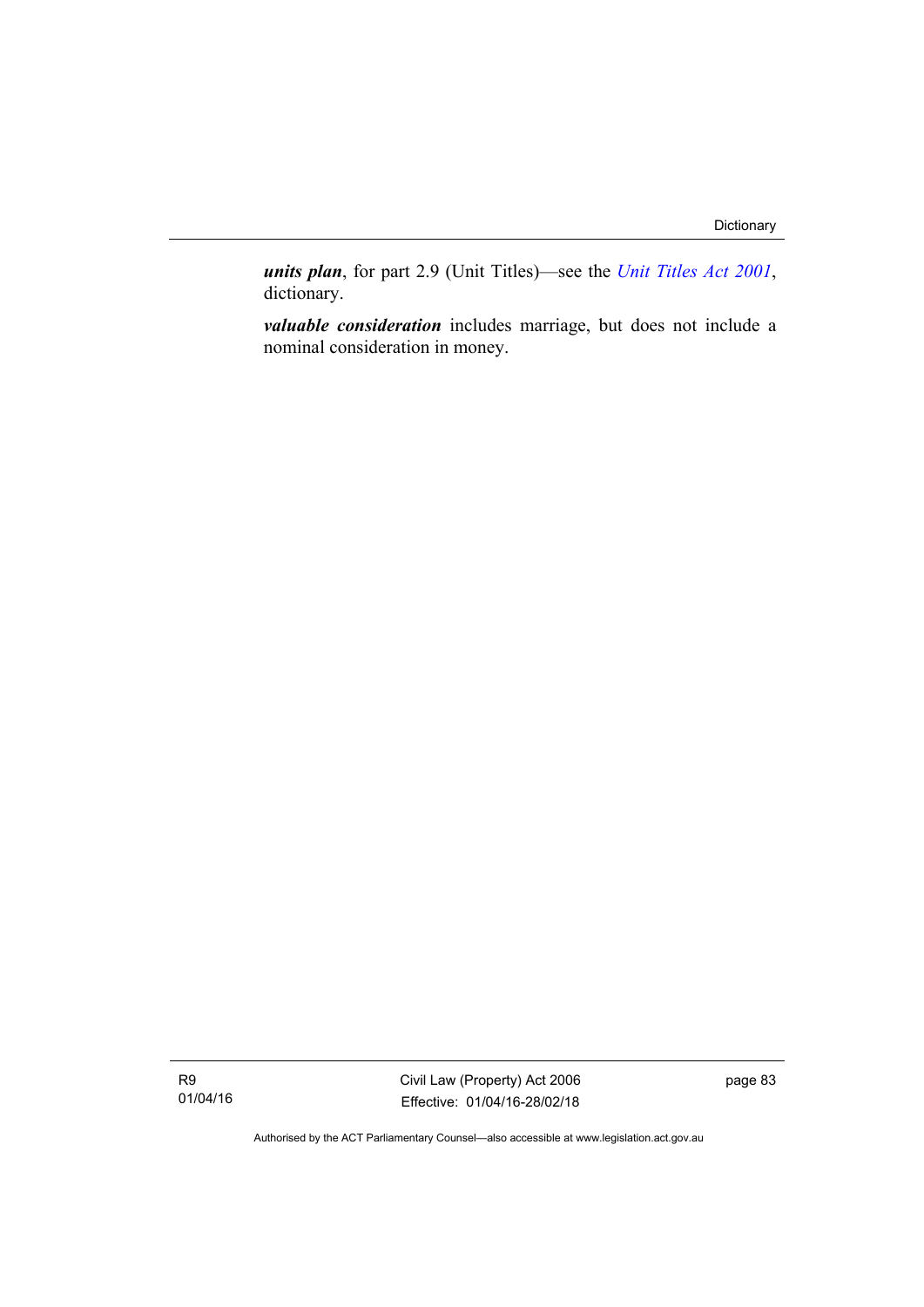***units plan***, for part 2.9 (Unit Titles)—see the *Unit Titles Act 2001*, dictionary.

***valuable consideration*** includes marriage, but does not include a nominal consideration in money.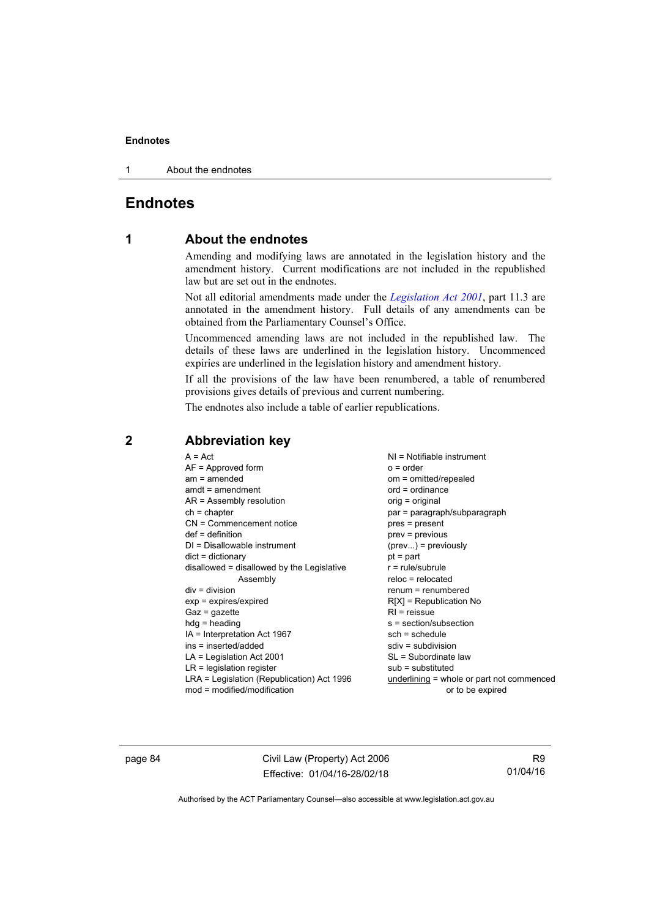# Endnotes

## 1 About the endnotes

Amending and modifying laws are annotated in the legislation history and the amendment history. Current modifications are not included in the republished law but are set out in the endnotes.

Not all editorial amendments made under the *Legislation Act 2001*, part 11.3 are annotated in the amendment history. Full details of any amendments can be obtained from the Parliamentary Counsel's Office.

Uncommenced amending laws are not included in the republished law. The details of these laws are underlined in the legislation history. Uncommenced expiries are underlined in the legislation history and amendment history.

If all the provisions of the law have been renumbered, a table of renumbered provisions gives details of previous and current numbering.

The endnotes also include a table of earlier republications.

## 2 Abbreviation key

A = Act
AF = Approved form
am = amended
amdt = amendment
AR = Assembly resolution
ch = chapter
CN = Commencement notice
def = definition
DI = Disallowable instrument
dict = dictionary
disallowed = disallowed by the Legislative Assembly
div = division
exp = expires/expired
Gaz = gazette
hdg = heading
IA = Interpretation Act 1967
ins = inserted/added
LA = Legislation Act 2001
LR = legislation register
LRA = Legislation (Republication) Act 1996
mod = modified/modification
NI = Notifiable instrument
o = order
om = omitted/repealed
ord = ordinance
orig = original
par = paragraph/subparagraph
pres = present
prev = previous
(prev...) = previously
pt = part
r = rule/subrule
reloc = relocated
renum = renumbered
R[X] = Republication No
RI = reissue
s = section/subsection
sch = schedule
sdiv = subdivision
SL = Subordinate law
sub = substituted
underlining = whole or part not commenced or to be expired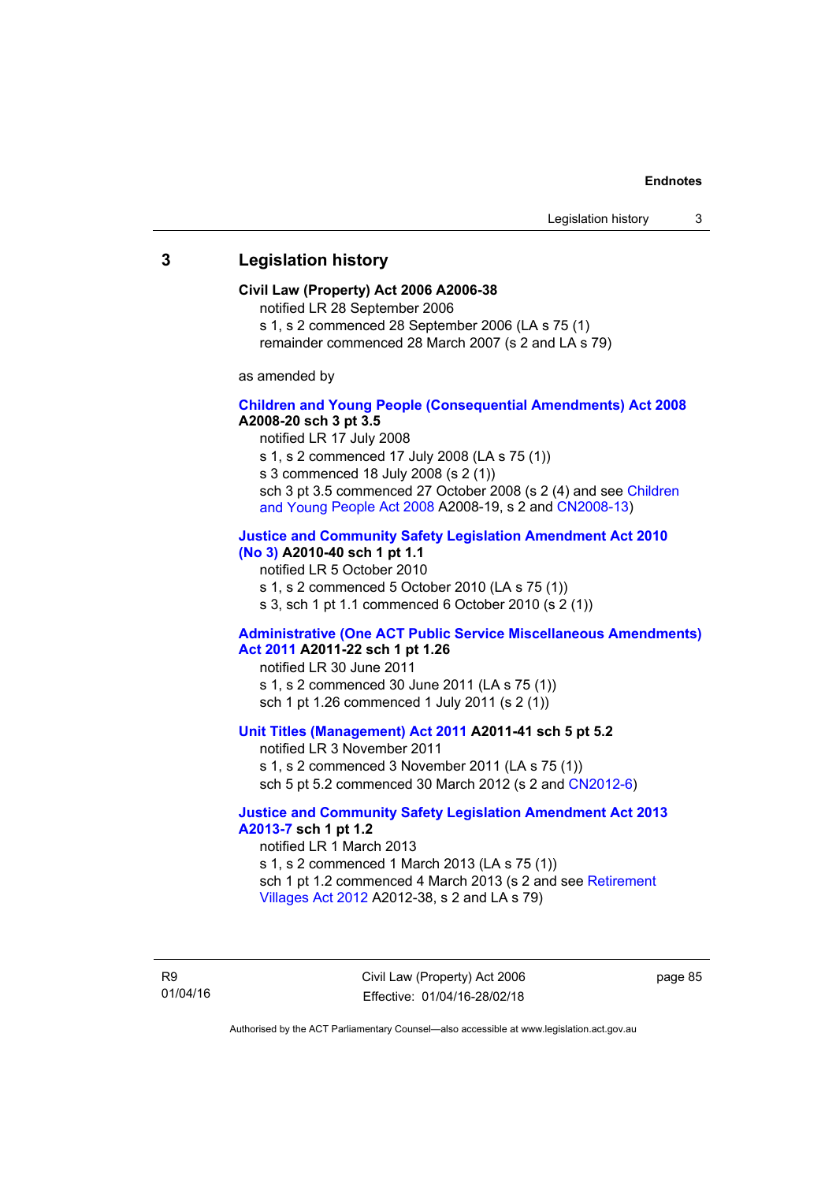## 3 Legislation history

**Civil Law (Property) Act 2006 A2006-38**

notified LR 28 September 2006

s 1, s 2 commenced 28 September 2006 (LA s 75 (1)

remainder commenced 28 March 2007 (s 2 and LA s 79)

as amended by

**Children and Young People (Consequential Amendments) Act 2008 A2008-20 sch 3 pt 3.5**

notified LR 17 July 2008

s 1, s 2 commenced 17 July 2008 (LA s 75 (1))

s 3 commenced 18 July 2008 (s 2 (1))

sch 3 pt 3.5 commenced 27 October 2008 (s 2 (4) and see Children and Young People Act 2008 A2008-19, s 2 and CN2008-13)

**Justice and Community Safety Legislation Amendment Act 2010 (No 3) A2010-40 sch 1 pt 1.1**

notified LR 5 October 2010

s 1, s 2 commenced 5 October 2010 (LA s 75 (1))

s 3, sch 1 pt 1.1 commenced 6 October 2010 (s 2 (1))

**Administrative (One ACT Public Service Miscellaneous Amendments) Act 2011 A2011-22 sch 1 pt 1.26**

notified LR 30 June 2011

s 1, s 2 commenced 30 June 2011 (LA s 75 (1))

sch 1 pt 1.26 commenced 1 July 2011 (s 2 (1))

**Unit Titles (Management) Act 2011 A2011-41 sch 5 pt 5.2**

notified LR 3 November 2011

s 1, s 2 commenced 3 November 2011 (LA s 75 (1))

sch 5 pt 5.2 commenced 30 March 2012 (s 2 and CN2012-6)

**Justice and Community Safety Legislation Amendment Act 2013 A2013-7 sch 1 pt 1.2**

notified LR 1 March 2013

s 1, s 2 commenced 1 March 2013 (LA s 75 (1))

sch 1 pt 1.2 commenced 4 March 2013 (s 2 and see Retirement Villages Act 2012 A2012-38, s 2 and LA s 79)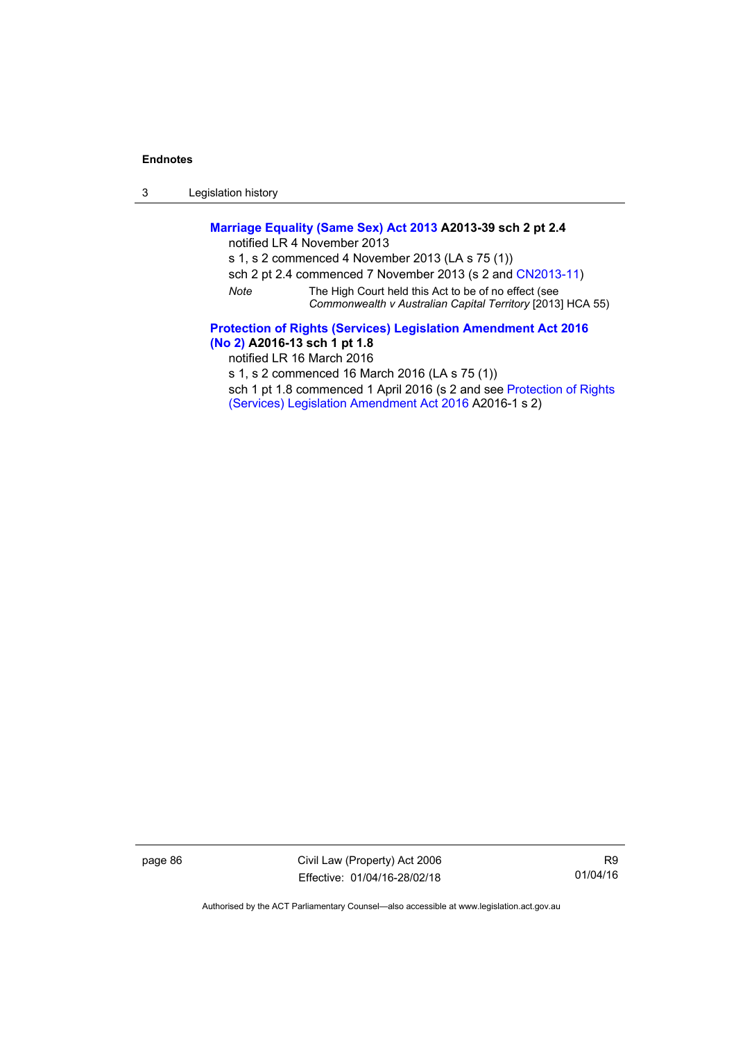**Marriage Equality (Same Sex) Act 2013 A2013-39 sch 2 pt 2.4**

notified LR 4 November 2013

s 1, s 2 commenced 4 November 2013 (LA s 75 (1))

sch 2 pt 2.4 commenced 7 November 2013 (s 2 and CN2013-11)

*Note* The High Court held this Act to be of no effect (see *Commonwealth v Australian Capital Territory* [2013] HCA 55)

**Protection of Rights (Services) Legislation Amendment Act 2016 (No 2) A2016-13 sch 1 pt 1.8**

notified LR 16 March 2016

s 1, s 2 commenced 16 March 2016 (LA s 75 (1))

sch 1 pt 1.8 commenced 1 April 2016 (s 2 and see Protection of Rights (Services) Legislation Amendment Act 2016 A2016-1 s 2)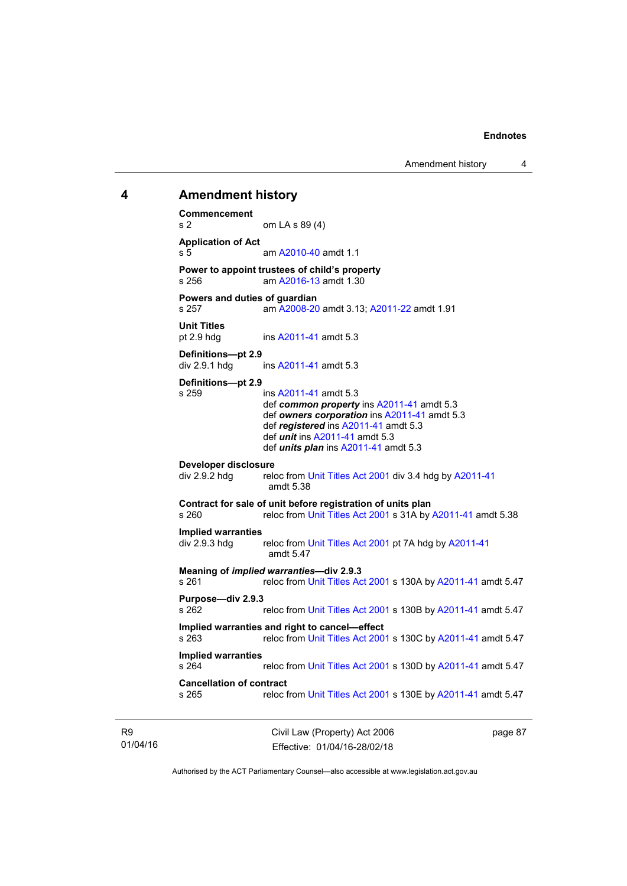## 4 Amendment history

**Commencement**
s 2 om LA s 89 (4)

**Application of Act**
s 5 am A2010-40 amdt 1.1

**Power to appoint trustees of child's property**
s 256 am A2016-13 amdt 1.30

**Powers and duties of guardian**
s 257 am A2008-20 amdt 3.13; A2011-22 amdt 1.91

**Unit Titles**
pt 2.9 hdg ins A2011-41 amdt 5.3

**Definitions—pt 2.9**
div 2.9.1 hdg ins A2011-41 amdt 5.3

**Definitions—pt 2.9**
s 259 ins A2011-41 amdt 5.3
def ***common property*** ins A2011-41 amdt 5.3
def ***owners corporation*** ins A2011-41 amdt 5.3
def ***registered*** ins A2011-41 amdt 5.3
def ***unit*** ins A2011-41 amdt 5.3
def ***units plan*** ins A2011-41 amdt 5.3

**Developer disclosure**
div 2.9.2 hdg reloc from Unit Titles Act 2001 div 3.4 hdg by A2011-41 amdt 5.38

**Contract for sale of unit before registration of units plan**
s 260 reloc from Unit Titles Act 2001 s 31A by A2011-41 amdt 5.38

**Implied warranties**
div 2.9.3 hdg reloc from Unit Titles Act 2001 pt 7A hdg by A2011-41 amdt 5.47

**Meaning of *implied warranties*—div 2.9.3**
s 261 reloc from Unit Titles Act 2001 s 130A by A2011-41 amdt 5.47

**Purpose—div 2.9.3**
s 262 reloc from Unit Titles Act 2001 s 130B by A2011-41 amdt 5.47

**Implied warranties and right to cancel—effect**
s 263 reloc from Unit Titles Act 2001 s 130C by A2011-41 amdt 5.47

**Implied warranties**
s 264 reloc from Unit Titles Act 2001 s 130D by A2011-41 amdt 5.47

**Cancellation of contract**
s 265 reloc from Unit Titles Act 2001 s 130E by A2011-41 amdt 5.47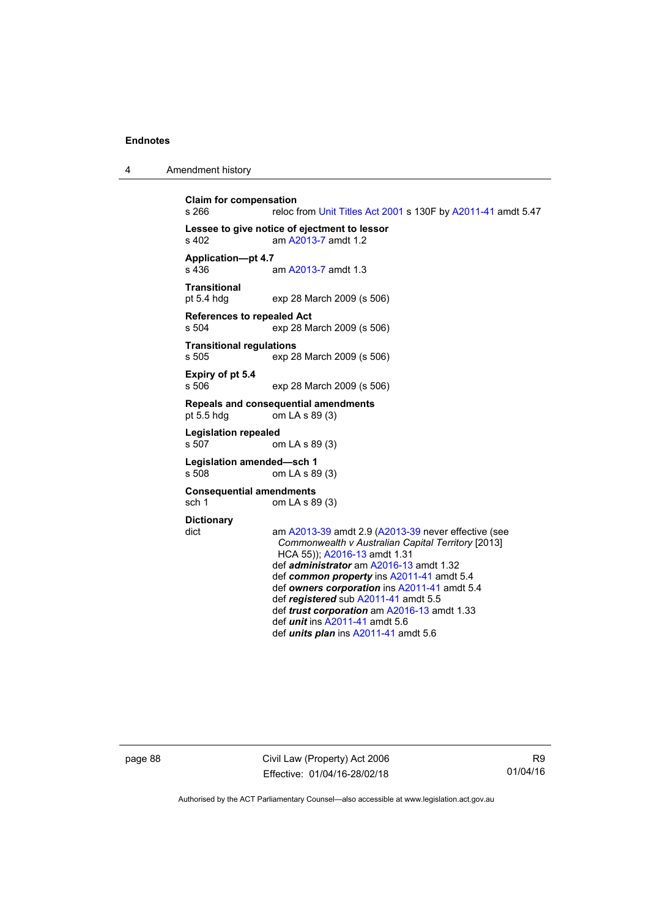**Claim for compensation**
s 266 reloc from Unit Titles Act 2001 s 130F by A2011-41 amdt 5.47

**Lessee to give notice of ejectment to lessor**
s 402 am A2013-7 amdt 1.2

**Application—pt 4.7**
s 436 am A2013-7 amdt 1.3

**Transitional**
pt 5.4 hdg exp 28 March 2009 (s 506)

**References to repealed Act**
s 504 exp 28 March 2009 (s 506)

**Transitional regulations**
s 505 exp 28 March 2009 (s 506)

**Expiry of pt 5.4**
s 506 exp 28 March 2009 (s 506)

**Repeals and consequential amendments**
pt 5.5 hdg om LA s 89 (3)

**Legislation repealed**
s 507 om LA s 89 (3)

**Legislation amended—sch 1**
s 508 om LA s 89 (3)

**Consequential amendments**
sch 1 om LA s 89 (3)

**Dictionary**
dict am A2013-39 amdt 2.9 (A2013-39 never effective (see *Commonwealth v Australian Capital Territory* [2013] HCA 55)); A2016-13 amdt 1.31
def ***administrator*** am A2016-13 amdt 1.32
def ***common property*** ins A2011-41 amdt 5.4
def ***owners corporation*** ins A2011-41 amdt 5.4
def ***registered*** sub A2011-41 amdt 5.5
def ***trust corporation*** am A2016-13 amdt 1.33
def ***unit*** ins A2011-41 amdt 5.6
def ***units plan*** ins A2011-41 amdt 5.6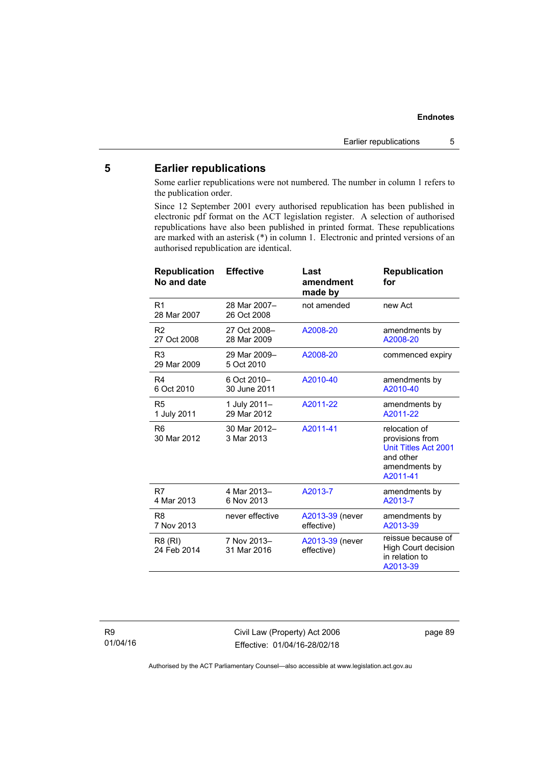## 5 Earlier republications

Some earlier republications were not numbered. The number in column 1 refers to the publication order.

Since 12 September 2001 every authorised republication has been published in electronic pdf format on the ACT legislation register. A selection of authorised republications have also been published in printed format. These republications are marked with an asterisk (*) in column 1. Electronic and printed versions of an authorised republication are identical.

| Republication No and date | Effective | Last amendment made by | Republication for |
|---|---|---|---|
| R1 28 Mar 2007 | 28 Mar 2007–26 Oct 2008 | not amended | new Act |
| R2 27 Oct 2008 | 27 Oct 2008–28 Mar 2009 | A2008-20 | amendments by A2008-20 |
| R3 29 Mar 2009 | 29 Mar 2009–5 Oct 2010 | A2008-20 | commenced expiry |
| R4 6 Oct 2010 | 6 Oct 2010–30 June 2011 | A2010-40 | amendments by A2010-40 |
| R5 1 July 2011 | 1 July 2011–29 Mar 2012 | A2011-22 | amendments by A2011-22 |
| R6 30 Mar 2012 | 30 Mar 2012–3 Mar 2013 | A2011-41 | relocation of provisions from Unit Titles Act 2001 and other amendments by A2011-41 |
| R7 4 Mar 2013 | 4 Mar 2013–6 Nov 2013 | A2013-7 | amendments by A2013-7 |
| R8 7 Nov 2013 | never effective | A2013-39 (never effective) | amendments by A2013-39 |
| R8 (RI) 24 Feb 2014 | 7 Nov 2013–31 Mar 2016 | A2013-39 (never effective) | reissue because of High Court decision in relation to A2013-39 |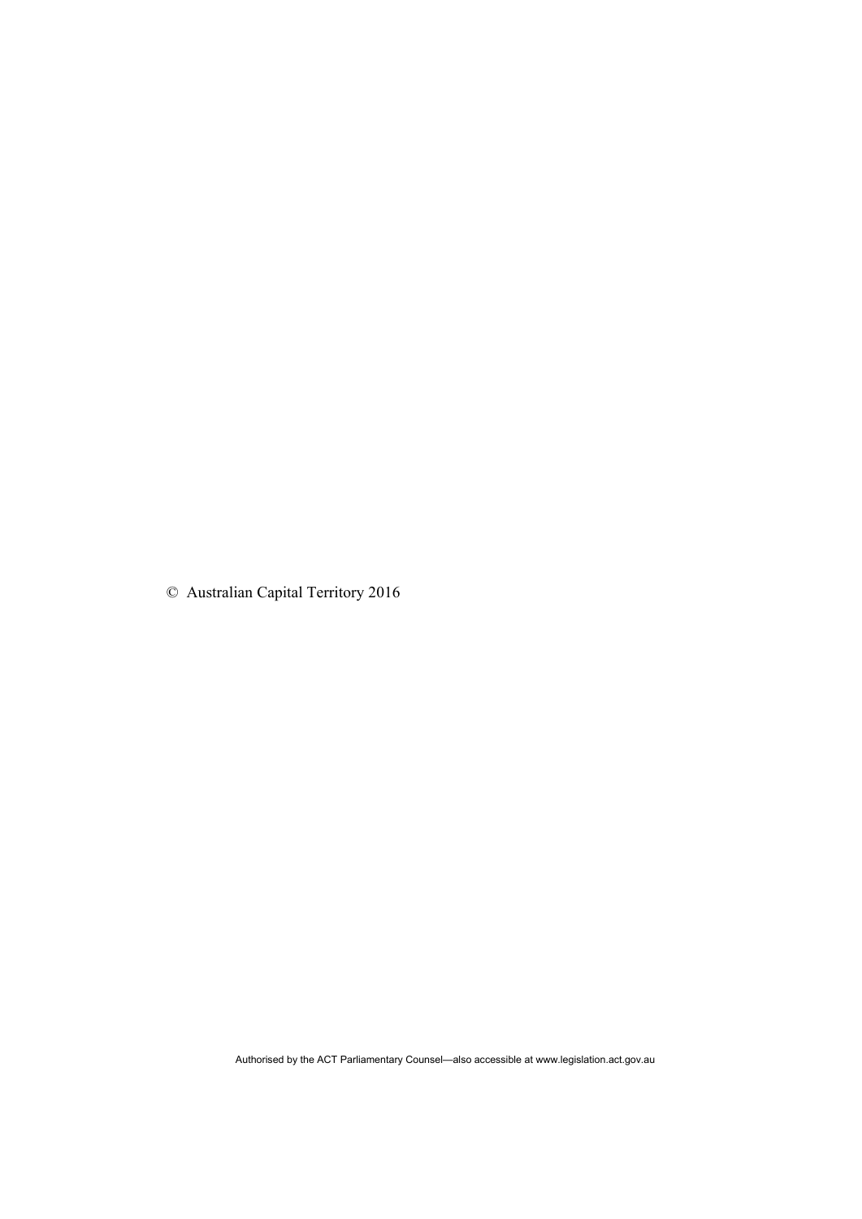© Australian Capital Territory 2016